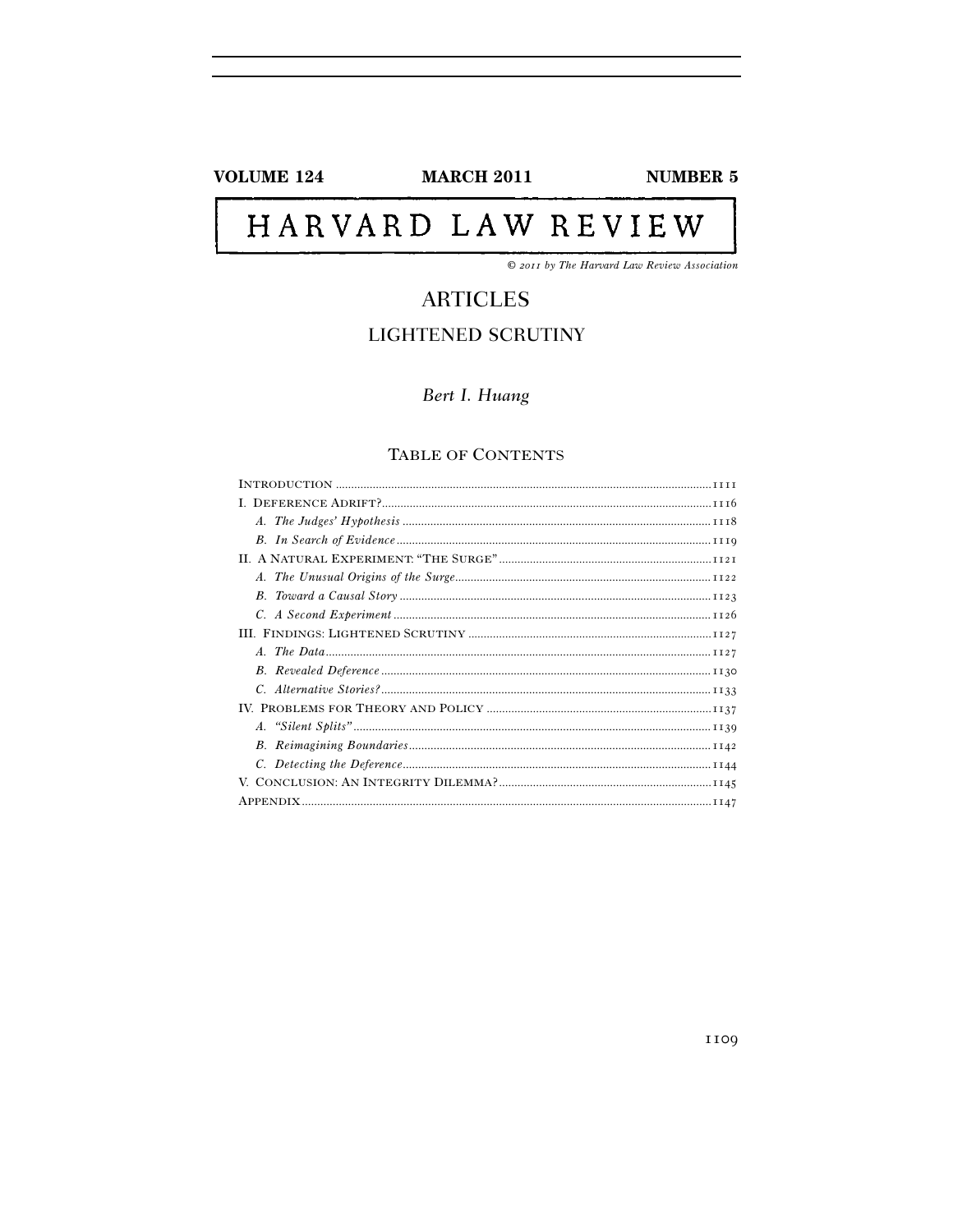VOLUME 124 — MARCH 2011 — NUMBER 5

# HARVARD LAW REVIEW

*© 2011 by The Harvard Law Review Association*

## ARTICLES

## LIGHTENED SCRUTINY

*Bert I. Huang*

### TABLE OF CONTENTS

| | |
|---|---|
| INTRODUCTION | 1111 |
| I. DEFERENCE ADRIFT? | 1116 |
| *A. The Judges' Hypothesis* | 1118 |
| *B. In Search of Evidence* | 1119 |
| II. A NATURAL EXPERIMENT: "THE SURGE" | 1121 |
| *A. The Unusual Origins of the Surge* | 1122 |
| *B. Toward a Causal Story* | 1123 |
| *C. A Second Experiment* | 1126 |
| III. FINDINGS: LIGHTENED SCRUTINY | 1127 |
| *A. The Data* | 1127 |
| *B. Revealed Deference* | 1130 |
| *C. Alternative Stories?* | 1133 |
| IV. PROBLEMS FOR THEORY AND POLICY | 1137 |
| *A. "Silent Splits"* | 1139 |
| *B. Reimagining Boundaries* | 1142 |
| *C. Detecting the Deference* | 1144 |
| V. CONCLUSION: AN INTEGRITY DILEMMA? | 1145 |
| APPENDIX | 1147 |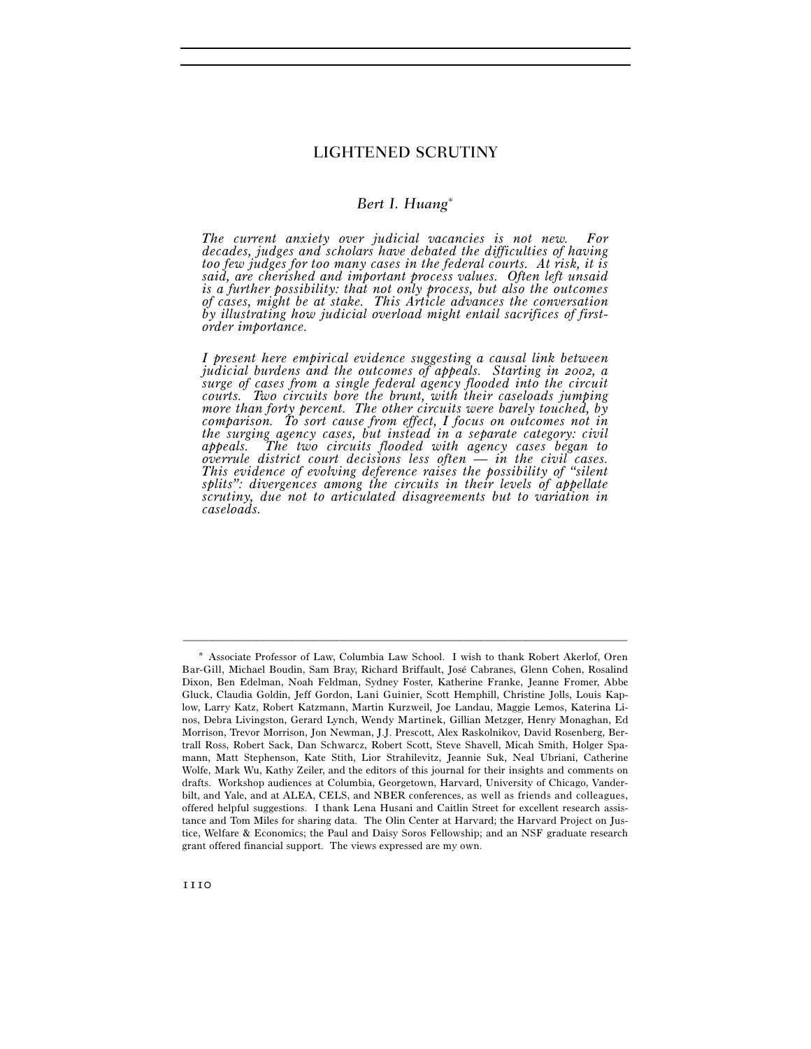# LIGHTENED SCRUTINY

*Bert I. Huang*[*]

*The current anxiety over judicial vacancies is not new. For decades, judges and scholars have debated the difficulties of having too few judges for too many cases in the federal courts. At risk, it is said, are cherished and important process values. Often left unsaid is a further possibility: that not only process, but also the outcomes of cases, might be at stake. This Article advances the conversation by illustrating how judicial overload might entail sacrifices of first-order importance.*

*I present here empirical evidence suggesting a causal link between judicial burdens and the outcomes of appeals. Starting in 2002, a surge of cases from a single federal agency flooded into the circuit courts. Two circuits bore the brunt, with their caseloads jumping more than forty percent. The other circuits were barely touched, by comparison. To sort cause from effect, I focus on outcomes not in the surging agency cases, but instead in a separate category: civil appeals. The two circuits flooded with agency cases began to overrule district court decisions less often — in the civil cases. This evidence of evolving deference raises the possibility of "silent splits": divergences among the circuits in their levels of appellate scrutiny, due not to articulated disagreements but to variation in caseloads.*

---

[*] Associate Professor of Law, Columbia Law School. I wish to thank Robert Akerlof, Oren Bar-Gill, Michael Boudin, Sam Bray, Richard Briffault, José Cabranes, Glenn Cohen, Rosalind Dixon, Ben Edelman, Noah Feldman, Sydney Foster, Katherine Franke, Jeanne Fromer, Abbe Gluck, Claudia Goldin, Jeff Gordon, Lani Guinier, Scott Hemphill, Christine Jolls, Louis Kaplow, Larry Katz, Robert Katzmann, Martin Kurzweil, Joe Landau, Maggie Lemos, Katerina Linos, Debra Livingston, Gerard Lynch, Wendy Martinek, Gillian Metzger, Henry Monaghan, Ed Morrison, Trevor Morrison, Jon Newman, J.J. Prescott, Alex Raskolnikov, David Rosenberg, Bertrall Ross, Robert Sack, Dan Schwarcz, Robert Scott, Steve Shavell, Micah Smith, Holger Spamann, Matt Stephenson, Kate Stith, Lior Strahilevitz, Jeannie Suk, Neal Ubriani, Catherine Wolfe, Mark Wu, Kathy Zeiler, and the editors of this journal for their insights and comments on drafts. Workshop audiences at Columbia, Georgetown, Harvard, University of Chicago, Vanderbilt, and Yale, and at ALEA, CELS, and NBER conferences, as well as friends and colleagues, offered helpful suggestions. I thank Lena Husani and Caitlin Street for excellent research assistance and Tom Miles for sharing data. The Olin Center at Harvard; the Harvard Project on Justice, Welfare & Economics; the Paul and Daisy Soros Fellowship; and an NSF graduate research grant offered financial support. The views expressed are my own.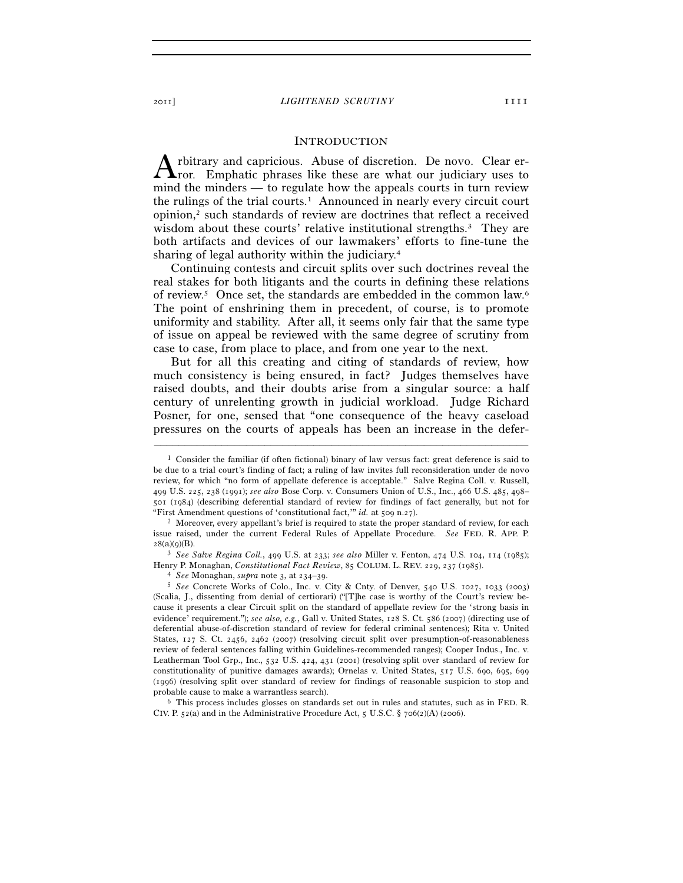## INTRODUCTION

Arbitrary and capricious. Abuse of discretion. De novo. Clear error. Emphatic phrases like these are what our judiciary uses to mind the minders — to regulate how the appeals courts in turn review the rulings of the trial courts.[1] Announced in nearly every circuit court opinion,[2] such standards of review are doctrines that reflect a received wisdom about these courts' relative institutional strengths.[3] They are both artifacts and devices of our lawmakers' efforts to fine-tune the sharing of legal authority within the judiciary.[4]

Continuing contests and circuit splits over such doctrines reveal the real stakes for both litigants and the courts in defining these relations of review.[5] Once set, the standards are embedded in the common law.[6] The point of enshrining them in precedent, of course, is to promote uniformity and stability. After all, it seems only fair that the same type of issue on appeal be reviewed with the same degree of scrutiny from case to case, from place to place, and from one year to the next.

But for all this creating and citing of standards of review, how much consistency is being ensured, in fact? Judges themselves have raised doubts, and their doubts arise from a singular source: a half century of unrelenting growth in judicial workload. Judge Richard Posner, for one, sensed that "one consequence of the heavy caseload pressures on the courts of appeals has been an increase in the defer-

---

[1] Consider the familiar (if often fictional) binary of law versus fact: great deference is said to be due to a trial court's finding of fact; a ruling of law invites full reconsideration under de novo review, for which "no form of appellate deference is acceptable." Salve Regina Coll. v. Russell, 499 U.S. 225, 238 (1991); *see also* Bose Corp. v. Consumers Union of U.S., Inc., 466 U.S. 485, 498–501 (1984) (describing deferential standard of review for findings of fact generally, but not for "First Amendment questions of 'constitutional fact,'" *id.* at 509 n.27).

[2] Moreover, every appellant's brief is required to state the proper standard of review, for each issue raised, under the current Federal Rules of Appellate Procedure. *See* FED. R. APP. P. 28(a)(9)(B).

[3] *See Salve Regina Coll.*, 499 U.S. at 233; *see also* Miller v. Fenton, 474 U.S. 104, 114 (1985); Henry P. Monaghan, *Constitutional Fact Review*, 85 COLUM. L. REV. 229, 237 (1985).

[4] *See* Monaghan, *supra* note 3, at 234–39.

[5] *See* Concrete Works of Colo., Inc. v. City & Cnty. of Denver, 540 U.S. 1027, 1033 (2003) (Scalia, J., dissenting from denial of certiorari) ("[T]he case is worthy of the Court's review because it presents a clear Circuit split on the standard of appellate review for the 'strong basis in evidence' requirement."); *see also, e.g.*, Gall v. United States, 128 S. Ct. 586 (2007) (directing use of deferential abuse-of-discretion standard of review for federal criminal sentences); Rita v. United States, 127 S. Ct. 2456, 2462 (2007) (resolving circuit split over presumption-of-reasonableness review of federal sentences falling within Guidelines-recommended ranges); Cooper Indus., Inc. v. Leatherman Tool Grp., Inc., 532 U.S. 424, 431 (2001) (resolving split over standard of review for constitutionality of punitive damages awards); Ornelas v. United States, 517 U.S. 690, 695, 699 (1996) (resolving split over standard of review for findings of reasonable suspicion to stop and probable cause to make a warrantless search).

[6] This process includes glosses on standards set out in rules and statutes, such as in FED. R. CIV. P. 52(a) and in the Administrative Procedure Act, 5 U.S.C. § 706(2)(A) (2006).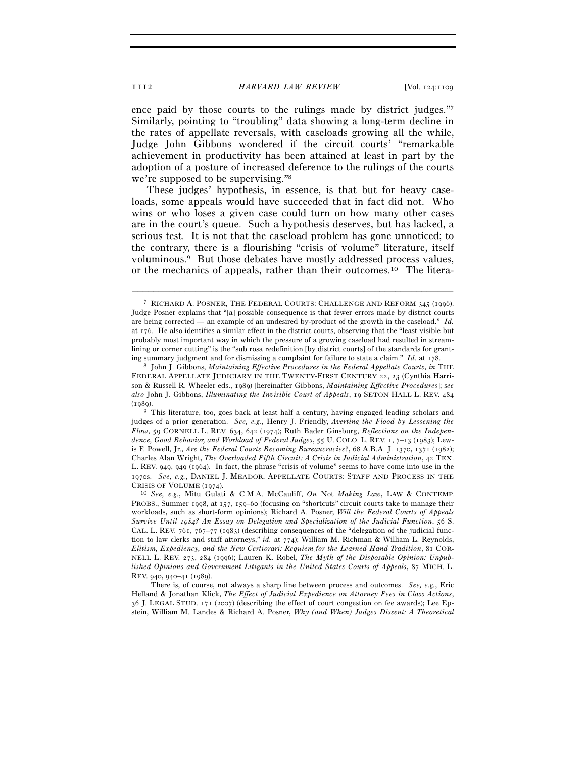ence paid by those courts to the rulings made by district judges."[7] Similarly, pointing to "troubling" data showing a long-term decline in the rates of appellate reversals, with caseloads growing all the while, Judge John Gibbons wondered if the circuit courts' "remarkable achievement in productivity has been attained at least in part by the adoption of a posture of increased deference to the rulings of the courts we're supposed to be supervising."[8]

These judges' hypothesis, in essence, is that but for heavy caseloads, some appeals would have succeeded that in fact did not. Who wins or who loses a given case could turn on how many other cases are in the court's queue. Such a hypothesis deserves, but has lacked, a serious test. It is not that the caseload problem has gone unnoticed; to the contrary, there is a flourishing "crisis of volume" literature, itself voluminous.[9] But those debates have mostly addressed process values, or the mechanics of appeals, rather than their outcomes.[10] The litera-

---

[7] RICHARD A. POSNER, THE FEDERAL COURTS: CHALLENGE AND REFORM 345 (1996). Judge Posner explains that "[a] possible consequence is that fewer errors made by district courts are being corrected — an example of an undesired by-product of the growth in the caseload." *Id.* at 176. He also identifies a similar effect in the district courts, observing that the "least visible but probably most important way in which the pressure of a growing caseload had resulted in streamlining or corner cutting" is the "sub rosa redefinition [by district courts] of the standards for granting summary judgment and for dismissing a complaint for failure to state a claim." *Id.* at 178.

[8] John J. Gibbons, *Maintaining Effective Procedures in the Federal Appellate Courts*, *in* THE FEDERAL APPELLATE JUDICIARY IN THE TWENTY-FIRST CENTURY 22, 23 (Cynthia Harrison & Russell R. Wheeler eds., 1989) [hereinafter Gibbons, *Maintaining Effective Procedures*]; *see also* John J. Gibbons, *Illuminating the Invisible Court of Appeals*, 19 SETON HALL L. REV. 484 (1989).

[9] This literature, too, goes back at least half a century, having engaged leading scholars and judges of a prior generation. *See, e.g.*, Henry J. Friendly, *Averting the Flood by Lessening the Flow*, 59 CORNELL L. REV. 634, 642 (1974); Ruth Bader Ginsburg, *Reflections on the Independence, Good Behavior, and Workload of Federal Judges*, 55 U. COLO. L. REV. 1, 7–13 (1983); Lewis F. Powell, Jr., *Are the Federal Courts Becoming Bureaucracies?*, 68 A.B.A. J. 1370, 1371 (1982); Charles Alan Wright, *The Overloaded Fifth Circuit: A Crisis in Judicial Administration*, 42 TEX. L. REV. 949, 949 (1964). In fact, the phrase "crisis of volume" seems to have come into use in the 1970s. *See, e.g.*, DANIEL J. MEADOR, APPELLATE COURTS: STAFF AND PROCESS IN THE CRISIS OF VOLUME (1974).

[10] *See, e.g.*, Mitu Gulati & C.M.A. McCauliff, *On* Not *Making Law*, LAW & CONTEMP. PROBS., Summer 1998, at 157, 159–60 (focusing on "shortcuts" circuit courts take to manage their workloads, such as short-form opinions); Richard A. Posner, *Will the Federal Courts of Appeals Survive Until 1984? An Essay on Delegation and Specialization of the Judicial Function*, 56 S. CAL. L. REV. 761, 767–77 (1983) (describing consequences of the "delegation of the judicial function to law clerks and staff attorneys," *id.* at 774); William M. Richman & William L. Reynolds, *Elitism, Expediency, and the New Certiorari: Requiem for the Learned Hand Tradition*, 81 CORNELL L. REV. 273, 284 (1996); Lauren K. Robel, *The Myth of the Disposable Opinion: Unpublished Opinions and Government Litigants in the United States Courts of Appeals*, 87 MICH. L. REV. 940, 940–41 (1989).

There is, of course, not always a sharp line between process and outcomes. *See, e.g.*, Eric Helland & Jonathan Klick, *The Effect of Judicial Expedience on Attorney Fees in Class Actions*, 36 J. LEGAL STUD. 171 (2007) (describing the effect of court congestion on fee awards); Lee Epstein, William M. Landes & Richard A. Posner, *Why (and When) Judges Dissent: A Theoretical*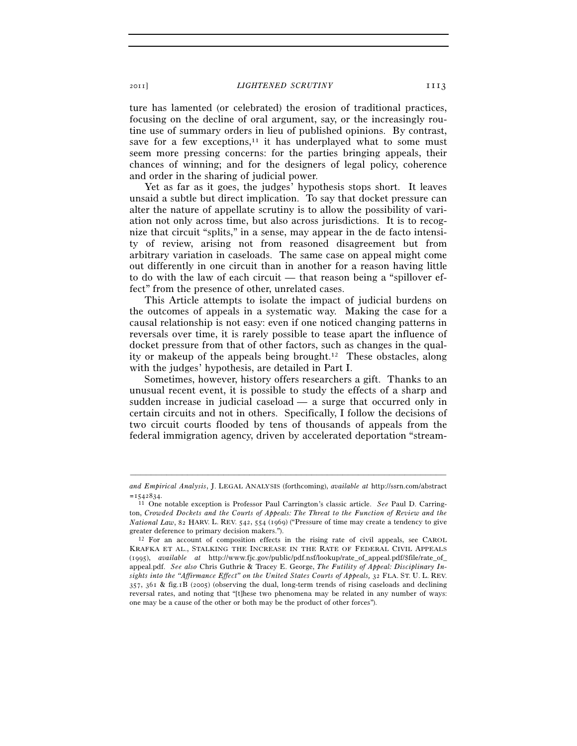ture has lamented (or celebrated) the erosion of traditional practices, focusing on the decline of oral argument, say, or the increasingly routine use of summary orders in lieu of published opinions. By contrast, save for a few exceptions,[11] it has underplayed what to some must seem more pressing concerns: for the parties bringing appeals, their chances of winning; and for the designers of legal policy, coherence and order in the sharing of judicial power.

Yet as far as it goes, the judges' hypothesis stops short. It leaves unsaid a subtle but direct implication. To say that docket pressure can alter the nature of appellate scrutiny is to allow the possibility of variation not only across time, but also across jurisdictions. It is to recognize that circuit "splits," in a sense, may appear in the de facto intensity of review, arising not from reasoned disagreement but from arbitrary variation in caseloads. The same case on appeal might come out differently in one circuit than in another for a reason having little to do with the law of each circuit — that reason being a "spillover effect" from the presence of other, unrelated cases.

This Article attempts to isolate the impact of judicial burdens on the outcomes of appeals in a systematic way. Making the case for a causal relationship is not easy: even if one noticed changing patterns in reversals over time, it is rarely possible to tease apart the influence of docket pressure from that of other factors, such as changes in the quality or makeup of the appeals being brought.[12] These obstacles, along with the judges' hypothesis, are detailed in Part I.

Sometimes, however, history offers researchers a gift. Thanks to an unusual recent event, it is possible to study the effects of a sharp and sudden increase in judicial caseload — a surge that occurred only in certain circuits and not in others. Specifically, I follow the decisions of two circuit courts flooded by tens of thousands of appeals from the federal immigration agency, driven by accelerated deportation "stream-

---

*and Empirical Analysis*, J. LEGAL ANALYSIS (forthcoming), *available at* http://ssrn.com/abstract=1542834.

[11] One notable exception is Professor Paul Carrington's classic article. *See* Paul D. Carrington, *Crowded Dockets and the Courts of Appeals: The Threat to the Function of Review and the National Law*, 82 HARV. L. REV. 542, 554 (1969) ("Pressure of time may create a tendency to give greater deference to primary decision makers.").

[12] For an account of composition effects in the rising rate of civil appeals, see CAROL KRAFKA ET AL., STALKING THE INCREASE IN THE RATE OF FEDERAL CIVIL APPEALS (1995), *available at* http://www.fjc.gov/public/pdf.nsf/lookup/rate_of_appeal.pdf/$file/rate_of_appeal.pdf. *See also* Chris Guthrie & Tracey E. George, *The Futility of Appeal: Disciplinary Insights into the "Affirmance Effect" on the United States Courts of Appeals,* 32 FLA. ST. U. L. REV. 357, 361 & fig.1B (2005) (observing the dual, long-term trends of rising caseloads and declining reversal rates, and noting that "[t]hese two phenomena may be related in any number of ways: one may be a cause of the other or both may be the product of other forces").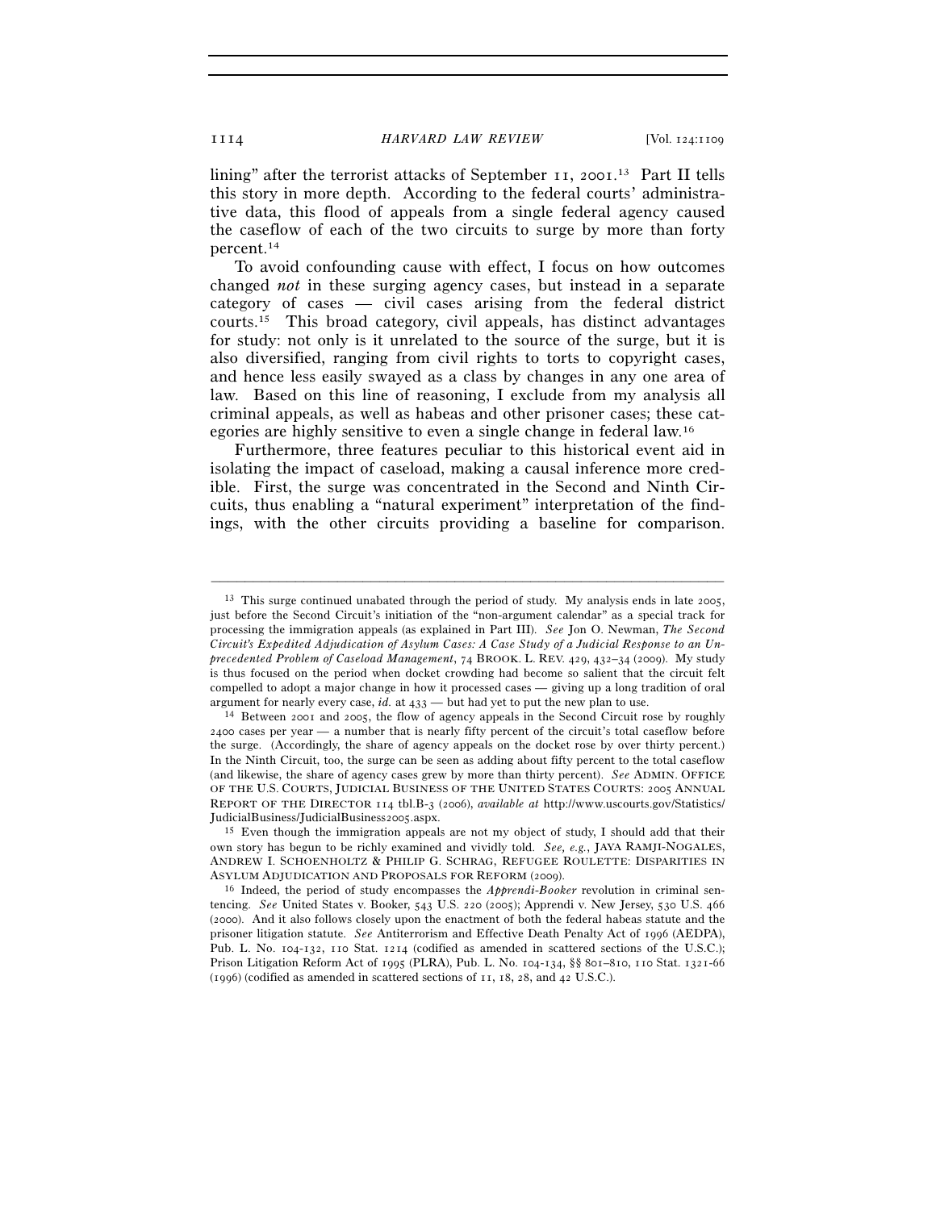lining" after the terrorist attacks of September 11, 2001.[13] Part II tells this story in more depth. According to the federal courts' administrative data, this flood of appeals from a single federal agency caused the caseflow of each of the two circuits to surge by more than forty percent.[14]

To avoid confounding cause with effect, I focus on how outcomes changed *not* in these surging agency cases, but instead in a separate category of cases — civil cases arising from the federal district courts.[15] This broad category, civil appeals, has distinct advantages for study: not only is it unrelated to the source of the surge, but it is also diversified, ranging from civil rights to torts to copyright cases, and hence less easily swayed as a class by changes in any one area of law. Based on this line of reasoning, I exclude from my analysis all criminal appeals, as well as habeas and other prisoner cases; these categories are highly sensitive to even a single change in federal law.[16]

Furthermore, three features peculiar to this historical event aid in isolating the impact of caseload, making a causal inference more credible. First, the surge was concentrated in the Second and Ninth Circuits, thus enabling a "natural experiment" interpretation of the findings, with the other circuits providing a baseline for comparison.

---

[13] This surge continued unabated through the period of study. My analysis ends in late 2005, just before the Second Circuit's initiation of the "non-argument calendar" as a special track for processing the immigration appeals (as explained in Part III). *See* Jon O. Newman, *The Second Circuit's Expedited Adjudication of Asylum Cases: A Case Study of a Judicial Response to an Unprecedented Problem of Caseload Management*, 74 BROOK. L. REV. 429, 432–34 (2009). My study is thus focused on the period when docket crowding had become so salient that the circuit felt compelled to adopt a major change in how it processed cases — giving up a long tradition of oral argument for nearly every case, *id.* at 433 — but had yet to put the new plan to use.

[14] Between 2001 and 2005, the flow of agency appeals in the Second Circuit rose by roughly 2400 cases per year — a number that is nearly fifty percent of the circuit's total caseflow before the surge. (Accordingly, the share of agency appeals on the docket rose by over thirty percent.) In the Ninth Circuit, too, the surge can be seen as adding about fifty percent to the total caseflow (and likewise, the share of agency cases grew by more than thirty percent). *See* ADMIN. OFFICE OF THE U.S. COURTS, JUDICIAL BUSINESS OF THE UNITED STATES COURTS: 2005 ANNUAL REPORT OF THE DIRECTOR 114 tbl.B-3 (2006), *available at* http://www.uscourts.gov/Statistics/JudicialBusiness/JudicialBusiness2005.aspx.

[15] Even though the immigration appeals are not my object of study, I should add that their own story has begun to be richly examined and vividly told. *See, e.g.*, JAYA RAMJI-NOGALES, ANDREW I. SCHOENHOLTZ & PHILIP G. SCHRAG, REFUGEE ROULETTE: DISPARITIES IN ASYLUM ADJUDICATION AND PROPOSALS FOR REFORM (2009).

[16] Indeed, the period of study encompasses the *Apprendi-Booker* revolution in criminal sentencing. *See* United States v. Booker, 543 U.S. 220 (2005); Apprendi v. New Jersey, 530 U.S. 466 (2000). And it also follows closely upon the enactment of both the federal habeas statute and the prisoner litigation statute. *See* Antiterrorism and Effective Death Penalty Act of 1996 (AEDPA), Pub. L. No. 104-132, 110 Stat. 1214 (codified as amended in scattered sections of the U.S.C.); Prison Litigation Reform Act of 1995 (PLRA), Pub. L. No. 104-134, §§ 801–810, 110 Stat. 1321-66 (1996) (codified as amended in scattered sections of 11, 18, 28, and 42 U.S.C.).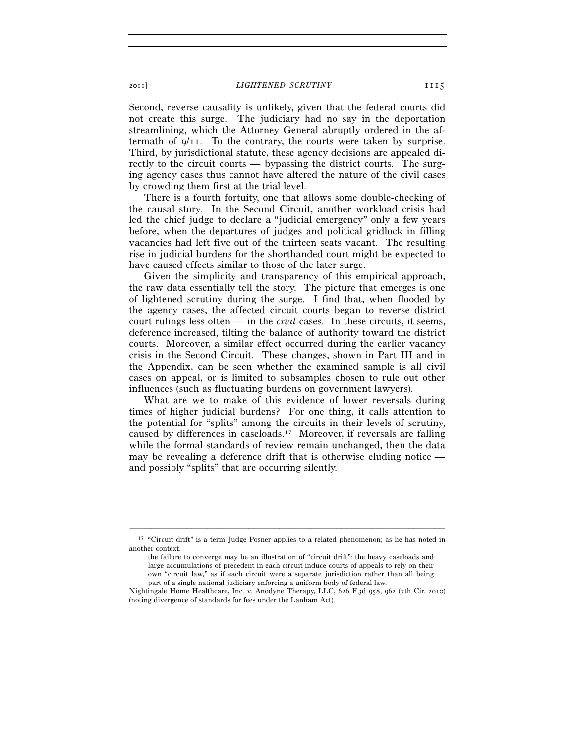Second, reverse causality is unlikely, given that the federal courts did not create this surge. The judiciary had no say in the deportation streamlining, which the Attorney General abruptly ordered in the aftermath of 9/11. To the contrary, the courts were taken by surprise. Third, by jurisdictional statute, these agency decisions are appealed directly to the circuit courts — bypassing the district courts. The surging agency cases thus cannot have altered the nature of the civil cases by crowding them first at the trial level.

There is a fourth fortuity, one that allows some double-checking of the causal story. In the Second Circuit, another workload crisis had led the chief judge to declare a "judicial emergency" only a few years before, when the departures of judges and political gridlock in filling vacancies had left five out of the thirteen seats vacant. The resulting rise in judicial burdens for the shorthanded court might be expected to have caused effects similar to those of the later surge.

Given the simplicity and transparency of this empirical approach, the raw data essentially tell the story. The picture that emerges is one of lightened scrutiny during the surge. I find that, when flooded by the agency cases, the affected circuit courts began to reverse district court rulings less often — in the *civil* cases. In these circuits, it seems, deference increased, tilting the balance of authority toward the district courts. Moreover, a similar effect occurred during the earlier vacancy crisis in the Second Circuit. These changes, shown in Part III and in the Appendix, can be seen whether the examined sample is all civil cases on appeal, or is limited to subsamples chosen to rule out other influences (such as fluctuating burdens on government lawyers).

What are we to make of this evidence of lower reversals during times of higher judicial burdens? For one thing, it calls attention to the potential for "splits" among the circuits in their levels of scrutiny, caused by differences in caseloads.[17] Moreover, if reversals are falling while the formal standards of review remain unchanged, then the data may be revealing a deference drift that is otherwise eluding notice — and possibly "splits" that are occurring silently.

---

[17] "Circuit drift" is a term Judge Posner applies to a related phenomenon; as he has noted in another context,

> the failure to converge may be an illustration of "circuit drift": the heavy caseloads and large accumulations of precedent in each circuit induce courts of appeals to rely on their own "circuit law," as if each circuit were a separate jurisdiction rather than all being part of a single national judiciary enforcing a uniform body of federal law.

Nightingale Home Healthcare, Inc. v. Anodyne Therapy, LLC, 626 F.3d 958, 962 (7th Cir. 2010) (noting divergence of standards for fees under the Lanham Act).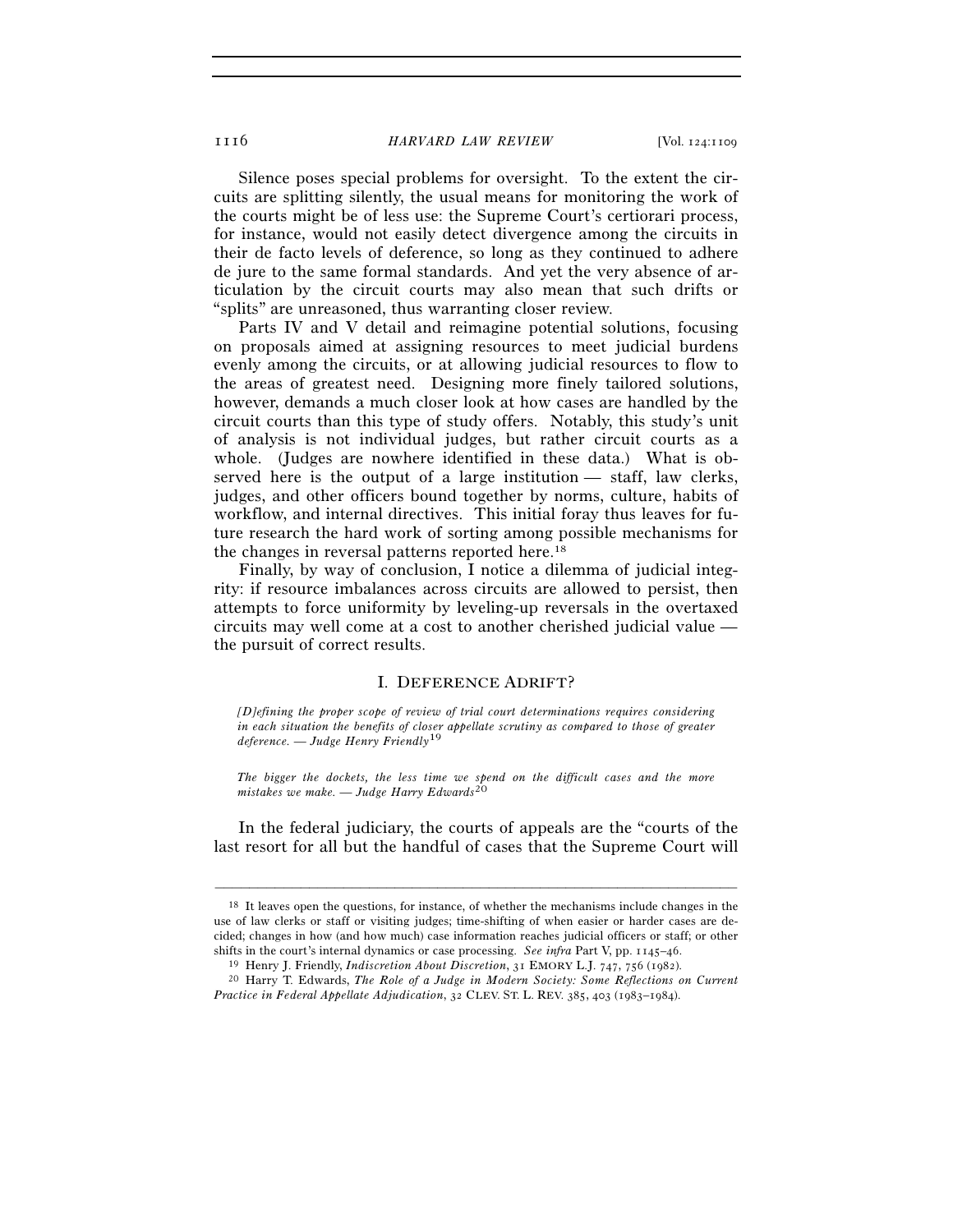Silence poses special problems for oversight. To the extent the circuits are splitting silently, the usual means for monitoring the work of the courts might be of less use: the Supreme Court's certiorari process, for instance, would not easily detect divergence among the circuits in their de facto levels of deference, so long as they continued to adhere de jure to the same formal standards. And yet the very absence of articulation by the circuit courts may also mean that such drifts or "splits" are unreasoned, thus warranting closer review.

Parts IV and V detail and reimagine potential solutions, focusing on proposals aimed at assigning resources to meet judicial burdens evenly among the circuits, or at allowing judicial resources to flow to the areas of greatest need. Designing more finely tailored solutions, however, demands a much closer look at how cases are handled by the circuit courts than this type of study offers. Notably, this study's unit of analysis is not individual judges, but rather circuit courts as a whole. (Judges are nowhere identified in these data.) What is observed here is the output of a large institution — staff, law clerks, judges, and other officers bound together by norms, culture, habits of workflow, and internal directives. This initial foray thus leaves for future research the hard work of sorting among possible mechanisms for the changes in reversal patterns reported here.[18]

Finally, by way of conclusion, I notice a dilemma of judicial integrity: if resource imbalances across circuits are allowed to persist, then attempts to force uniformity by leveling-up reversals in the overtaxed circuits may well come at a cost to another cherished judicial value — the pursuit of correct results.

## I. DEFERENCE ADRIFT?

*[D]efining the proper scope of review of trial court determinations requires considering in each situation the benefits of closer appellate scrutiny as compared to those of greater deference. — Judge Henry Friendly*[19]

*The bigger the dockets, the less time we spend on the difficult cases and the more mistakes we make. — Judge Harry Edwards*[20]

In the federal judiciary, the courts of appeals are the "courts of the last resort for all but the handful of cases that the Supreme Court will

---

[18] It leaves open the questions, for instance, of whether the mechanisms include changes in the use of law clerks or staff or visiting judges; time-shifting of when easier or harder cases are decided; changes in how (and how much) case information reaches judicial officers or staff; or other shifts in the court's internal dynamics or case processing. *See infra* Part V, pp. 1145–46.

[19] Henry J. Friendly, *Indiscretion About Discretion*, 31 EMORY L.J. 747, 756 (1982).

[20] Harry T. Edwards, *The Role of a Judge in Modern Society: Some Reflections on Current Practice in Federal Appellate Adjudication*, 32 CLEV. ST. L. REV. 385, 403 (1983–1984).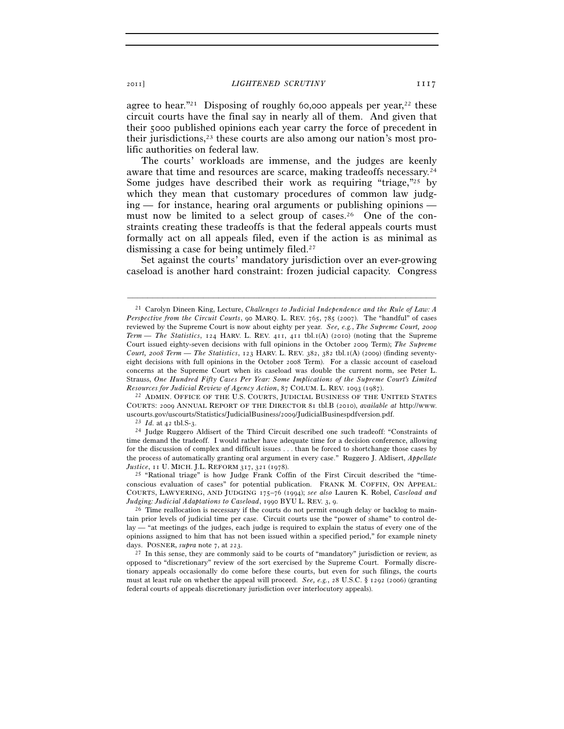agree to hear."[21] Disposing of roughly 60,000 appeals per year,[22] these circuit courts have the final say in nearly all of them. And given that their 5000 published opinions each year carry the force of precedent in their jurisdictions,[23] these courts are also among our nation's most prolific authorities on federal law.

The courts' workloads are immense, and the judges are keenly aware that time and resources are scarce, making tradeoffs necessary.[24] Some judges have described their work as requiring "triage,"[25] by which they mean that customary procedures of common law judging — for instance, hearing oral arguments or publishing opinions — must now be limited to a select group of cases.[26] One of the constraints creating these tradeoffs is that the federal appeals courts must formally act on all appeals filed, even if the action is as minimal as dismissing a case for being untimely filed.[27]

Set against the courts' mandatory jurisdiction over an ever-growing caseload is another hard constraint: frozen judicial capacity. Congress

---

[21] Carolyn Dineen King, Lecture, *Challenges to Judicial Independence and the Rule of Law: A Perspective from the Circuit Courts*, 90 MARQ. L. REV. 765, 785 (2007). The "handful" of cases reviewed by the Supreme Court is now about eighty per year. *See, e.g.*, *The Supreme Court, 2009 Term — The Statistics*, 124 HARV. L. REV. 411, 411 tbl.1(A) (2010) (noting that the Supreme Court issued eighty-seven decisions with full opinions in the October 2009 Term); *The Supreme Court, 2008 Term — The Statistics*, 123 HARV. L. REV. 382, 382 tbl.1(A) (2009) (finding seventy-eight decisions with full opinions in the October 2008 Term). For a classic account of caseload concerns at the Supreme Court when its caseload was double the current norm, see Peter L. Strauss, *One Hundred Fifty Cases Per Year: Some Implications of the Supreme Court's Limited Resources for Judicial Review of Agency Action*, 87 COLUM. L. REV. 1093 (1987).

[22] ADMIN. OFFICE OF THE U.S. COURTS, JUDICIAL BUSINESS OF THE UNITED STATES COURTS: 2009 ANNUAL REPORT OF THE DIRECTOR 81 tbl.B (2010), *available at* http://www.uscourts.gov/uscourts/Statistics/JudicialBusiness/2009/JudicialBusinespdfversion.pdf.

[23] *Id.* at 42 tbl.S-3.

[24] Judge Ruggero Aldisert of the Third Circuit described one such tradeoff: "Constraints of time demand the tradeoff. I would rather have adequate time for a decision conference, allowing for the discussion of complex and difficult issues . . . than be forced to shortchange those cases by the process of automatically granting oral argument in every case." Ruggero J. Aldisert, *Appellate Justice*, 11 U. MICH. J.L. REFORM 317, 321 (1978).

[25] "Rational triage" is how Judge Frank Coffin of the First Circuit described the "time-conscious evaluation of cases" for potential publication. FRANK M. COFFIN, ON APPEAL: COURTS, LAWYERING, AND JUDGING 175–76 (1994); *see also* Lauren K. Robel, *Caseload and Judging: Judicial Adaptations to Caseload*, 1990 BYU L. REV. 3, 9.

[26] Time reallocation is necessary if the courts do not permit enough delay or backlog to maintain prior levels of judicial time per case. Circuit courts use the "power of shame" to control delay — "at meetings of the judges, each judge is required to explain the status of every one of the opinions assigned to him that has not been issued within a specified period," for example ninety days. POSNER, *supra* note 7, at 223.

[27] In this sense, they are commonly said to be courts of "mandatory" jurisdiction or review, as opposed to "discretionary" review of the sort exercised by the Supreme Court. Formally discretionary appeals occasionally do come before these courts, but even for such filings, the courts must at least rule on whether the appeal will proceed. *See, e.g.*, 28 U.S.C. § 1292 (2006) (granting federal courts of appeals discretionary jurisdiction over interlocutory appeals).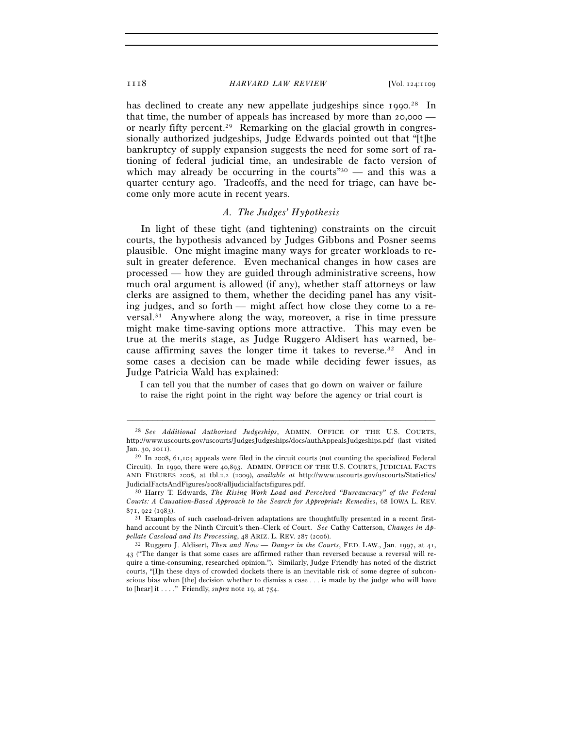has declined to create any new appellate judgeships since 1990.[28] In that time, the number of appeals has increased by more than 20,000 — or nearly fifty percent.[29] Remarking on the glacial growth in congressionally authorized judgeships, Judge Edwards pointed out that "[t]he bankruptcy of supply expansion suggests the need for some sort of rationing of federal judicial time, an undesirable de facto version of which may already be occurring in the courts"[30] — and this was a quarter century ago. Tradeoffs, and the need for triage, can have become only more acute in recent years.

### *A. The Judges' Hypothesis*

In light of these tight (and tightening) constraints on the circuit courts, the hypothesis advanced by Judges Gibbons and Posner seems plausible. One might imagine many ways for greater workloads to result in greater deference. Even mechanical changes in how cases are processed — how they are guided through administrative screens, how much oral argument is allowed (if any), whether staff attorneys or law clerks are assigned to them, whether the deciding panel has any visiting judges, and so forth — might affect how close they come to a reversal.[31] Anywhere along the way, moreover, a rise in time pressure might make time-saving options more attractive. This may even be true at the merits stage, as Judge Ruggero Aldisert has warned, because affirming saves the longer time it takes to reverse.[32] And in some cases a decision can be made while deciding fewer issues, as Judge Patricia Wald has explained:

> I can tell you that the number of cases that go down on waiver or failure to raise the right point in the right way before the agency or trial court is

---

[28] *See Additional Authorized Judgeships*, ADMIN. OFFICE OF THE U.S. COURTS, http://www.uscourts.gov/uscourts/JudgesJudgeships/docs/authAppealsJudgeships.pdf (last visited Jan. 30, 2011).

[29] In 2008, 61,104 appeals were filed in the circuit courts (not counting the specialized Federal Circuit). In 1990, there were 40,893. ADMIN. OFFICE OF THE U.S. COURTS, JUDICIAL FACTS AND FIGURES 2008, at tbl.2.2 (2009), *available at* http://www.uscourts.gov/uscourts/Statistics/JudicialFactsAndFigures/2008/alljudicialfactsfigures.pdf.

[30] Harry T. Edwards, *The Rising Work Load and Perceived "Bureaucracy" of the Federal Courts: A Causation-Based Approach to the Search for Appropriate Remedies*, 68 IOWA L. REV. 871, 922 (1983).

[31] Examples of such caseload-driven adaptations are thoughtfully presented in a recent first-hand account by the Ninth Circuit's then–Clerk of Court. *See* Cathy Catterson, *Changes in Appellate Caseload and Its Processing*, 48 ARIZ. L. REV. 287 (2006).

[32] Ruggero J. Aldisert, *Then and Now — Danger in the Courts*, FED. LAW., Jan. 1997, at 41, 43 ("The danger is that some cases are affirmed rather than reversed because a reversal will require a time-consuming, researched opinion."). Similarly, Judge Friendly has noted of the district courts, "[I]n these days of crowded dockets there is an inevitable risk of some degree of subconscious bias when [the] decision whether to dismiss a case . . . is made by the judge who will have to [hear] it . . . ." Friendly, *supra* note 19, at 754.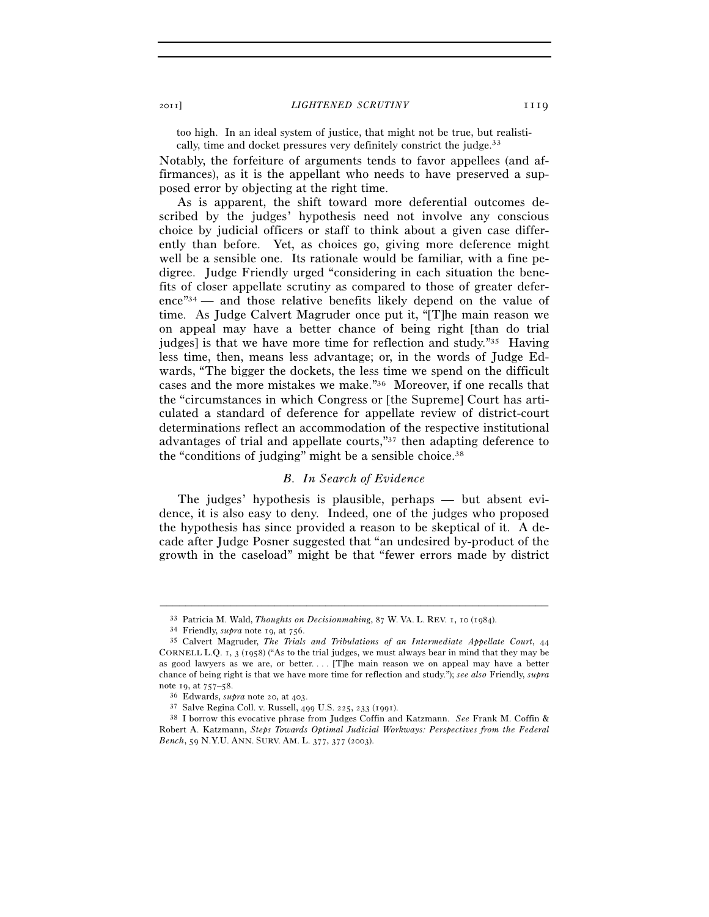too high. In an ideal system of justice, that might not be true, but realistically, time and docket pressures very definitely constrict the judge.[33]

Notably, the forfeiture of arguments tends to favor appellees (and affirmances), as it is the appellant who needs to have preserved a supposed error by objecting at the right time.

As is apparent, the shift toward more deferential outcomes described by the judges' hypothesis need not involve any conscious choice by judicial officers or staff to think about a given case differently than before. Yet, as choices go, giving more deference might well be a sensible one. Its rationale would be familiar, with a fine pedigree. Judge Friendly urged "considering in each situation the benefits of closer appellate scrutiny as compared to those of greater deference"[34] — and those relative benefits likely depend on the value of time. As Judge Calvert Magruder once put it, "[T]he main reason we on appeal may have a better chance of being right [than do trial judges] is that we have more time for reflection and study."[35] Having less time, then, means less advantage; or, in the words of Judge Edwards, "The bigger the dockets, the less time we spend on the difficult cases and the more mistakes we make."[36] Moreover, if one recalls that the "circumstances in which Congress or [the Supreme] Court has articulated a standard of deference for appellate review of district-court determinations reflect an accommodation of the respective institutional advantages of trial and appellate courts,"[37] then adapting deference to the "conditions of judging" might be a sensible choice.[38]

### *B. In Search of Evidence*

The judges' hypothesis is plausible, perhaps — but absent evidence, it is also easy to deny. Indeed, one of the judges who proposed the hypothesis has since provided a reason to be skeptical of it. A decade after Judge Posner suggested that "an undesired by-product of the growth in the caseload" might be that "fewer errors made by district

---

[33] Patricia M. Wald, *Thoughts on Decisionmaking*, 87 W. VA. L. REV. 1, 10 (1984).

[34] Friendly, *supra* note 19, at 756.

[35] Calvert Magruder, *The Trials and Tribulations of an Intermediate Appellate Court*, 44 CORNELL L.Q. 1, 3 (1958) ("As to the trial judges, we must always bear in mind that they may be as good lawyers as we are, or better. . . . [T]he main reason we on appeal may have a better chance of being right is that we have more time for reflection and study."); *see also* Friendly, *supra* note 19, at 757–58.

[36] Edwards, *supra* note 20, at 403.

[37] Salve Regina Coll. v. Russell, 499 U.S. 225, 233 (1991).

[38] I borrow this evocative phrase from Judges Coffin and Katzmann. *See* Frank M. Coffin & Robert A. Katzmann, *Steps Towards Optimal Judicial Workways: Perspectives from the Federal Bench*, 59 N.Y.U. ANN. SURV. AM. L. 377, 377 (2003).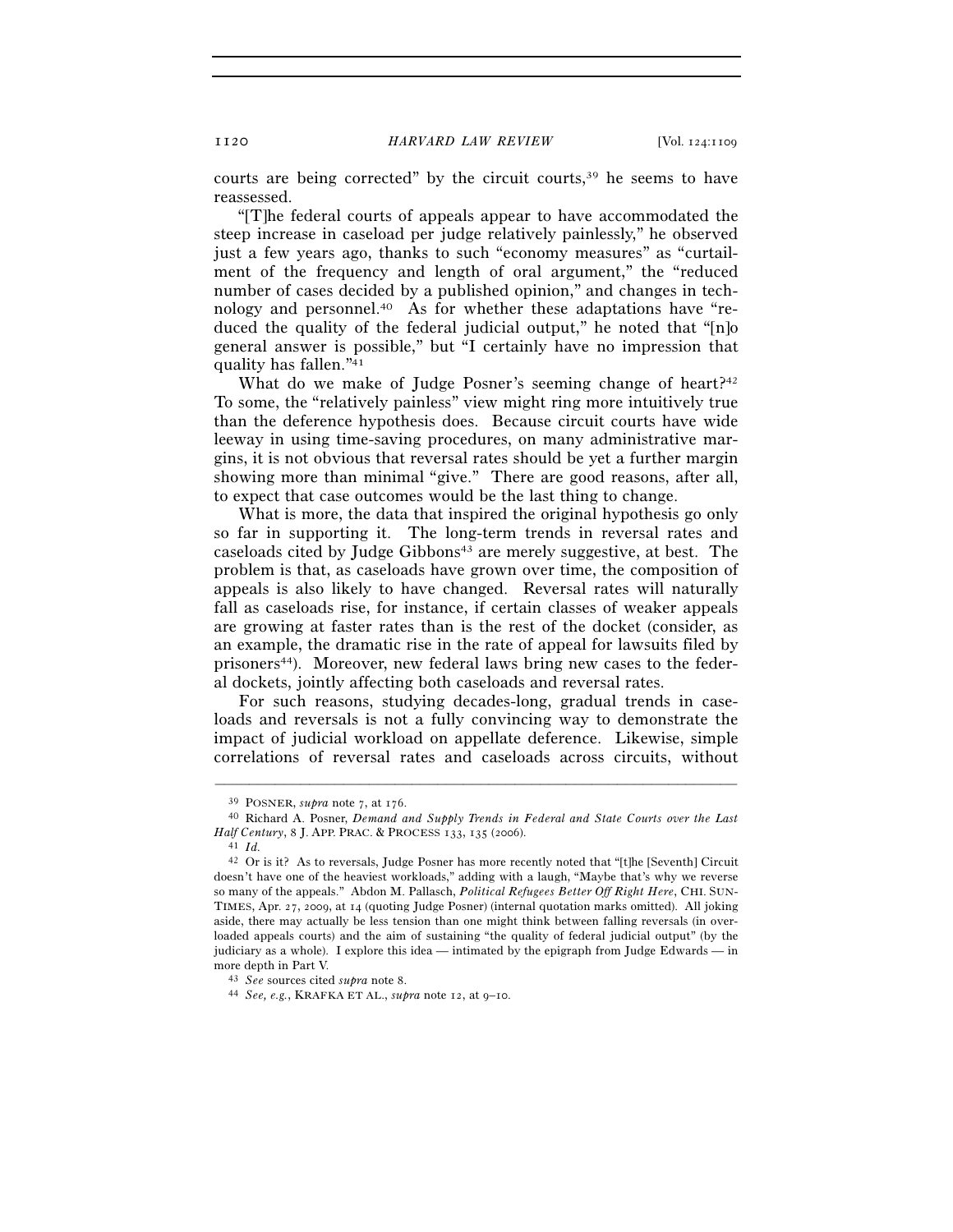courts are being corrected" by the circuit courts,[39] he seems to have reassessed.

"[T]he federal courts of appeals appear to have accommodated the steep increase in caseload per judge relatively painlessly," he observed just a few years ago, thanks to such "economy measures" as "curtailment of the frequency and length of oral argument," the "reduced number of cases decided by a published opinion," and changes in technology and personnel.[40] As for whether these adaptations have "reduced the quality of the federal judicial output," he noted that "[n]o general answer is possible," but "I certainly have no impression that quality has fallen."[41]

What do we make of Judge Posner's seeming change of heart?[42] To some, the "relatively painless" view might ring more intuitively true than the deference hypothesis does. Because circuit courts have wide leeway in using time-saving procedures, on many administrative margins, it is not obvious that reversal rates should be yet a further margin showing more than minimal "give." There are good reasons, after all, to expect that case outcomes would be the last thing to change.

What is more, the data that inspired the original hypothesis go only so far in supporting it. The long-term trends in reversal rates and caseloads cited by Judge Gibbons[43] are merely suggestive, at best. The problem is that, as caseloads have grown over time, the composition of appeals is also likely to have changed. Reversal rates will naturally fall as caseloads rise, for instance, if certain classes of weaker appeals are growing at faster rates than is the rest of the docket (consider, as an example, the dramatic rise in the rate of appeal for lawsuits filed by prisoners[44]). Moreover, new federal laws bring new cases to the federal dockets, jointly affecting both caseloads and reversal rates.

For such reasons, studying decades-long, gradual trends in caseloads and reversals is not a fully convincing way to demonstrate the impact of judicial workload on appellate deference. Likewise, simple correlations of reversal rates and caseloads across circuits, without

---

[39] POSNER, *supra* note 7, at 176.

[40] Richard A. Posner, *Demand and Supply Trends in Federal and State Courts over the Last Half Century*, 8 J. APP. PRAC. & PROCESS 133, 135 (2006).

[41] *Id.*

[42] Or is it? As to reversals, Judge Posner has more recently noted that "[t]he [Seventh] Circuit doesn't have one of the heaviest workloads," adding with a laugh, "Maybe that's why we reverse so many of the appeals." Abdon M. Pallasch, *Political Refugees Better Off Right Here*, CHI. SUN-TIMES, Apr. 27, 2009, at 14 (quoting Judge Posner) (internal quotation marks omitted). All joking aside, there may actually be less tension than one might think between falling reversals (in overloaded appeals courts) and the aim of sustaining "the quality of federal judicial output" (by the judiciary as a whole). I explore this idea — intimated by the epigraph from Judge Edwards — in more depth in Part V.

[43] *See* sources cited *supra* note 8.

[44] *See, e.g.*, KRAFKA ET AL., *supra* note 12, at 9–10.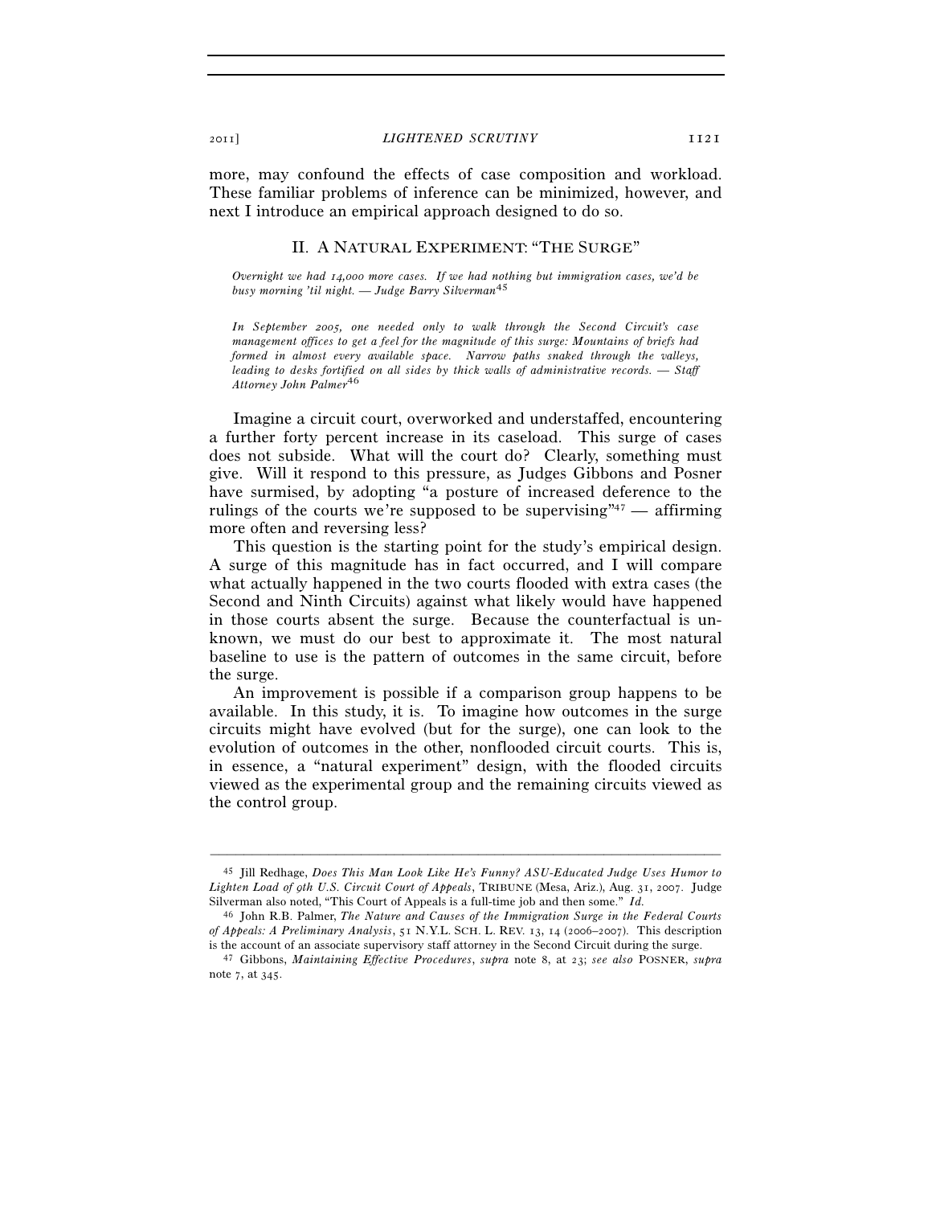more, may confound the effects of case composition and workload. These familiar problems of inference can be minimized, however, and next I introduce an empirical approach designed to do so.

## II. A NATURAL EXPERIMENT: "THE SURGE"

*Overnight we had 14,000 more cases. If we had nothing but immigration cases, we'd be busy morning 'til night. — Judge Barry Silverman*[45]

*In September 2005, one needed only to walk through the Second Circuit's case management offices to get a feel for the magnitude of this surge: Mountains of briefs had formed in almost every available space. Narrow paths snaked through the valleys, leading to desks fortified on all sides by thick walls of administrative records. — Staff Attorney John Palmer*[46]

Imagine a circuit court, overworked and understaffed, encountering a further forty percent increase in its caseload. This surge of cases does not subside. What will the court do? Clearly, something must give. Will it respond to this pressure, as Judges Gibbons and Posner have surmised, by adopting "a posture of increased deference to the rulings of the courts we're supposed to be supervising"[47] — affirming more often and reversing less?

This question is the starting point for the study's empirical design. A surge of this magnitude has in fact occurred, and I will compare what actually happened in the two courts flooded with extra cases (the Second and Ninth Circuits) against what likely would have happened in those courts absent the surge. Because the counterfactual is unknown, we must do our best to approximate it. The most natural baseline to use is the pattern of outcomes in the same circuit, before the surge.

An improvement is possible if a comparison group happens to be available. In this study, it is. To imagine how outcomes in the surge circuits might have evolved (but for the surge), one can look to the evolution of outcomes in the other, nonflooded circuit courts. This is, in essence, a "natural experiment" design, with the flooded circuits viewed as the experimental group and the remaining circuits viewed as the control group.

---

[45] Jill Redhage, *Does This Man Look Like He's Funny? ASU-Educated Judge Uses Humor to Lighten Load of 9th U.S. Circuit Court of Appeals*, TRIBUNE (Mesa, Ariz.), Aug. 31, 2007. Judge Silverman also noted, "This Court of Appeals is a full-time job and then some." *Id.*

[46] John R.B. Palmer, *The Nature and Causes of the Immigration Surge in the Federal Courts of Appeals: A Preliminary Analysis*, 51 N.Y.L. SCH. L. REV. 13, 14 (2006–2007). This description is the account of an associate supervisory staff attorney in the Second Circuit during the surge.

[47] Gibbons, *Maintaining Effective Procedures*, *supra* note 8, at 23; *see also* POSNER, *supra* note 7, at 345.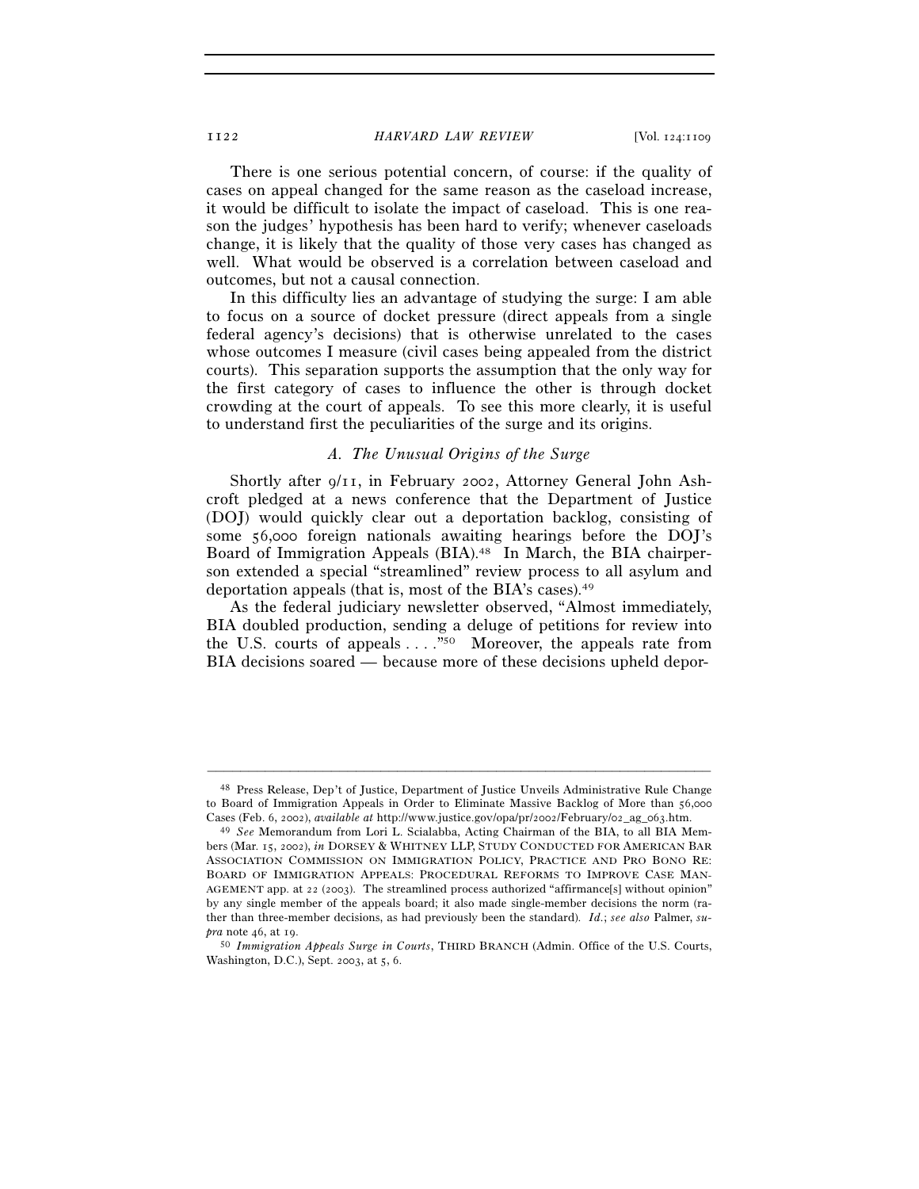There is one serious potential concern, of course: if the quality of cases on appeal changed for the same reason as the caseload increase, it would be difficult to isolate the impact of caseload. This is one reason the judges' hypothesis has been hard to verify; whenever caseloads change, it is likely that the quality of those very cases has changed as well. What would be observed is a correlation between caseload and outcomes, but not a causal connection.

In this difficulty lies an advantage of studying the surge: I am able to focus on a source of docket pressure (direct appeals from a single federal agency's decisions) that is otherwise unrelated to the cases whose outcomes I measure (civil cases being appealed from the district courts). This separation supports the assumption that the only way for the first category of cases to influence the other is through docket crowding at the court of appeals. To see this more clearly, it is useful to understand first the peculiarities of the surge and its origins.

### *A. The Unusual Origins of the Surge*

Shortly after 9/11, in February 2002, Attorney General John Ashcroft pledged at a news conference that the Department of Justice (DOJ) would quickly clear out a deportation backlog, consisting of some 56,000 foreign nationals awaiting hearings before the DOJ's Board of Immigration Appeals (BIA).[48] In March, the BIA chairperson extended a special "streamlined" review process to all asylum and deportation appeals (that is, most of the BIA's cases).[49]

As the federal judiciary newsletter observed, "Almost immediately, BIA doubled production, sending a deluge of petitions for review into the U.S. courts of appeals . . . ."[50] Moreover, the appeals rate from BIA decisions soared — because more of these decisions upheld depor-

---

[48] Press Release, Dep't of Justice, Department of Justice Unveils Administrative Rule Change to Board of Immigration Appeals in Order to Eliminate Massive Backlog of More than 56,000 Cases (Feb. 6, 2002), *available at* http://www.justice.gov/opa/pr/2002/February/02_ag_063.htm.

[49] *See* Memorandum from Lori L. Scialabba, Acting Chairman of the BIA, to all BIA Members (Mar. 15, 2002), *in* DORSEY & WHITNEY LLP, STUDY CONDUCTED FOR AMERICAN BAR ASSOCIATION COMMISSION ON IMMIGRATION POLICY, PRACTICE AND PRO BONO RE: BOARD OF IMMIGRATION APPEALS: PROCEDURAL REFORMS TO IMPROVE CASE MANAGEMENT app. at 22 (2003). The streamlined process authorized "affirmance[s] without opinion" by any single member of the appeals board; it also made single-member decisions the norm (rather than three-member decisions, as had previously been the standard). *Id.*; *see also* Palmer, *supra* note 46, at 19.

[50] *Immigration Appeals Surge in Courts*, THIRD BRANCH (Admin. Office of the U.S. Courts, Washington, D.C.), Sept. 2003, at 5, 6.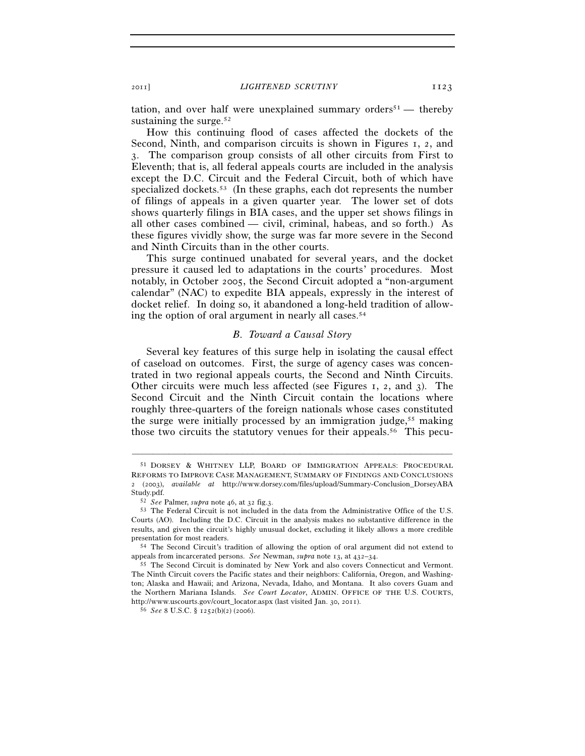tation, and over half were unexplained summary orders[51] — thereby sustaining the surge.[52]

How this continuing flood of cases affected the dockets of the Second, Ninth, and comparison circuits is shown in Figures 1, 2, and 3. The comparison group consists of all other circuits from First to Eleventh; that is, all federal appeals courts are included in the analysis except the D.C. Circuit and the Federal Circuit, both of which have specialized dockets.[53] (In these graphs, each dot represents the number of filings of appeals in a given quarter year. The lower set of dots shows quarterly filings in BIA cases, and the upper set shows filings in all other cases combined — civil, criminal, habeas, and so forth.) As these figures vividly show, the surge was far more severe in the Second and Ninth Circuits than in the other courts.

This surge continued unabated for several years, and the docket pressure it caused led to adaptations in the courts' procedures. Most notably, in October 2005, the Second Circuit adopted a "non-argument calendar" (NAC) to expedite BIA appeals, expressly in the interest of docket relief. In doing so, it abandoned a long-held tradition of allowing the option of oral argument in nearly all cases.[54]

### *B. Toward a Causal Story*

Several key features of this surge help in isolating the causal effect of caseload on outcomes. First, the surge of agency cases was concentrated in two regional appeals courts, the Second and Ninth Circuits. Other circuits were much less affected (see Figures 1, 2, and 3). The Second Circuit and the Ninth Circuit contain the locations where roughly three-quarters of the foreign nationals whose cases constituted the surge were initially processed by an immigration judge,[55] making those two circuits the statutory venues for their appeals.[56] This pecu-

---

[51] DORSEY & WHITNEY LLP, BOARD OF IMMIGRATION APPEALS: PROCEDURAL REFORMS TO IMPROVE CASE MANAGEMENT, SUMMARY OF FINDINGS AND CONCLUSIONS 2 (2003), *available at* http://www.dorsey.com/files/upload/Summary-Conclusion_DorseyABAStudy.pdf.

[52] *See* Palmer, *supra* note 46, at 32 fig.3.

[53] The Federal Circuit is not included in the data from the Administrative Office of the U.S. Courts (AO). Including the D.C. Circuit in the analysis makes no substantive difference in the results, and given the circuit's highly unusual docket, excluding it likely allows a more credible presentation for most readers.

[54] The Second Circuit's tradition of allowing the option of oral argument did not extend to appeals from incarcerated persons. *See* Newman, *supra* note 13, at 432–34.

[55] The Second Circuit is dominated by New York and also covers Connecticut and Vermont. The Ninth Circuit covers the Pacific states and their neighbors: California, Oregon, and Washington; Alaska and Hawaii; and Arizona, Nevada, Idaho, and Montana. It also covers Guam and the Northern Mariana Islands. *See Court Locator*, ADMIN. OFFICE OF THE U.S. COURTS, http://www.uscourts.gov/court_locator.aspx (last visited Jan. 30, 2011).

[56] *See* 8 U.S.C. § 1252(b)(2) (2006).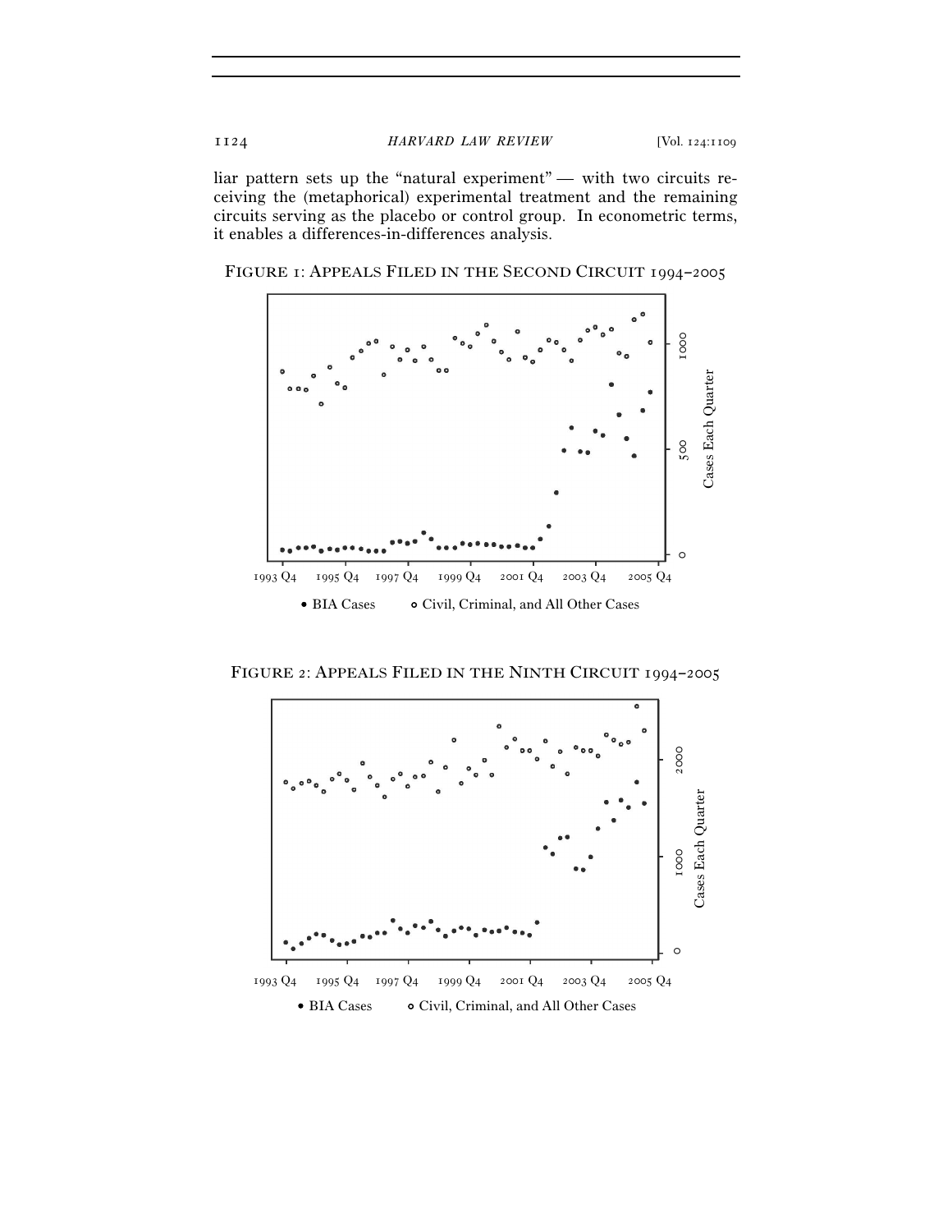liar pattern sets up the "natural experiment" — with two circuits receiving the (metaphorical) experimental treatment and the remaining circuits serving as the placebo or control group. In econometric terms, it enables a differences-in-differences analysis.

FIGURE 1: APPEALS FILED IN THE SECOND CIRCUIT 1994–2005

FIGURE 2: APPEALS FILED IN THE NINTH CIRCUIT 1994–2005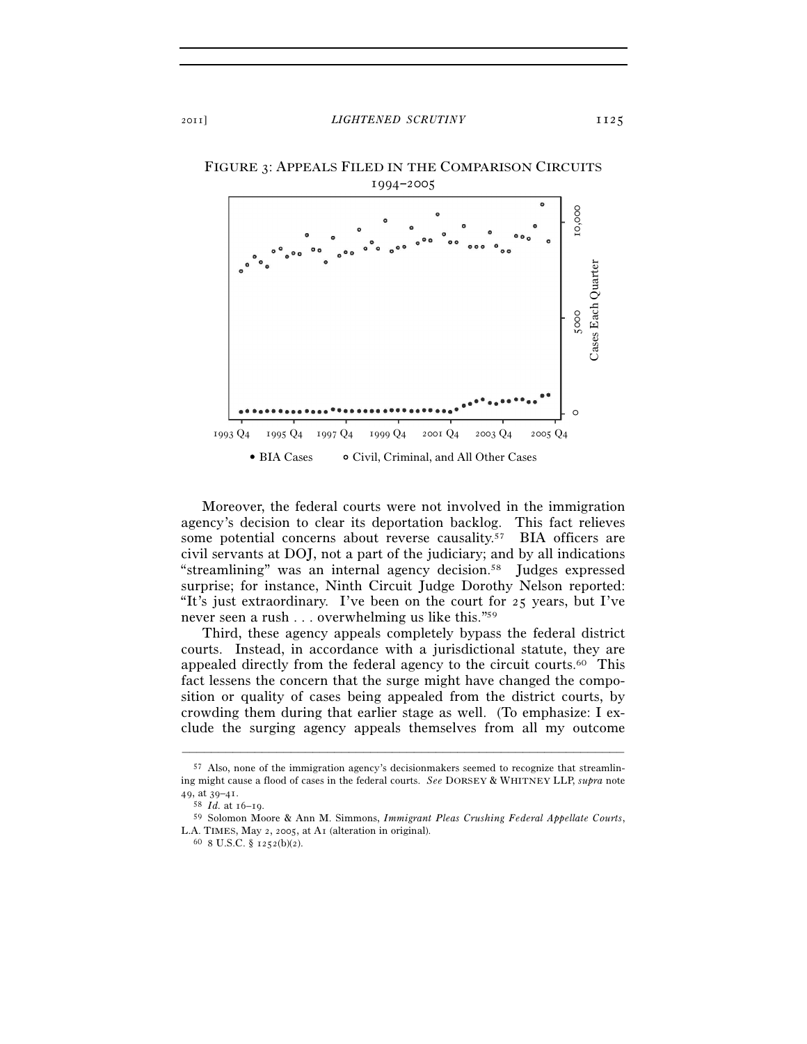FIGURE 3: APPEALS FILED IN THE COMPARISON CIRCUITS
1994–2005

• BIA Cases ∘ Civil, Criminal, and All Other Cases

Moreover, the federal courts were not involved in the immigration agency's decision to clear its deportation backlog. This fact relieves some potential concerns about reverse causality.[57] BIA officers are civil servants at DOJ, not a part of the judiciary; and by all indications "streamlining" was an internal agency decision.[58] Judges expressed surprise; for instance, Ninth Circuit Judge Dorothy Nelson reported: "It's just extraordinary. I've been on the court for 25 years, but I've never seen a rush . . . overwhelming us like this."[59]

Third, these agency appeals completely bypass the federal district courts. Instead, in accordance with a jurisdictional statute, they are appealed directly from the federal agency to the circuit courts.[60] This fact lessens the concern that the surge might have changed the composition or quality of cases being appealed from the district courts, by crowding them during that earlier stage as well. (To emphasize: I exclude the surging agency appeals themselves from all my outcome

---

[57] Also, none of the immigration agency's decisionmakers seemed to recognize that streamlining might cause a flood of cases in the federal courts. *See* DORSEY & WHITNEY LLP, *supra* note 49, at 39–41.

[58] *Id.* at 16–19.

[59] Solomon Moore & Ann M. Simmons, *Immigrant Pleas Crushing Federal Appellate Courts*, L.A. TIMES, May 2, 2005, at A1 (alteration in original).

[60] 8 U.S.C. § 1252(b)(2).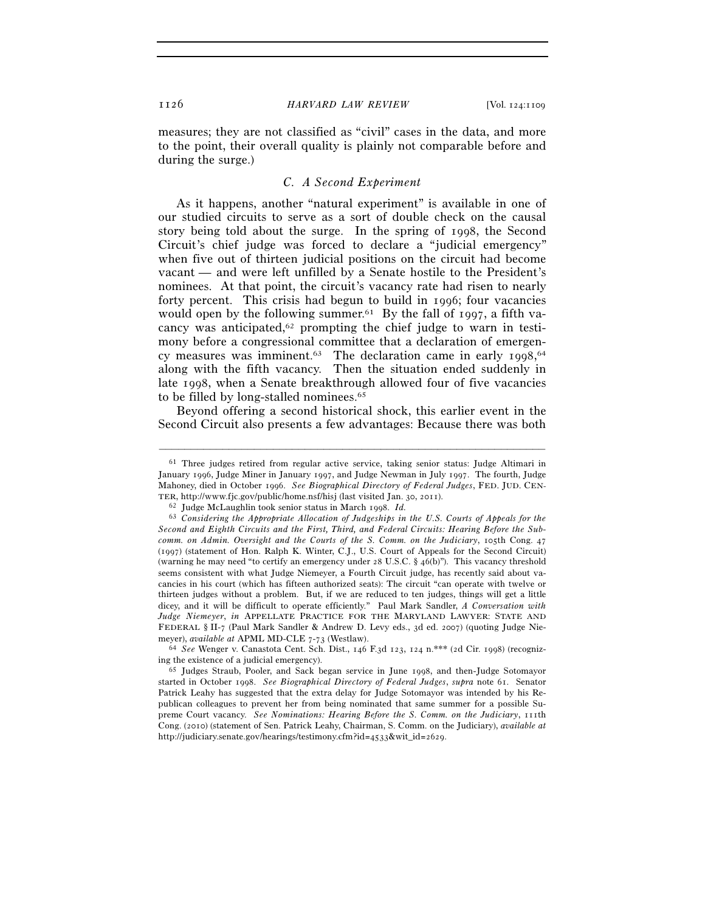measures; they are not classified as "civil" cases in the data, and more to the point, their overall quality is plainly not comparable before and during the surge.)

### C. A Second Experiment

As it happens, another "natural experiment" is available in one of our studied circuits to serve as a sort of double check on the causal story being told about the surge. In the spring of 1998, the Second Circuit's chief judge was forced to declare a "judicial emergency" when five out of thirteen judicial positions on the circuit had become vacant — and were left unfilled by a Senate hostile to the President's nominees. At that point, the circuit's vacancy rate had risen to nearly forty percent. This crisis had begun to build in 1996; four vacancies would open by the following summer.[61] By the fall of 1997, a fifth vacancy was anticipated,[62] prompting the chief judge to warn in testimony before a congressional committee that a declaration of emergency measures was imminent.[63] The declaration came in early 1998,[64] along with the fifth vacancy. Then the situation ended suddenly in late 1998, when a Senate breakthrough allowed four of five vacancies to be filled by long-stalled nominees.[65]

Beyond offering a second historical shock, this earlier event in the Second Circuit also presents a few advantages: Because there was both

---

[61] Three judges retired from regular active service, taking senior status: Judge Altimari in January 1996, Judge Miner in January 1997, and Judge Newman in July 1997. The fourth, Judge Mahoney, died in October 1996. *See Biographical Directory of Federal Judges*, FED. JUD. CENTER, http://www.fjc.gov/public/home.nsf/hisj (last visited Jan. 30, 2011).

[62] Judge McLaughlin took senior status in March 1998. *Id.*

[63] *Considering the Appropriate Allocation of Judgeships in the U.S. Courts of Appeals for the Second and Eighth Circuits and the First, Third, and Federal Circuits: Hearing Before the Subcomm. on Admin. Oversight and the Courts of the S. Comm. on the Judiciary*, 105th Cong. 47 (1997) (statement of Hon. Ralph K. Winter, C.J., U.S. Court of Appeals for the Second Circuit) (warning he may need "to certify an emergency under 28 U.S.C. § 46(b)"). This vacancy threshold seems consistent with what Judge Niemeyer, a Fourth Circuit judge, has recently said about vacancies in his court (which has fifteen authorized seats): The circuit "can operate with twelve or thirteen judges without a problem. But, if we are reduced to ten judges, things will get a little dicey, and it will be difficult to operate efficiently." Paul Mark Sandler, *A Conversation with Judge Niemeyer*, *in* APPELLATE PRACTICE FOR THE MARYLAND LAWYER: STATE AND FEDERAL § II-7 (Paul Mark Sandler & Andrew D. Levy eds., 3d ed. 2007) (quoting Judge Niemeyer), *available at* APML MD-CLE 7-73 (Westlaw).

[64] *See* Wenger v. Canastota Cent. Sch. Dist., 146 F.3d 123, 124 n.*** (2d Cir. 1998) (recognizing the existence of a judicial emergency).

[65] Judges Straub, Pooler, and Sack began service in June 1998, and then-Judge Sotomayor started in October 1998. *See Biographical Directory of Federal Judges*, *supra* note 61. Senator Patrick Leahy has suggested that the extra delay for Judge Sotomayor was intended by his Republican colleagues to prevent her from being nominated that same summer for a possible Supreme Court vacancy. *See Nominations: Hearing Before the S. Comm. on the Judiciary*, 111th Cong. (2010) (statement of Sen. Patrick Leahy, Chairman, S. Comm. on the Judiciary), *available at* http://judiciary.senate.gov/hearings/testimony.cfm?id=4533&wit_id=2629.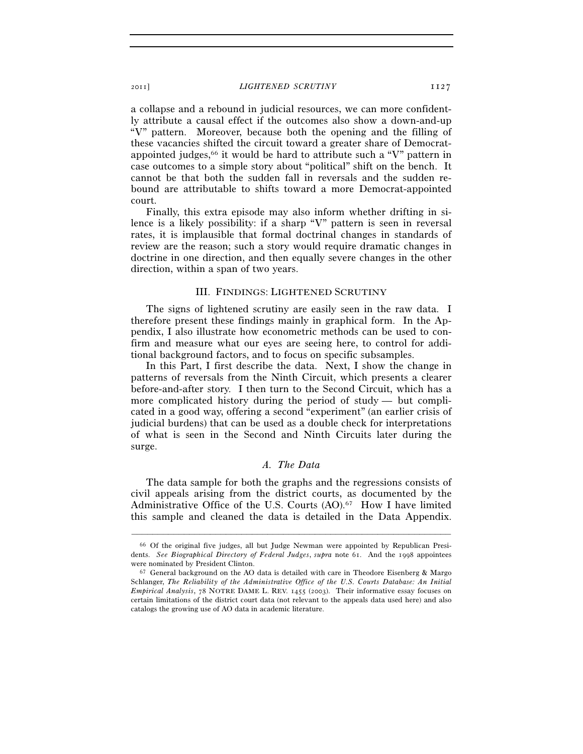a collapse and a rebound in judicial resources, we can more confidently attribute a causal effect if the outcomes also show a down-and-up "V" pattern. Moreover, because both the opening and the filling of these vacancies shifted the circuit toward a greater share of Democrat-appointed judges,[66] it would be hard to attribute such a "V" pattern in case outcomes to a simple story about "political" shift on the bench. It cannot be that both the sudden fall in reversals and the sudden rebound are attributable to shifts toward a more Democrat-appointed court.

Finally, this extra episode may also inform whether drifting in silence is a likely possibility: if a sharp "V" pattern is seen in reversal rates, it is implausible that formal doctrinal changes in standards of review are the reason; such a story would require dramatic changes in doctrine in one direction, and then equally severe changes in the other direction, within a span of two years.

## III. FINDINGS: LIGHTENED SCRUTINY

The signs of lightened scrutiny are easily seen in the raw data. I therefore present these findings mainly in graphical form. In the Appendix, I also illustrate how econometric methods can be used to confirm and measure what our eyes are seeing here, to control for additional background factors, and to focus on specific subsamples.

In this Part, I first describe the data. Next, I show the change in patterns of reversals from the Ninth Circuit, which presents a clearer before-and-after story. I then turn to the Second Circuit, which has a more complicated history during the period of study — but complicated in a good way, offering a second "experiment" (an earlier crisis of judicial burdens) that can be used as a double check for interpretations of what is seen in the Second and Ninth Circuits later during the surge.

### *A. The Data*

The data sample for both the graphs and the regressions consists of civil appeals arising from the district courts, as documented by the Administrative Office of the U.S. Courts (AO).[67] How I have limited this sample and cleaned the data is detailed in the Data Appendix.

---

[66] Of the original five judges, all but Judge Newman were appointed by Republican Presidents. *See Biographical Directory of Federal Judges*, *supra* note 61. And the 1998 appointees were nominated by President Clinton.

[67] General background on the AO data is detailed with care in Theodore Eisenberg & Margo Schlanger, *The Reliability of the Administrative Office of the U.S. Courts Database: An Initial Empirical Analysis*, 78 NOTRE DAME L. REV. 1455 (2003). Their informative essay focuses on certain limitations of the district court data (not relevant to the appeals data used here) and also catalogs the growing use of AO data in academic literature.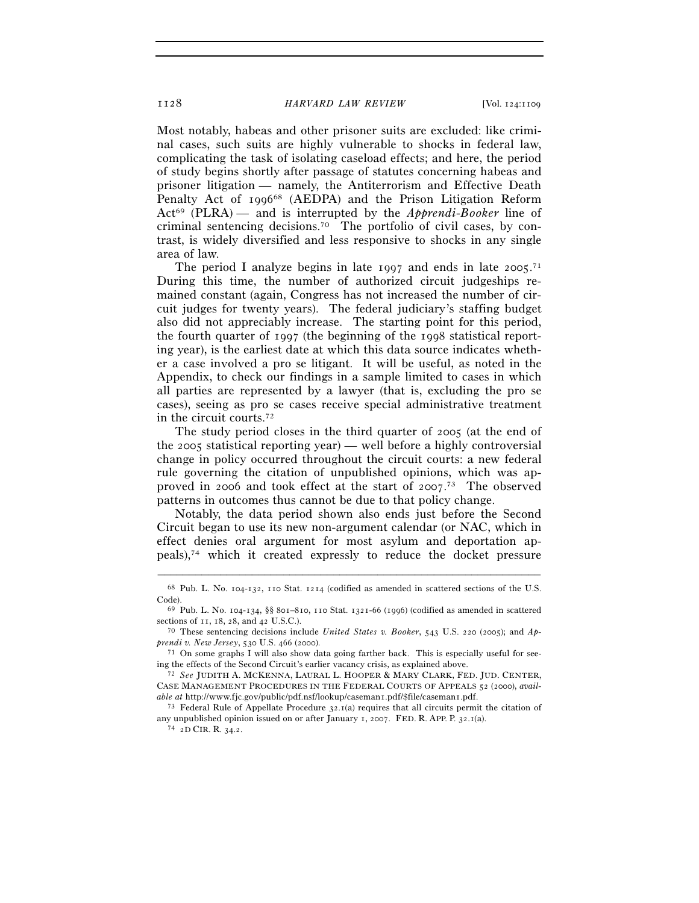Most notably, habeas and other prisoner suits are excluded: like criminal cases, such suits are highly vulnerable to shocks in federal law, complicating the task of isolating caseload effects; and here, the period of study begins shortly after passage of statutes concerning habeas and prisoner litigation — namely, the Antiterrorism and Effective Death Penalty Act of 1996[68] (AEDPA) and the Prison Litigation Reform Act[69] (PLRA) — and is interrupted by the *Apprendi-Booker* line of criminal sentencing decisions.[70] The portfolio of civil cases, by contrast, is widely diversified and less responsive to shocks in any single area of law.

The period I analyze begins in late 1997 and ends in late 2005.[71] During this time, the number of authorized circuit judgeships remained constant (again, Congress has not increased the number of circuit judges for twenty years). The federal judiciary's staffing budget also did not appreciably increase. The starting point for this period, the fourth quarter of 1997 (the beginning of the 1998 statistical reporting year), is the earliest date at which this data source indicates whether a case involved a pro se litigant. It will be useful, as noted in the Appendix, to check our findings in a sample limited to cases in which all parties are represented by a lawyer (that is, excluding the pro se cases), seeing as pro se cases receive special administrative treatment in the circuit courts.[72]

The study period closes in the third quarter of 2005 (at the end of the 2005 statistical reporting year) — well before a highly controversial change in policy occurred throughout the circuit courts: a new federal rule governing the citation of unpublished opinions, which was approved in 2006 and took effect at the start of 2007.[73] The observed patterns in outcomes thus cannot be due to that policy change.

Notably, the data period shown also ends just before the Second Circuit began to use its new non-argument calendar (or NAC, which in effect denies oral argument for most asylum and deportation appeals),[74] which it created expressly to reduce the docket pressure

---

[68] Pub. L. No. 104-132, 110 Stat. 1214 (codified as amended in scattered sections of the U.S. Code).

[69] Pub. L. No. 104-134, §§ 801–810, 110 Stat. 1321-66 (1996) (codified as amended in scattered sections of 11, 18, 28, and 42 U.S.C.).

[70] These sentencing decisions include *United States v. Booker*, 543 U.S. 220 (2005); and *Apprendi v. New Jersey*, 530 U.S. 466 (2000).

[71] On some graphs I will also show data going farther back. This is especially useful for seeing the effects of the Second Circuit's earlier vacancy crisis, as explained above.

[72] *See* JUDITH A. MCKENNA, LAURAL L. HOOPER & MARY CLARK, FED. JUD. CENTER, CASE MANAGEMENT PROCEDURES IN THE FEDERAL COURTS OF APPEALS 52 (2000), *available at* http://www.fjc.gov/public/pdf.nsf/lookup/caseman1.pdf/$file/caseman1.pdf.

[73] Federal Rule of Appellate Procedure 32.1(a) requires that all circuits permit the citation of any unpublished opinion issued on or after January 1, 2007. FED. R. APP. P. 32.1(a).

[74] 2D CIR. R. 34.2.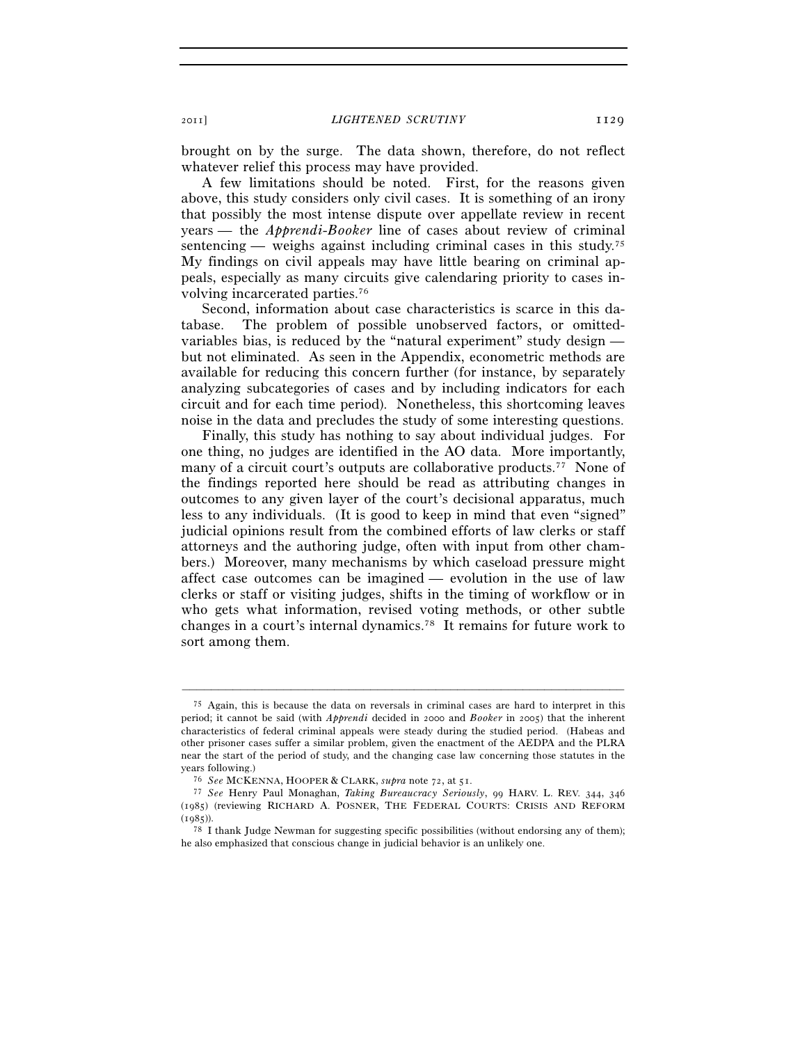brought on by the surge. The data shown, therefore, do not reflect whatever relief this process may have provided.

A few limitations should be noted. First, for the reasons given above, this study considers only civil cases. It is something of an irony that possibly the most intense dispute over appellate review in recent years — the *Apprendi-Booker* line of cases about review of criminal sentencing — weighs against including criminal cases in this study.[75] My findings on civil appeals may have little bearing on criminal appeals, especially as many circuits give calendaring priority to cases involving incarcerated parties.[76]

Second, information about case characteristics is scarce in this database. The problem of possible unobserved factors, or omitted-variables bias, is reduced by the "natural experiment" study design — but not eliminated. As seen in the Appendix, econometric methods are available for reducing this concern further (for instance, by separately analyzing subcategories of cases and by including indicators for each circuit and for each time period). Nonetheless, this shortcoming leaves noise in the data and precludes the study of some interesting questions.

Finally, this study has nothing to say about individual judges. For one thing, no judges are identified in the AO data. More importantly, many of a circuit court's outputs are collaborative products.[77] None of the findings reported here should be read as attributing changes in outcomes to any given layer of the court's decisional apparatus, much less to any individuals. (It is good to keep in mind that even "signed" judicial opinions result from the combined efforts of law clerks or staff attorneys and the authoring judge, often with input from other chambers.) Moreover, many mechanisms by which caseload pressure might affect case outcomes can be imagined — evolution in the use of law clerks or staff or visiting judges, shifts in the timing of workflow or in who gets what information, revised voting methods, or other subtle changes in a court's internal dynamics.[78] It remains for future work to sort among them.

---

[75] Again, this is because the data on reversals in criminal cases are hard to interpret in this period; it cannot be said (with *Apprendi* decided in 2000 and *Booker* in 2005) that the inherent characteristics of federal criminal appeals were steady during the studied period. (Habeas and other prisoner cases suffer a similar problem, given the enactment of the AEDPA and the PLRA near the start of the period of study, and the changing case law concerning those statutes in the years following.)

[76] *See* MCKENNA, HOOPER & CLARK, *supra* note 72, at 51.

[77] *See* Henry Paul Monaghan, *Taking Bureaucracy Seriously*, 99 HARV. L. REV. 344, 346 (1985) (reviewing RICHARD A. POSNER, THE FEDERAL COURTS: CRISIS AND REFORM (1985)).

[78] I thank Judge Newman for suggesting specific possibilities (without endorsing any of them); he also emphasized that conscious change in judicial behavior is an unlikely one.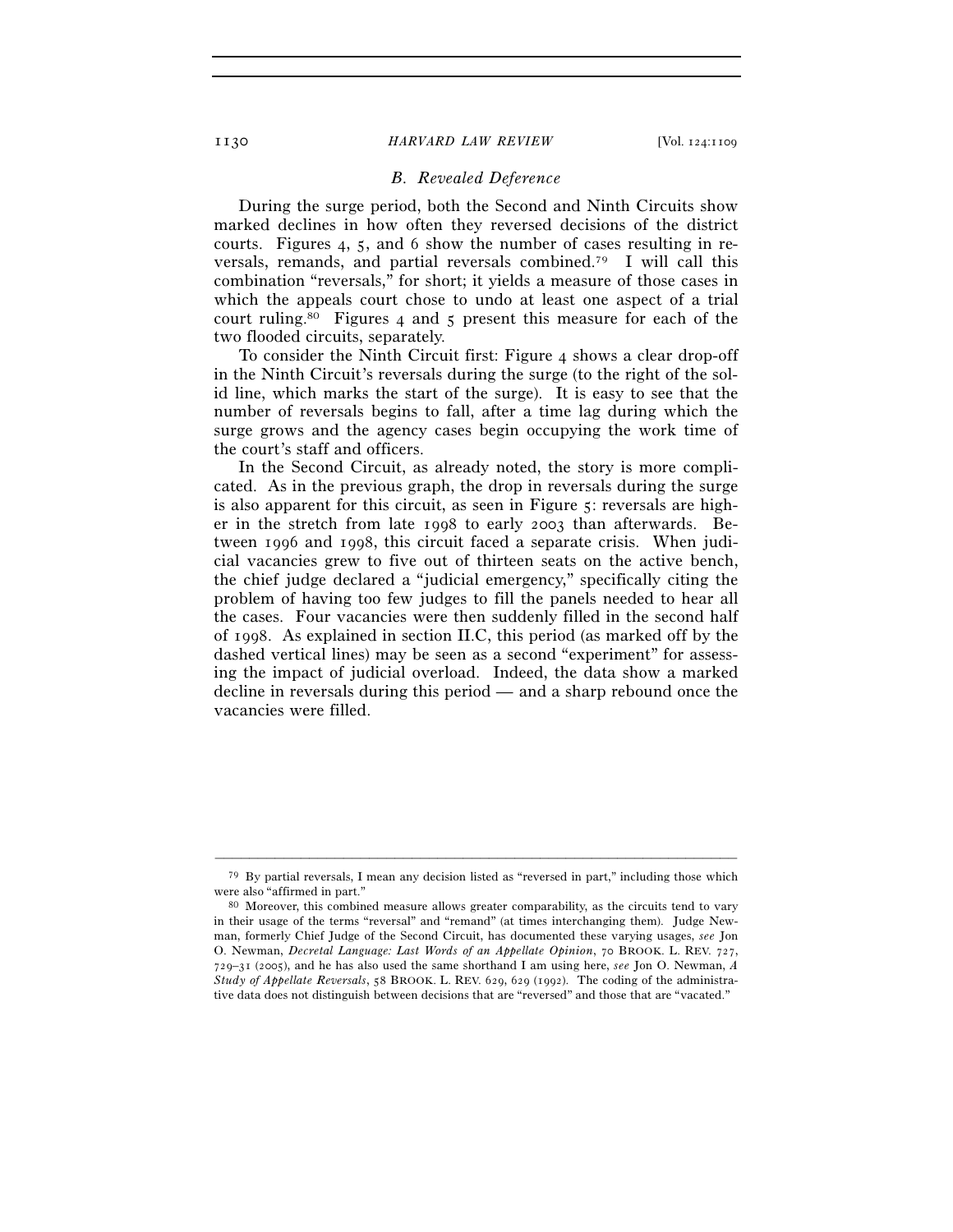### *B. Revealed Deference*

During the surge period, both the Second and Ninth Circuits show marked declines in how often they reversed decisions of the district courts. Figures 4, 5, and 6 show the number of cases resulting in reversals, remands, and partial reversals combined.[79] I will call this combination "reversals," for short; it yields a measure of those cases in which the appeals court chose to undo at least one aspect of a trial court ruling.[80] Figures 4 and 5 present this measure for each of the two flooded circuits, separately.

To consider the Ninth Circuit first: Figure 4 shows a clear drop-off in the Ninth Circuit's reversals during the surge (to the right of the solid line, which marks the start of the surge). It is easy to see that the number of reversals begins to fall, after a time lag during which the surge grows and the agency cases begin occupying the work time of the court's staff and officers.

In the Second Circuit, as already noted, the story is more complicated. As in the previous graph, the drop in reversals during the surge is also apparent for this circuit, as seen in Figure 5: reversals are higher in the stretch from late 1998 to early 2003 than afterwards. Between 1996 and 1998, this circuit faced a separate crisis. When judicial vacancies grew to five out of thirteen seats on the active bench, the chief judge declared a "judicial emergency," specifically citing the problem of having too few judges to fill the panels needed to hear all the cases. Four vacancies were then suddenly filled in the second half of 1998. As explained in section II.C, this period (as marked off by the dashed vertical lines) may be seen as a second "experiment" for assessing the impact of judicial overload. Indeed, the data show a marked decline in reversals during this period — and a sharp rebound once the vacancies were filled.

---

[79] By partial reversals, I mean any decision listed as "reversed in part," including those which were also "affirmed in part."

[80] Moreover, this combined measure allows greater comparability, as the circuits tend to vary in their usage of the terms "reversal" and "remand" (at times interchanging them). Judge Newman, formerly Chief Judge of the Second Circuit, has documented these varying usages, *see* Jon O. Newman, *Decretal Language: Last Words of an Appellate Opinion*, 70 BROOK. L. REV. 727, 729–31 (2005), and he has also used the same shorthand I am using here, *see* Jon O. Newman, *A Study of Appellate Reversals*, 58 BROOK. L. REV. 629, 629 (1992). The coding of the administrative data does not distinguish between decisions that are "reversed" and those that are "vacated."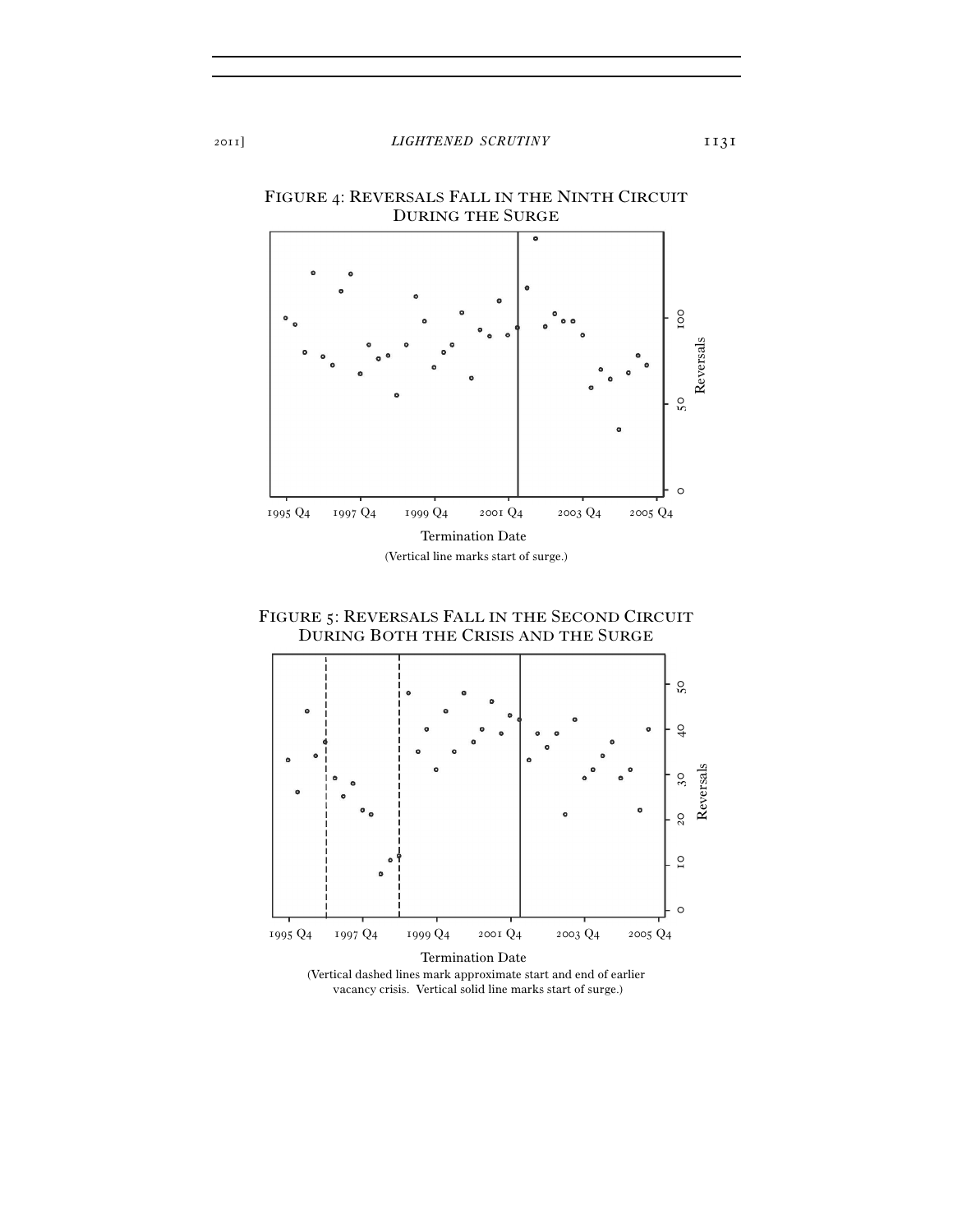FIGURE 4: REVERSALS FALL IN THE NINTH CIRCUIT DURING THE SURGE

(Vertical line marks start of surge.)

FIGURE 5: REVERSALS FALL IN THE SECOND CIRCUIT DURING BOTH THE CRISIS AND THE SURGE

(Vertical dashed lines mark approximate start and end of earlier vacancy crisis. Vertical solid line marks start of surge.)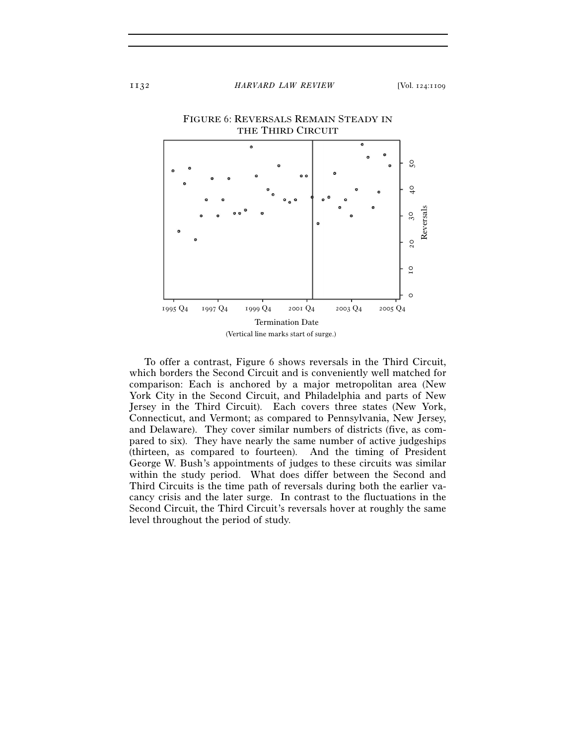FIGURE 6: REVERSALS REMAIN STEADY IN THE THIRD CIRCUIT

(Vertical line marks start of surge.)

To offer a contrast, Figure 6 shows reversals in the Third Circuit, which borders the Second Circuit and is conveniently well matched for comparison: Each is anchored by a major metropolitan area (New York City in the Second Circuit, and Philadelphia and parts of New Jersey in the Third Circuit). Each covers three states (New York, Connecticut, and Vermont; as compared to Pennsylvania, New Jersey, and Delaware). They cover similar numbers of districts (five, as compared to six). They have nearly the same number of active judgeships (thirteen, as compared to fourteen). And the timing of President George W. Bush's appointments of judges to these circuits was similar within the study period. What does differ between the Second and Third Circuits is the time path of reversals during both the earlier vacancy crisis and the later surge. In contrast to the fluctuations in the Second Circuit, the Third Circuit's reversals hover at roughly the same level throughout the period of study.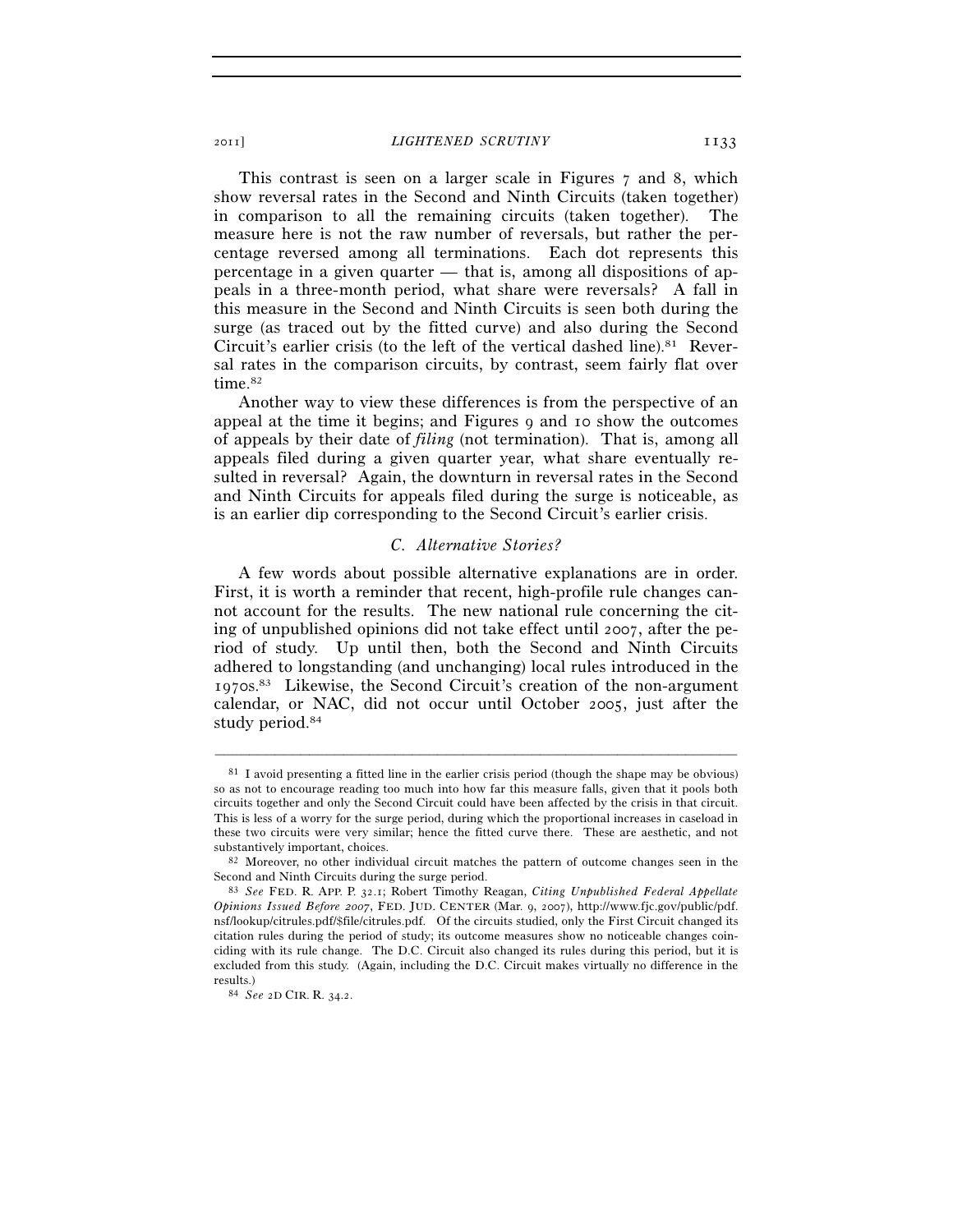This contrast is seen on a larger scale in Figures 7 and 8, which show reversal rates in the Second and Ninth Circuits (taken together) in comparison to all the remaining circuits (taken together). The measure here is not the raw number of reversals, but rather the percentage reversed among all terminations. Each dot represents this percentage in a given quarter — that is, among all dispositions of appeals in a three-month period, what share were reversals? A fall in this measure in the Second and Ninth Circuits is seen both during the surge (as traced out by the fitted curve) and also during the Second Circuit's earlier crisis (to the left of the vertical dashed line).[81] Reversal rates in the comparison circuits, by contrast, seem fairly flat over time.[82]

Another way to view these differences is from the perspective of an appeal at the time it begins; and Figures 9 and 10 show the outcomes of appeals by their date of *filing* (not termination). That is, among all appeals filed during a given quarter year, what share eventually resulted in reversal? Again, the downturn in reversal rates in the Second and Ninth Circuits for appeals filed during the surge is noticeable, as is an earlier dip corresponding to the Second Circuit's earlier crisis.

### *C. Alternative Stories?*

A few words about possible alternative explanations are in order. First, it is worth a reminder that recent, high-profile rule changes cannot account for the results. The new national rule concerning the citing of unpublished opinions did not take effect until 2007, after the period of study. Up until then, both the Second and Ninth Circuits adhered to longstanding (and unchanging) local rules introduced in the 1970s.[83] Likewise, the Second Circuit's creation of the non-argument calendar, or NAC, did not occur until October 2005, just after the study period.[84]

---

[81] I avoid presenting a fitted line in the earlier crisis period (though the shape may be obvious) so as not to encourage reading too much into how far this measure falls, given that it pools both circuits together and only the Second Circuit could have been affected by the crisis in that circuit. This is less of a worry for the surge period, during which the proportional increases in caseload in these two circuits were very similar; hence the fitted curve there. These are aesthetic, and not substantively important, choices.

[82] Moreover, no other individual circuit matches the pattern of outcome changes seen in the Second and Ninth Circuits during the surge period.

[83] *See* FED. R. APP. P. 32.1; Robert Timothy Reagan, *Citing Unpublished Federal Appellate Opinions Issued Before 2007*, FED. JUD. CENTER (Mar. 9, 2007), http://www.fjc.gov/public/pdf.nsf/lookup/citrules.pdf/$file/citrules.pdf. Of the circuits studied, only the First Circuit changed its citation rules during the period of study; its outcome measures show no noticeable changes coinciding with its rule change. The D.C. Circuit also changed its rules during this period, but it is excluded from this study. (Again, including the D.C. Circuit makes virtually no difference in the results.)

[84] *See* 2D CIR. R. 34.2.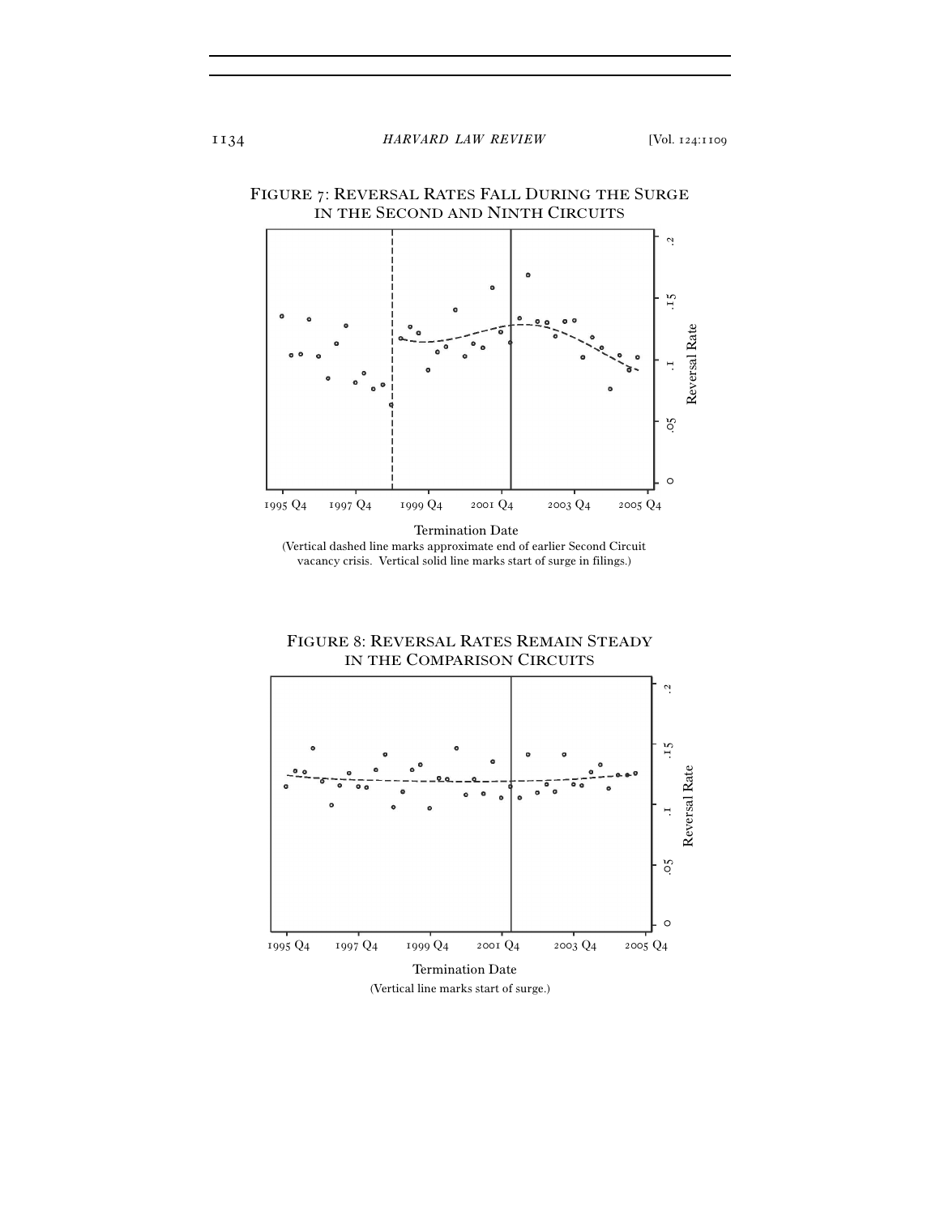FIGURE 7: REVERSAL RATES FALL DURING THE SURGE IN THE SECOND AND NINTH CIRCUITS

(Vertical dashed line marks approximate end of earlier Second Circuit vacancy crisis. Vertical solid line marks start of surge in filings.)

FIGURE 8: REVERSAL RATES REMAIN STEADY IN THE COMPARISON CIRCUITS

(Vertical line marks start of surge.)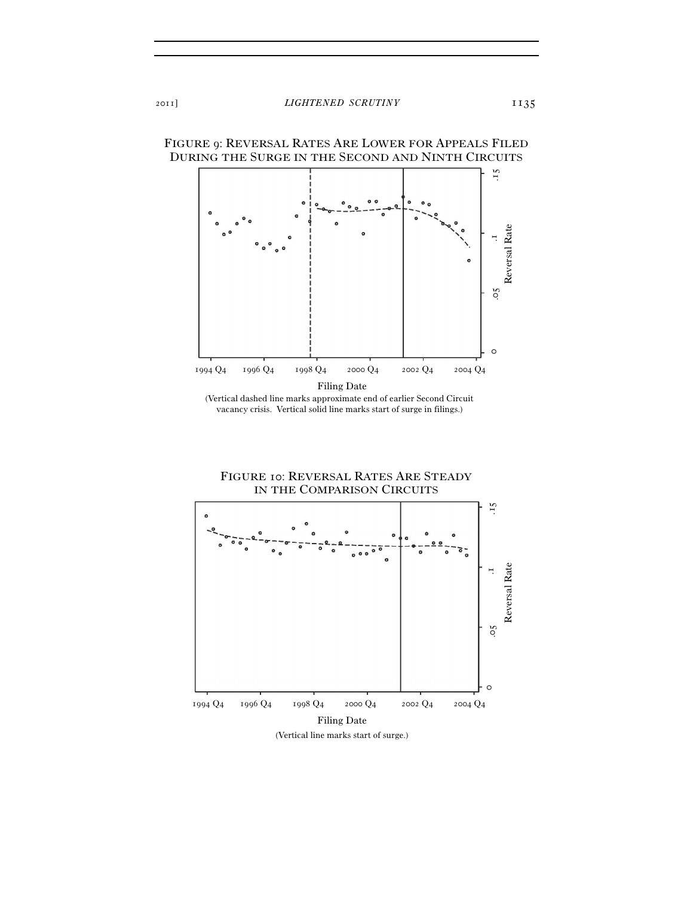FIGURE 9: REVERSAL RATES ARE LOWER FOR APPEALS FILED DURING THE SURGE IN THE SECOND AND NINTH CIRCUITS

(Vertical dashed line marks approximate end of earlier Second Circuit vacancy crisis. Vertical solid line marks start of surge in filings.)

FIGURE 10: REVERSAL RATES ARE STEADY IN THE COMPARISON CIRCUITS

(Vertical line marks start of surge.)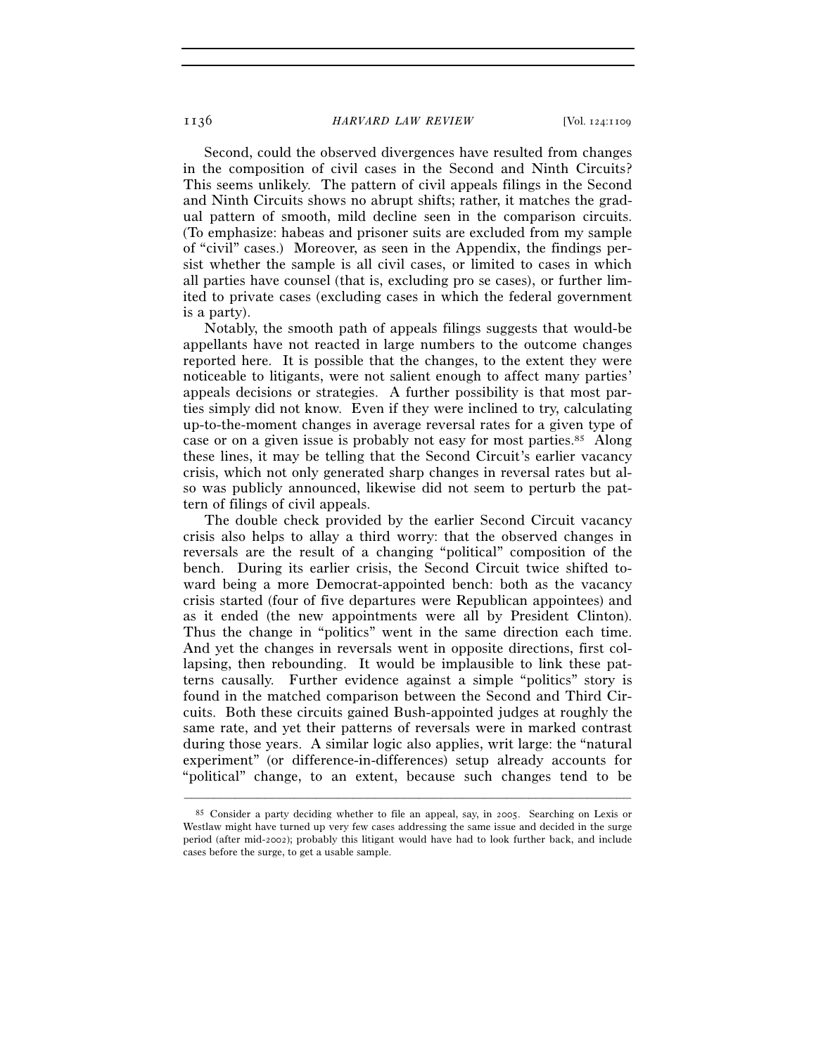Second, could the observed divergences have resulted from changes in the composition of civil cases in the Second and Ninth Circuits? This seems unlikely. The pattern of civil appeals filings in the Second and Ninth Circuits shows no abrupt shifts; rather, it matches the gradual pattern of smooth, mild decline seen in the comparison circuits. (To emphasize: habeas and prisoner suits are excluded from my sample of "civil" cases.) Moreover, as seen in the Appendix, the findings persist whether the sample is all civil cases, or limited to cases in which all parties have counsel (that is, excluding pro se cases), or further limited to private cases (excluding cases in which the federal government is a party).

Notably, the smooth path of appeals filings suggests that would-be appellants have not reacted in large numbers to the outcome changes reported here. It is possible that the changes, to the extent they were noticeable to litigants, were not salient enough to affect many parties' appeals decisions or strategies. A further possibility is that most parties simply did not know. Even if they were inclined to try, calculating up-to-the-moment changes in average reversal rates for a given type of case or on a given issue is probably not easy for most parties.[85] Along these lines, it may be telling that the Second Circuit's earlier vacancy crisis, which not only generated sharp changes in reversal rates but also was publicly announced, likewise did not seem to perturb the pattern of filings of civil appeals.

The double check provided by the earlier Second Circuit vacancy crisis also helps to allay a third worry: that the observed changes in reversals are the result of a changing "political" composition of the bench. During its earlier crisis, the Second Circuit twice shifted toward being a more Democrat-appointed bench: both as the vacancy crisis started (four of five departures were Republican appointees) and as it ended (the new appointments were all by President Clinton). Thus the change in "politics" went in the same direction each time. And yet the changes in reversals went in opposite directions, first collapsing, then rebounding. It would be implausible to link these patterns causally. Further evidence against a simple "politics" story is found in the matched comparison between the Second and Third Circuits. Both these circuits gained Bush-appointed judges at roughly the same rate, and yet their patterns of reversals were in marked contrast during those years. A similar logic also applies, writ large: the "natural experiment" (or difference-in-differences) setup already accounts for "political" change, to an extent, because such changes tend to be

---

[85] Consider a party deciding whether to file an appeal, say, in 2005. Searching on Lexis or Westlaw might have turned up very few cases addressing the same issue and decided in the surge period (after mid-2002); probably this litigant would have had to look further back, and include cases before the surge, to get a usable sample.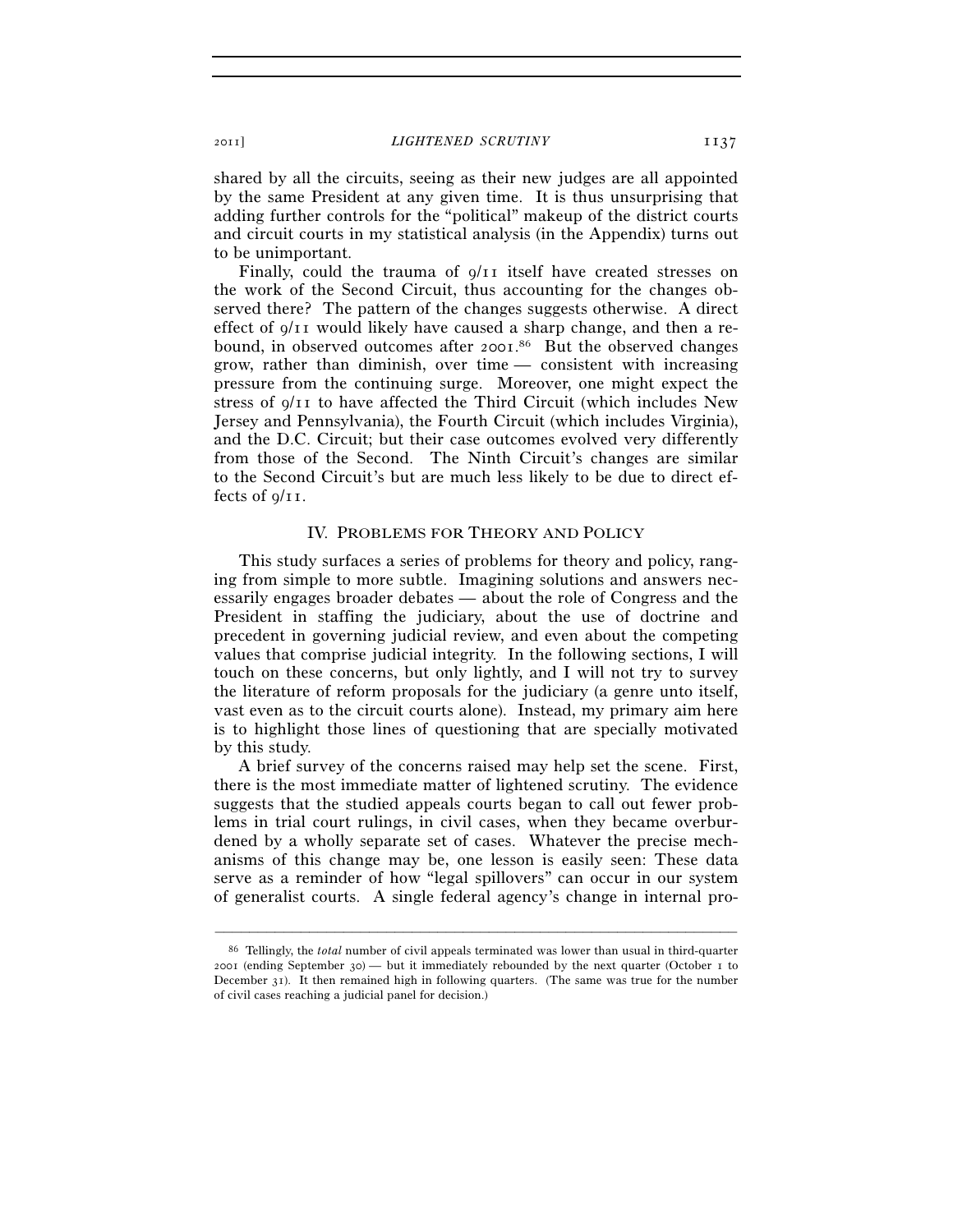shared by all the circuits, seeing as their new judges are all appointed by the same President at any given time. It is thus unsurprising that adding further controls for the "political" makeup of the district courts and circuit courts in my statistical analysis (in the Appendix) turns out to be unimportant.

Finally, could the trauma of 9/11 itself have created stresses on the work of the Second Circuit, thus accounting for the changes observed there? The pattern of the changes suggests otherwise. A direct effect of 9/11 would likely have caused a sharp change, and then a rebound, in observed outcomes after 2001.[86] But the observed changes grow, rather than diminish, over time — consistent with increasing pressure from the continuing surge. Moreover, one might expect the stress of 9/11 to have affected the Third Circuit (which includes New Jersey and Pennsylvania), the Fourth Circuit (which includes Virginia), and the D.C. Circuit; but their case outcomes evolved very differently from those of the Second. The Ninth Circuit's changes are similar to the Second Circuit's but are much less likely to be due to direct effects of 9/11.

## IV. PROBLEMS FOR THEORY AND POLICY

This study surfaces a series of problems for theory and policy, ranging from simple to more subtle. Imagining solutions and answers necessarily engages broader debates — about the role of Congress and the President in staffing the judiciary, about the use of doctrine and precedent in governing judicial review, and even about the competing values that comprise judicial integrity. In the following sections, I will touch on these concerns, but only lightly, and I will not try to survey the literature of reform proposals for the judiciary (a genre unto itself, vast even as to the circuit courts alone). Instead, my primary aim here is to highlight those lines of questioning that are specially motivated by this study.

A brief survey of the concerns raised may help set the scene. First, there is the most immediate matter of lightened scrutiny. The evidence suggests that the studied appeals courts began to call out fewer problems in trial court rulings, in civil cases, when they became overburdened by a wholly separate set of cases. Whatever the precise mechanisms of this change may be, one lesson is easily seen: These data serve as a reminder of how "legal spillovers" can occur in our system of generalist courts. A single federal agency's change in internal pro-

---

[86] Tellingly, the *total* number of civil appeals terminated was lower than usual in third-quarter 2001 (ending September 30) — but it immediately rebounded by the next quarter (October 1 to December 31). It then remained high in following quarters. (The same was true for the number of civil cases reaching a judicial panel for decision.)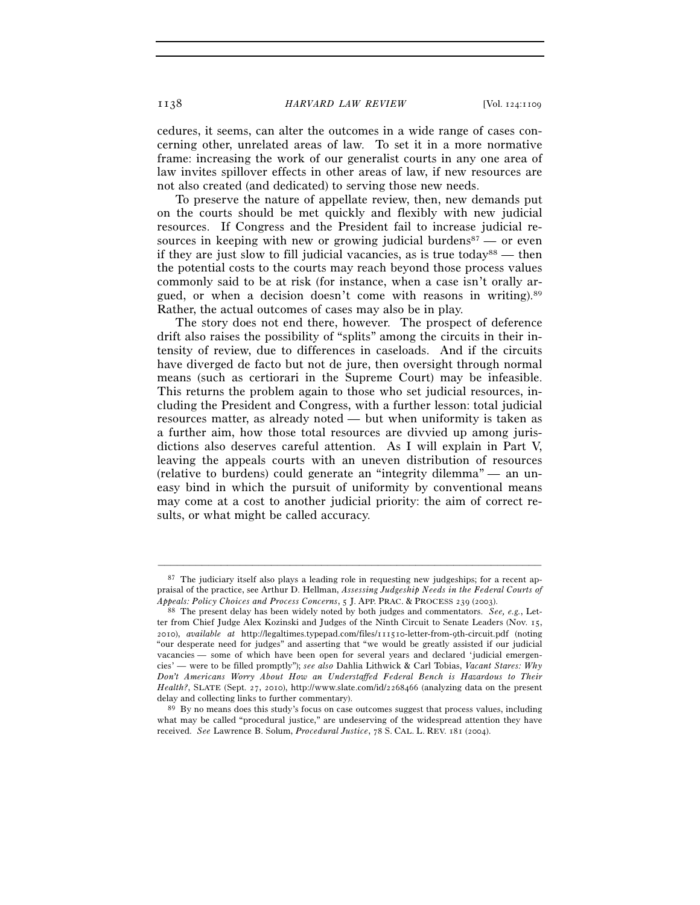cedures, it seems, can alter the outcomes in a wide range of cases concerning other, unrelated areas of law. To set it in a more normative frame: increasing the work of our generalist courts in any one area of law invites spillover effects in other areas of law, if new resources are not also created (and dedicated) to serving those new needs.

To preserve the nature of appellate review, then, new demands put on the courts should be met quickly and flexibly with new judicial resources. If Congress and the President fail to increase judicial resources in keeping with new or growing judicial burdens[87] — or even if they are just slow to fill judicial vacancies, as is true today[88] — then the potential costs to the courts may reach beyond those process values commonly said to be at risk (for instance, when a case isn't orally argued, or when a decision doesn't come with reasons in writing).[89] Rather, the actual outcomes of cases may also be in play.

The story does not end there, however. The prospect of deference drift also raises the possibility of "splits" among the circuits in their intensity of review, due to differences in caseloads. And if the circuits have diverged de facto but not de jure, then oversight through normal means (such as certiorari in the Supreme Court) may be infeasible. This returns the problem again to those who set judicial resources, including the President and Congress, with a further lesson: total judicial resources matter, as already noted — but when uniformity is taken as a further aim, how those total resources are divvied up among jurisdictions also deserves careful attention. As I will explain in Part V, leaving the appeals courts with an uneven distribution of resources (relative to burdens) could generate an "integrity dilemma" — an uneasy bind in which the pursuit of uniformity by conventional means may come at a cost to another judicial priority: the aim of correct results, or what might be called accuracy.

---

[87] The judiciary itself also plays a leading role in requesting new judgeships; for a recent appraisal of the practice, see Arthur D. Hellman, *Assessing Judgeship Needs in the Federal Courts of Appeals: Policy Choices and Process Concerns*, 5 J. APP. PRAC. & PROCESS 239 (2003).

[88] The present delay has been widely noted by both judges and commentators. *See, e.g.*, Letter from Chief Judge Alex Kozinski and Judges of the Ninth Circuit to Senate Leaders (Nov. 15, 2010), *available at* http://legaltimes.typepad.com/files/111510-letter-from-9th-circuit.pdf (noting "our desperate need for judges" and asserting that "we would be greatly assisted if our judicial vacancies — some of which have been open for several years and declared 'judicial emergencies' — were to be filled promptly"); *see also* Dahlia Lithwick & Carl Tobias, *Vacant Stares: Why Don't Americans Worry About How an Understaffed Federal Bench is Hazardous to Their Health?*, SLATE (Sept. 27, 2010), http://www.slate.com/id/2268466 (analyzing data on the present delay and collecting links to further commentary).

[89] By no means does this study's focus on case outcomes suggest that process values, including what may be called "procedural justice," are undeserving of the widespread attention they have received. *See* Lawrence B. Solum, *Procedural Justice*, 78 S. CAL. L. REV. 181 (2004).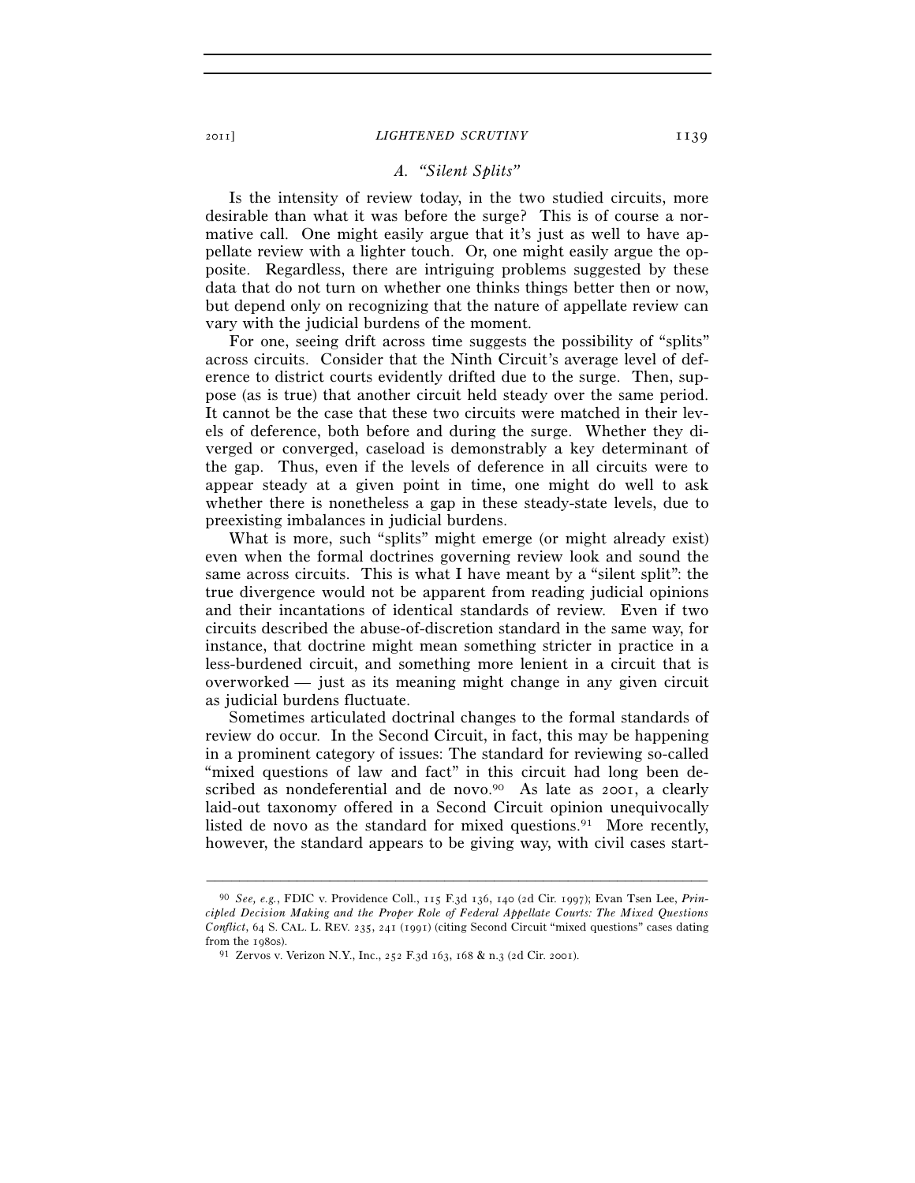### A. *"Silent Splits"*

Is the intensity of review today, in the two studied circuits, more desirable than what it was before the surge? This is of course a normative call. One might easily argue that it's just as well to have appellate review with a lighter touch. Or, one might easily argue the opposite. Regardless, there are intriguing problems suggested by these data that do not turn on whether one thinks things better then or now, but depend only on recognizing that the nature of appellate review can vary with the judicial burdens of the moment.

For one, seeing drift across time suggests the possibility of "splits" across circuits. Consider that the Ninth Circuit's average level of deference to district courts evidently drifted due to the surge. Then, suppose (as is true) that another circuit held steady over the same period. It cannot be the case that these two circuits were matched in their levels of deference, both before and during the surge. Whether they diverged or converged, caseload is demonstrably a key determinant of the gap. Thus, even if the levels of deference in all circuits were to appear steady at a given point in time, one might do well to ask whether there is nonetheless a gap in these steady-state levels, due to preexisting imbalances in judicial burdens.

What is more, such "splits" might emerge (or might already exist) even when the formal doctrines governing review look and sound the same across circuits. This is what I have meant by a "silent split": the true divergence would not be apparent from reading judicial opinions and their incantations of identical standards of review. Even if two circuits described the abuse-of-discretion standard in the same way, for instance, that doctrine might mean something stricter in practice in a less-burdened circuit, and something more lenient in a circuit that is overworked — just as its meaning might change in any given circuit as judicial burdens fluctuate.

Sometimes articulated doctrinal changes to the formal standards of review do occur. In the Second Circuit, in fact, this may be happening in a prominent category of issues: The standard for reviewing so-called "mixed questions of law and fact" in this circuit had long been described as nondeferential and de novo.[90] As late as 2001, a clearly laid-out taxonomy offered in a Second Circuit opinion unequivocally listed de novo as the standard for mixed questions.[91] More recently, however, the standard appears to be giving way, with civil cases start-

---

[90] *See, e.g.*, FDIC v. Providence Coll., 115 F.3d 136, 140 (2d Cir. 1997); Evan Tsen Lee, *Principled Decision Making and the Proper Role of Federal Appellate Courts: The Mixed Questions Conflict*, 64 S. CAL. L. REV. 235, 241 (1991) (citing Second Circuit "mixed questions" cases dating from the 1980s).

[91] Zervos v. Verizon N.Y., Inc., 252 F.3d 163, 168 & n.3 (2d Cir. 2001).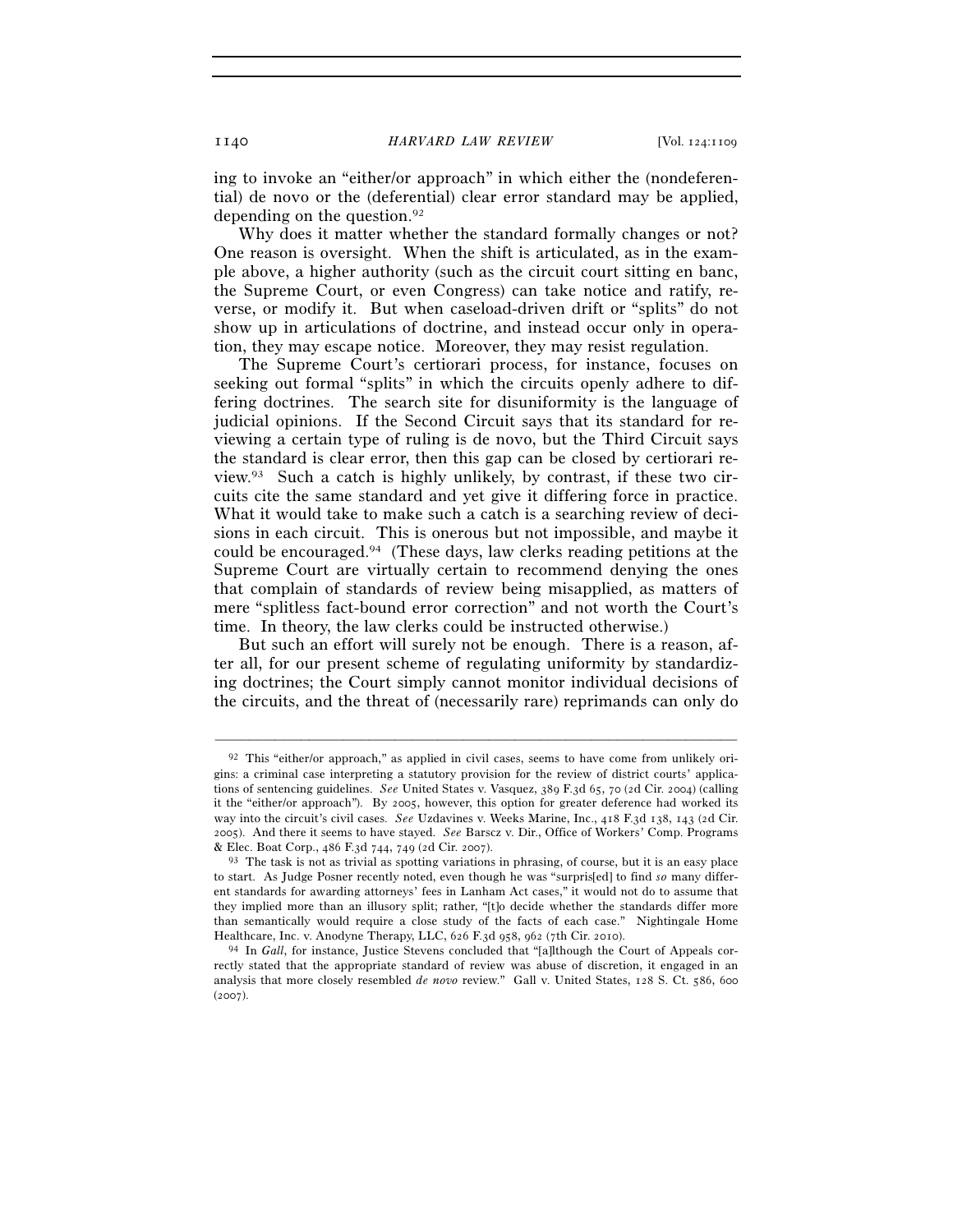ing to invoke an "either/or approach" in which either the (nondeferential) de novo or the (deferential) clear error standard may be applied, depending on the question.[92]

Why does it matter whether the standard formally changes or not? One reason is oversight. When the shift is articulated, as in the example above, a higher authority (such as the circuit court sitting en banc, the Supreme Court, or even Congress) can take notice and ratify, reverse, or modify it. But when caseload-driven drift or "splits" do not show up in articulations of doctrine, and instead occur only in operation, they may escape notice. Moreover, they may resist regulation.

The Supreme Court's certiorari process, for instance, focuses on seeking out formal "splits" in which the circuits openly adhere to differing doctrines. The search site for disuniformity is the language of judicial opinions. If the Second Circuit says that its standard for reviewing a certain type of ruling is de novo, but the Third Circuit says the standard is clear error, then this gap can be closed by certiorari review.[93] Such a catch is highly unlikely, by contrast, if these two circuits cite the same standard and yet give it differing force in practice. What it would take to make such a catch is a searching review of decisions in each circuit. This is onerous but not impossible, and maybe it could be encouraged.[94] (These days, law clerks reading petitions at the Supreme Court are virtually certain to recommend denying the ones that complain of standards of review being misapplied, as matters of mere "splitless fact-bound error correction" and not worth the Court's time. In theory, the law clerks could be instructed otherwise.)

But such an effort will surely not be enough. There is a reason, after all, for our present scheme of regulating uniformity by standardizing doctrines; the Court simply cannot monitor individual decisions of the circuits, and the threat of (necessarily rare) reprimands can only do

---

[92] This "either/or approach," as applied in civil cases, seems to have come from unlikely origins: a criminal case interpreting a statutory provision for the review of district courts' applications of sentencing guidelines. *See* United States v. Vasquez, 389 F.3d 65, 70 (2d Cir. 2004) (calling it the "either/or approach"). By 2005, however, this option for greater deference had worked its way into the circuit's civil cases. *See* Uzdavines v. Weeks Marine, Inc., 418 F.3d 138, 143 (2d Cir. 2005). And there it seems to have stayed. *See* Barscz v. Dir., Office of Workers' Comp. Programs & Elec. Boat Corp., 486 F.3d 744, 749 (2d Cir. 2007).

[93] The task is not as trivial as spotting variations in phrasing, of course, but it is an easy place to start. As Judge Posner recently noted, even though he was "surpris[ed] to find *so* many different standards for awarding attorneys' fees in Lanham Act cases," it would not do to assume that they implied more than an illusory split; rather, "[t]o decide whether the standards differ more than semantically would require a close study of the facts of each case." Nightingale Home Healthcare, Inc. v. Anodyne Therapy, LLC, 626 F.3d 958, 962 (7th Cir. 2010).

[94] In *Gall*, for instance, Justice Stevens concluded that "[a]lthough the Court of Appeals correctly stated that the appropriate standard of review was abuse of discretion, it engaged in an analysis that more closely resembled *de novo* review." Gall v. United States, 128 S. Ct. 586, 600 (2007).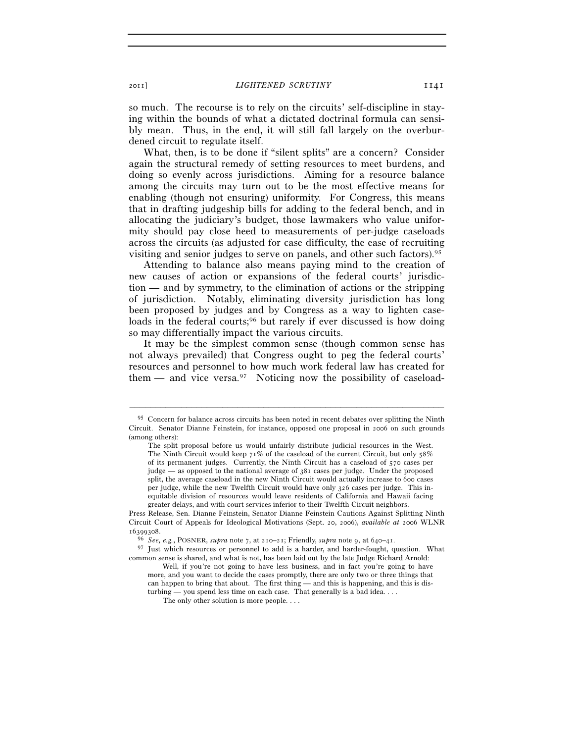so much. The recourse is to rely on the circuits' self-discipline in staying within the bounds of what a dictated doctrinal formula can sensibly mean. Thus, in the end, it will still fall largely on the overburdened circuit to regulate itself.

What, then, is to be done if "silent splits" are a concern? Consider again the structural remedy of setting resources to meet burdens, and doing so evenly across jurisdictions. Aiming for a resource balance among the circuits may turn out to be the most effective means for enabling (though not ensuring) uniformity. For Congress, this means that in drafting judgeship bills for adding to the federal bench, and in allocating the judiciary's budget, those lawmakers who value uniformity should pay close heed to measurements of per-judge caseloads across the circuits (as adjusted for case difficulty, the ease of recruiting visiting and senior judges to serve on panels, and other such factors).[95]

Attending to balance also means paying mind to the creation of new causes of action or expansions of the federal courts' jurisdiction — and by symmetry, to the elimination of actions or the stripping of jurisdiction. Notably, eliminating diversity jurisdiction has long been proposed by judges and by Congress as a way to lighten caseloads in the federal courts;[96] but rarely if ever discussed is how doing so may differentially impact the various circuits.

It may be the simplest common sense (though common sense has not always prevailed) that Congress ought to peg the federal courts' resources and personnel to how much work federal law has created for them — and vice versa.[97] Noticing now the possibility of caseload-

---

[95] Concern for balance across circuits has been noted in recent debates over splitting the Ninth Circuit. Senator Dianne Feinstein, for instance, opposed one proposal in 2006 on such grounds (among others):

> The split proposal before us would unfairly distribute judicial resources in the West. The Ninth Circuit would keep 71% of the caseload of the current Circuit, but only 58% of its permanent judges. Currently, the Ninth Circuit has a caseload of 570 cases per judge — as opposed to the national average of 381 cases per judge. Under the proposed split, the average caseload in the new Ninth Circuit would actually increase to 600 cases per judge, while the new Twelfth Circuit would have only 326 cases per judge. This inequitable division of resources would leave residents of California and Hawaii facing greater delays, and with court services inferior to their Twelfth Circuit neighbors.

Press Release, Sen. Dianne Feinstein, Senator Dianne Feinstein Cautions Against Splitting Ninth Circuit Court of Appeals for Ideological Motivations (Sept. 20, 2006), *available at* 2006 WLNR 16399308.

[96] *See, e.g.*, POSNER, *supra* note 7, at 210–21; Friendly, *supra* note 9, at 640–41.

[97] Just which resources or personnel to add is a harder, and harder-fought, question. What common sense is shared, and what is not, has been laid out by the late Judge Richard Arnold:

> Well, if you're not going to have less business, and in fact you're going to have more, and you want to decide the cases promptly, there are only two or three things that can happen to bring that about. The first thing — and this is happening, and this is disturbing — you spend less time on each case. That generally is a bad idea. . . .
>
> The only other solution is more people. . . .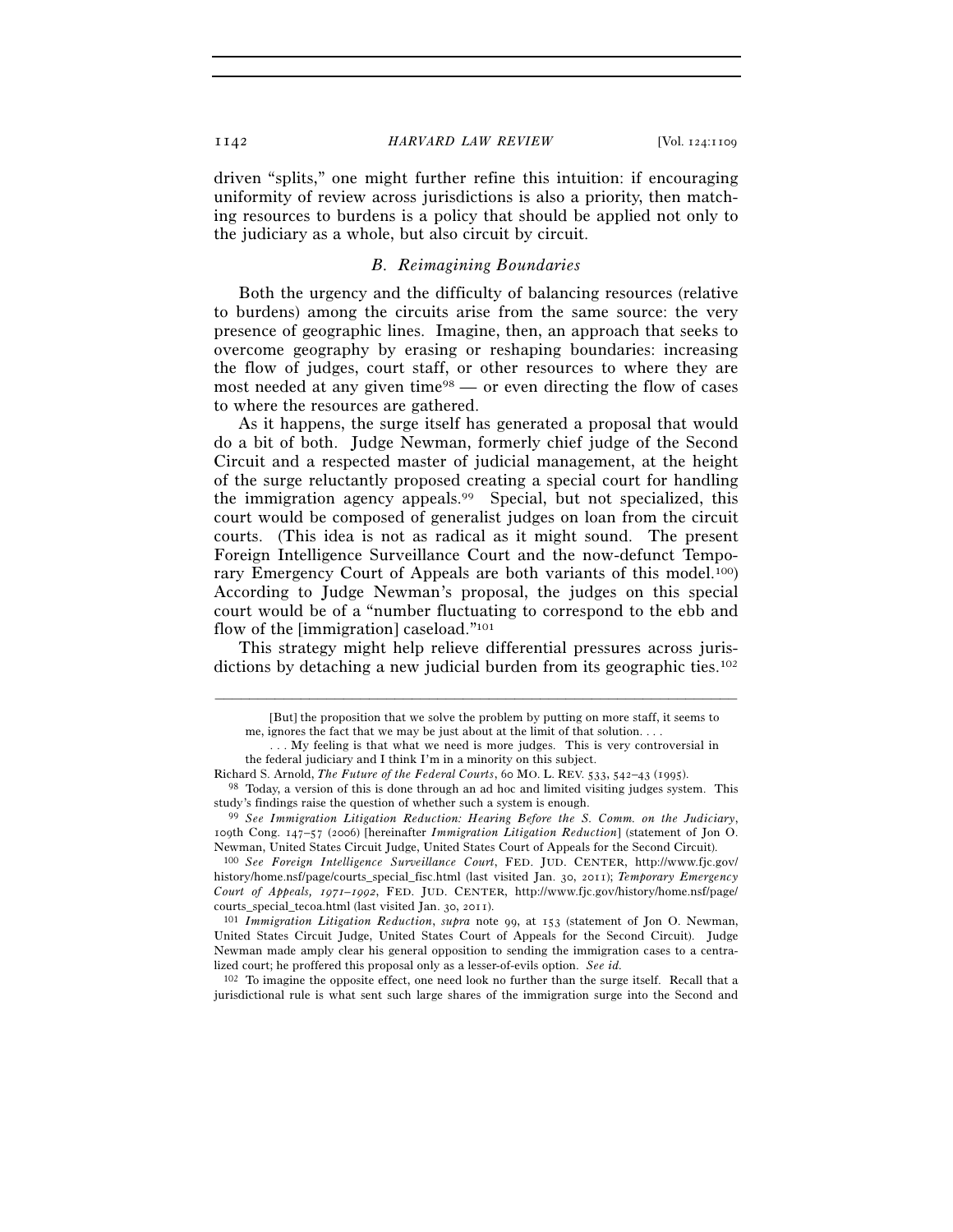driven "splits," one might further refine this intuition: if encouraging uniformity of review across jurisdictions is also a priority, then matching resources to burdens is a policy that should be applied not only to the judiciary as a whole, but also circuit by circuit.

### *B. Reimagining Boundaries*

Both the urgency and the difficulty of balancing resources (relative to burdens) among the circuits arise from the same source: the very presence of geographic lines. Imagine, then, an approach that seeks to overcome geography by erasing or reshaping boundaries: increasing the flow of judges, court staff, or other resources to where they are most needed at any given time[98] — or even directing the flow of cases to where the resources are gathered.

As it happens, the surge itself has generated a proposal that would do a bit of both. Judge Newman, formerly chief judge of the Second Circuit and a respected master of judicial management, at the height of the surge reluctantly proposed creating a special court for handling the immigration agency appeals.[99] Special, but not specialized, this court would be composed of generalist judges on loan from the circuit courts. (This idea is not as radical as it might sound. The present Foreign Intelligence Surveillance Court and the now-defunct Temporary Emergency Court of Appeals are both variants of this model.[100]) According to Judge Newman's proposal, the judges on this special court would be of a "number fluctuating to correspond to the ebb and flow of the [immigration] caseload."[101]

This strategy might help relieve differential pressures across jurisdictions by detaching a new judicial burden from its geographic ties.[102]

---

[But] the proposition that we solve the problem by putting on more staff, it seems to me, ignores the fact that we may be just about at the limit of that solution. . . .

. . . My feeling is that what we need is more judges. This is very controversial in the federal judiciary and I think I'm in a minority on this subject.

Richard S. Arnold, *The Future of the Federal Courts*, 60 MO. L. REV. 533, 542–43 (1995).

[98] Today, a version of this is done through an ad hoc and limited visiting judges system. This study's findings raise the question of whether such a system is enough.

[99] *See Immigration Litigation Reduction: Hearing Before the S. Comm. on the Judiciary*, 109th Cong. 147–57 (2006) [hereinafter *Immigration Litigation Reduction*] (statement of Jon O. Newman, United States Circuit Judge, United States Court of Appeals for the Second Circuit).

[100] *See Foreign Intelligence Surveillance Court*, FED. JUD. CENTER, http://www.fjc.gov/history/home.nsf/page/courts_special_fisc.html (last visited Jan. 30, 2011); *Temporary Emergency Court of Appeals, 1971–1992*, FED. JUD. CENTER, http://www.fjc.gov/history/home.nsf/page/courts_special_tecoa.html (last visited Jan. 30, 2011).

[101] *Immigration Litigation Reduction*, *supra* note 99, at 153 (statement of Jon O. Newman, United States Circuit Judge, United States Court of Appeals for the Second Circuit). Judge Newman made amply clear his general opposition to sending the immigration cases to a centralized court; he proffered this proposal only as a lesser-of-evils option. *See id.*

[102] To imagine the opposite effect, one need look no further than the surge itself. Recall that a jurisdictional rule is what sent such large shares of the immigration surge into the Second and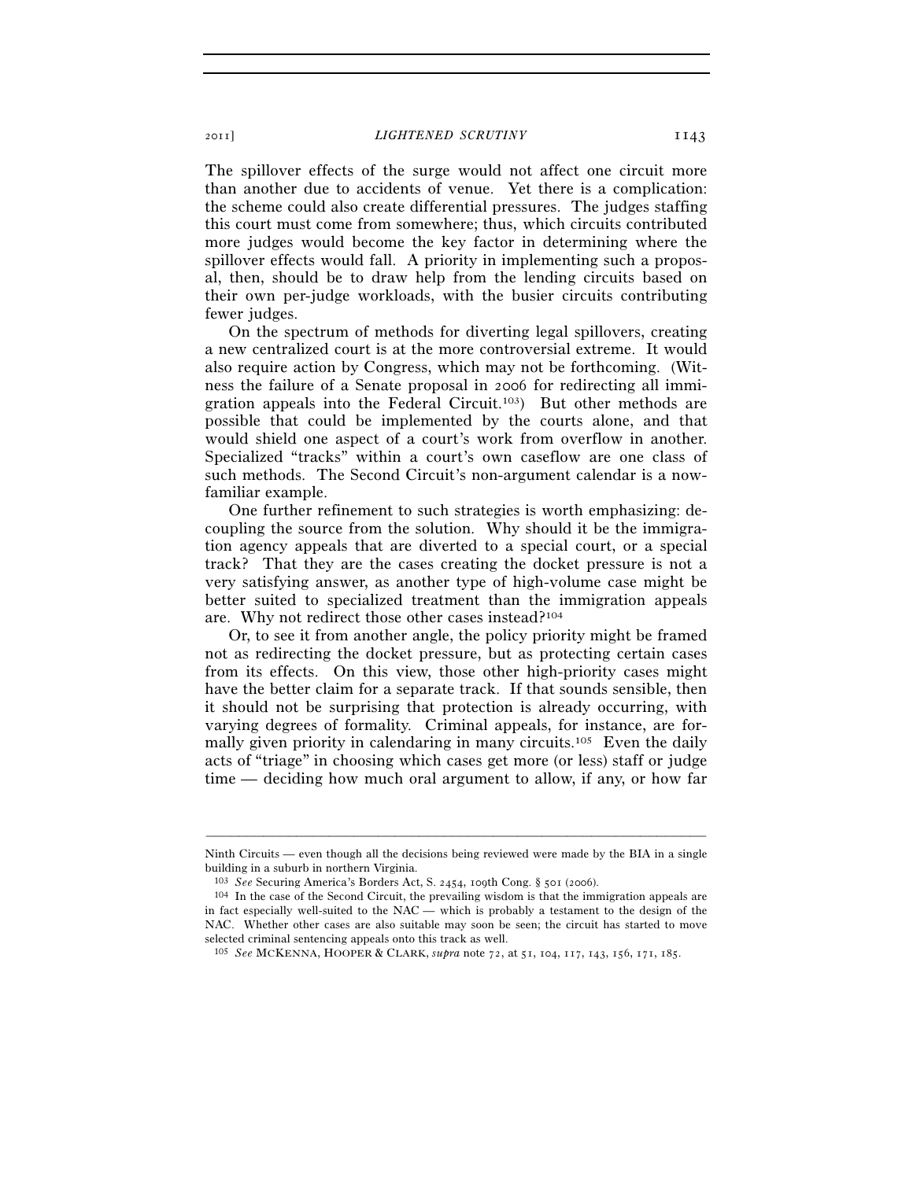The spillover effects of the surge would not affect one circuit more than another due to accidents of venue. Yet there is a complication: the scheme could also create differential pressures. The judges staffing this court must come from somewhere; thus, which circuits contributed more judges would become the key factor in determining where the spillover effects would fall. A priority in implementing such a proposal, then, should be to draw help from the lending circuits based on their own per-judge workloads, with the busier circuits contributing fewer judges.

On the spectrum of methods for diverting legal spillovers, creating a new centralized court is at the more controversial extreme. It would also require action by Congress, which may not be forthcoming. (Witness the failure of a Senate proposal in 2006 for redirecting all immigration appeals into the Federal Circuit.[103]) But other methods are possible that could be implemented by the courts alone, and that would shield one aspect of a court's work from overflow in another. Specialized "tracks" within a court's own caseflow are one class of such methods. The Second Circuit's non-argument calendar is a now-familiar example.

One further refinement to such strategies is worth emphasizing: decoupling the source from the solution. Why should it be the immigration agency appeals that are diverted to a special court, or a special track? That they are the cases creating the docket pressure is not a very satisfying answer, as another type of high-volume case might be better suited to specialized treatment than the immigration appeals are. Why not redirect those other cases instead?[104]

Or, to see it from another angle, the policy priority might be framed not as redirecting the docket pressure, but as protecting certain cases from its effects. On this view, those other high-priority cases might have the better claim for a separate track. If that sounds sensible, then it should not be surprising that protection is already occurring, with varying degrees of formality. Criminal appeals, for instance, are formally given priority in calendaring in many circuits.[105] Even the daily acts of "triage" in choosing which cases get more (or less) staff or judge time — deciding how much oral argument to allow, if any, or how far

---

Ninth Circuits — even though all the decisions being reviewed were made by the BIA in a single building in a suburb in northern Virginia.

[103] *See* Securing America's Borders Act, S. 2454, 109th Cong. § 501 (2006).

[104] In the case of the Second Circuit, the prevailing wisdom is that the immigration appeals are in fact especially well-suited to the NAC — which is probably a testament to the design of the NAC. Whether other cases are also suitable may soon be seen; the circuit has started to move selected criminal sentencing appeals onto this track as well.

[105] *See* MCKENNA, HOOPER & CLARK, *supra* note 72, at 51, 104, 117, 143, 156, 171, 185.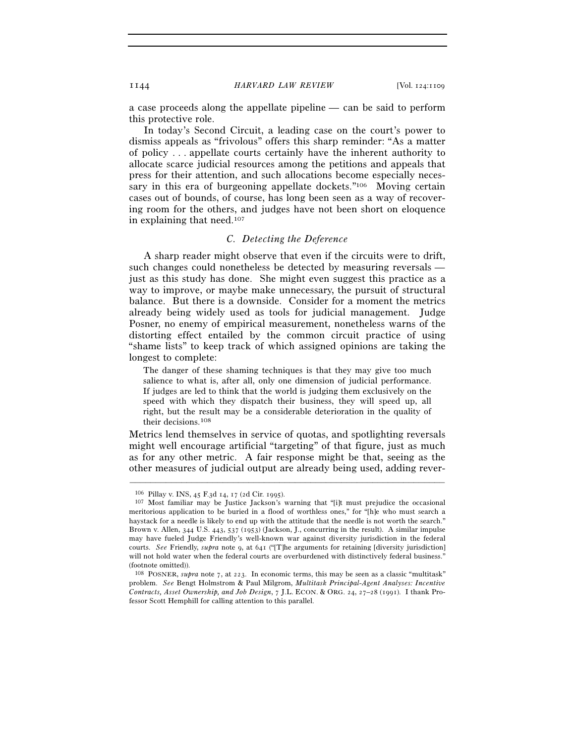a case proceeds along the appellate pipeline — can be said to perform this protective role.

In today's Second Circuit, a leading case on the court's power to dismiss appeals as "frivolous" offers this sharp reminder: "As a matter of policy . . . appellate courts certainly have the inherent authority to allocate scarce judicial resources among the petitions and appeals that press for their attention, and such allocations become especially necessary in this era of burgeoning appellate dockets."[106] Moving certain cases out of bounds, of course, has long been seen as a way of recovering room for the others, and judges have not been short on eloquence in explaining that need.[107]

### *C. Detecting the Deference*

A sharp reader might observe that even if the circuits were to drift, such changes could nonetheless be detected by measuring reversals — just as this study has done. She might even suggest this practice as a way to improve, or maybe make unnecessary, the pursuit of structural balance. But there is a downside. Consider for a moment the metrics already being widely used as tools for judicial management. Judge Posner, no enemy of empirical measurement, nonetheless warns of the distorting effect entailed by the common circuit practice of using "shame lists" to keep track of which assigned opinions are taking the longest to complete:

> The danger of these shaming techniques is that they may give too much salience to what is, after all, only one dimension of judicial performance. If judges are led to think that the world is judging them exclusively on the speed with which they dispatch their business, they will speed up, all right, but the result may be a considerable deterioration in the quality of their decisions.[108]

Metrics lend themselves in service of quotas, and spotlighting reversals might well encourage artificial "targeting" of that figure, just as much as for any other metric. A fair response might be that, seeing as the other measures of judicial output are already being used, adding rever-

---

[106] Pillay v. INS, 45 F.3d 14, 17 (2d Cir. 1995).

[107] Most familiar may be Justice Jackson's warning that "[i]t must prejudice the occasional meritorious application to be buried in a flood of worthless ones," for "[h]e who must search a haystack for a needle is likely to end up with the attitude that the needle is not worth the search." Brown v. Allen, 344 U.S. 443, 537 (1953) (Jackson, J., concurring in the result). A similar impulse may have fueled Judge Friendly's well-known war against diversity jurisdiction in the federal courts. *See* Friendly, *supra* note 9, at 641 ("[T]he arguments for retaining [diversity jurisdiction] will not hold water when the federal courts are overburdened with distinctively federal business." (footnote omitted)).

[108] POSNER, *supra* note 7, at 223. In economic terms, this may be seen as a classic "multitask" problem. *See* Bengt Holmstrom & Paul Milgrom, *Multitask Principal-Agent Analyses: Incentive Contracts, Asset Ownership, and Job Design*, 7 J.L. ECON. & ORG. 24, 27–28 (1991). I thank Professor Scott Hemphill for calling attention to this parallel.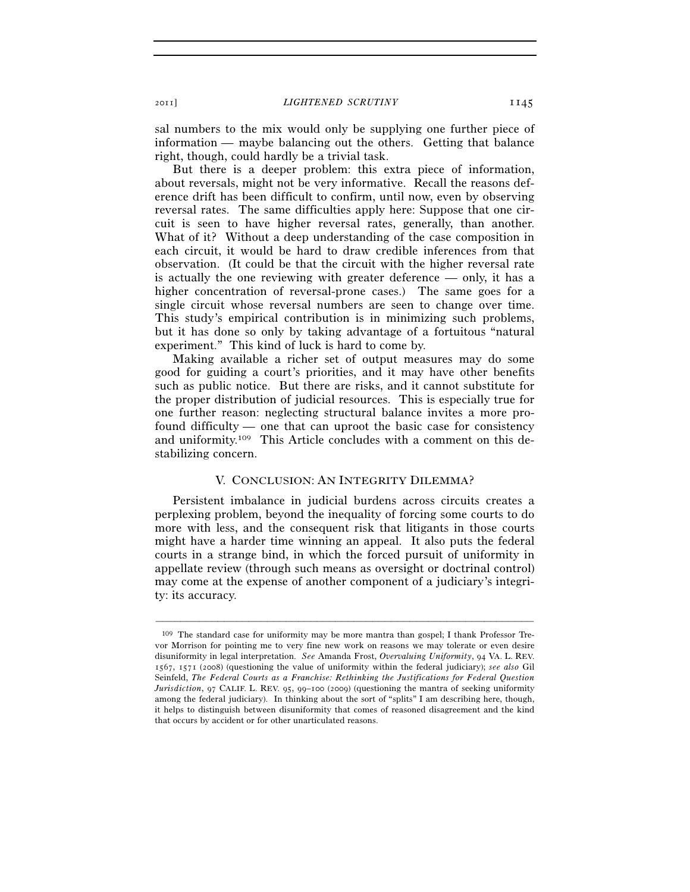sal numbers to the mix would only be supplying one further piece of information — maybe balancing out the others. Getting that balance right, though, could hardly be a trivial task.

But there is a deeper problem: this extra piece of information, about reversals, might not be very informative. Recall the reasons deference drift has been difficult to confirm, until now, even by observing reversal rates. The same difficulties apply here: Suppose that one circuit is seen to have higher reversal rates, generally, than another. What of it? Without a deep understanding of the case composition in each circuit, it would be hard to draw credible inferences from that observation. (It could be that the circuit with the higher reversal rate is actually the one reviewing with greater deference — only, it has a higher concentration of reversal-prone cases.) The same goes for a single circuit whose reversal numbers are seen to change over time. This study's empirical contribution is in minimizing such problems, but it has done so only by taking advantage of a fortuitous "natural experiment." This kind of luck is hard to come by.

Making available a richer set of output measures may do some good for guiding a court's priorities, and it may have other benefits such as public notice. But there are risks, and it cannot substitute for the proper distribution of judicial resources. This is especially true for one further reason: neglecting structural balance invites a more profound difficulty — one that can uproot the basic case for consistency and uniformity.[109] This Article concludes with a comment on this destabilizing concern.

## V. CONCLUSION: AN INTEGRITY DILEMMA?

Persistent imbalance in judicial burdens across circuits creates a perplexing problem, beyond the inequality of forcing some courts to do more with less, and the consequent risk that litigants in those courts might have a harder time winning an appeal. It also puts the federal courts in a strange bind, in which the forced pursuit of uniformity in appellate review (through such means as oversight or doctrinal control) may come at the expense of another component of a judiciary's integrity: its accuracy.

---

[109] The standard case for uniformity may be more mantra than gospel; I thank Professor Trevor Morrison for pointing me to very fine new work on reasons we may tolerate or even desire disuniformity in legal interpretation. *See* Amanda Frost, *Overvaluing Uniformity*, 94 VA. L. REV. 1567, 1571 (2008) (questioning the value of uniformity within the federal judiciary); *see also* Gil Seinfeld, *The Federal Courts as a Franchise: Rethinking the Justifications for Federal Question Jurisdiction*, 97 CALIF. L. REV. 95, 99–100 (2009) (questioning the mantra of seeking uniformity among the federal judiciary). In thinking about the sort of "splits" I am describing here, though, it helps to distinguish between disuniformity that comes of reasoned disagreement and the kind that occurs by accident or for other unarticulated reasons.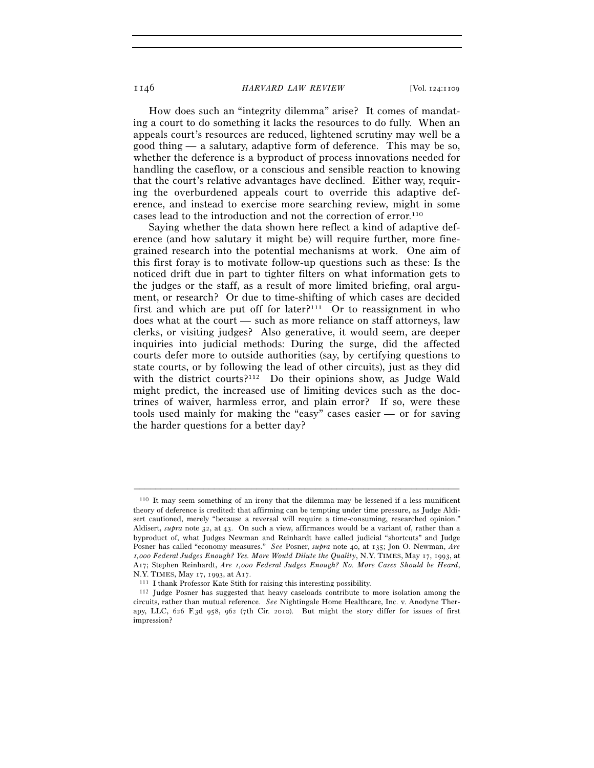How does such an "integrity dilemma" arise? It comes of mandating a court to do something it lacks the resources to do fully. When an appeals court's resources are reduced, lightened scrutiny may well be a good thing — a salutary, adaptive form of deference. This may be so, whether the deference is a byproduct of process innovations needed for handling the caseflow, or a conscious and sensible reaction to knowing that the court's relative advantages have declined. Either way, requiring the overburdened appeals court to override this adaptive deference, and instead to exercise more searching review, might in some cases lead to the introduction and not the correction of error.[110]

Saying whether the data shown here reflect a kind of adaptive deference (and how salutary it might be) will require further, more fine-grained research into the potential mechanisms at work. One aim of this first foray is to motivate follow-up questions such as these: Is the noticed drift due in part to tighter filters on what information gets to the judges or the staff, as a result of more limited briefing, oral argument, or research? Or due to time-shifting of which cases are decided first and which are put off for later?[111] Or to reassignment in who does what at the court — such as more reliance on staff attorneys, law clerks, or visiting judges? Also generative, it would seem, are deeper inquiries into judicial methods: During the surge, did the affected courts defer more to outside authorities (say, by certifying questions to state courts, or by following the lead of other circuits), just as they did with the district courts?[112] Do their opinions show, as Judge Wald might predict, the increased use of limiting devices such as the doctrines of waiver, harmless error, and plain error? If so, were these tools used mainly for making the "easy" cases easier — or for saving the harder questions for a better day?

---

[110] It may seem something of an irony that the dilemma may be lessened if a less munificent theory of deference is credited: that affirming can be tempting under time pressure, as Judge Aldisert cautioned, merely "because a reversal will require a time-consuming, researched opinion." Aldisert, *supra* note 32, at 43. On such a view, affirmances would be a variant of, rather than a byproduct of, what Judges Newman and Reinhardt have called judicial "shortcuts" and Judge Posner has called "economy measures." *See* Posner, *supra* note 40, at 135; Jon O. Newman, *Are 1,000 Federal Judges Enough? Yes. More Would Dilute the Quality*, N.Y. TIMES, May 17, 1993, at A17; Stephen Reinhardt, *Are 1,000 Federal Judges Enough? No. More Cases Should be Heard*, N.Y. TIMES, May 17, 1993, at A17.

[111] I thank Professor Kate Stith for raising this interesting possibility.

[112] Judge Posner has suggested that heavy caseloads contribute to more isolation among the circuits, rather than mutual reference. *See* Nightingale Home Healthcare, Inc. v. Anodyne Therapy, LLC, 626 F.3d 958, 962 (7th Cir. 2010). But might the story differ for issues of first impression?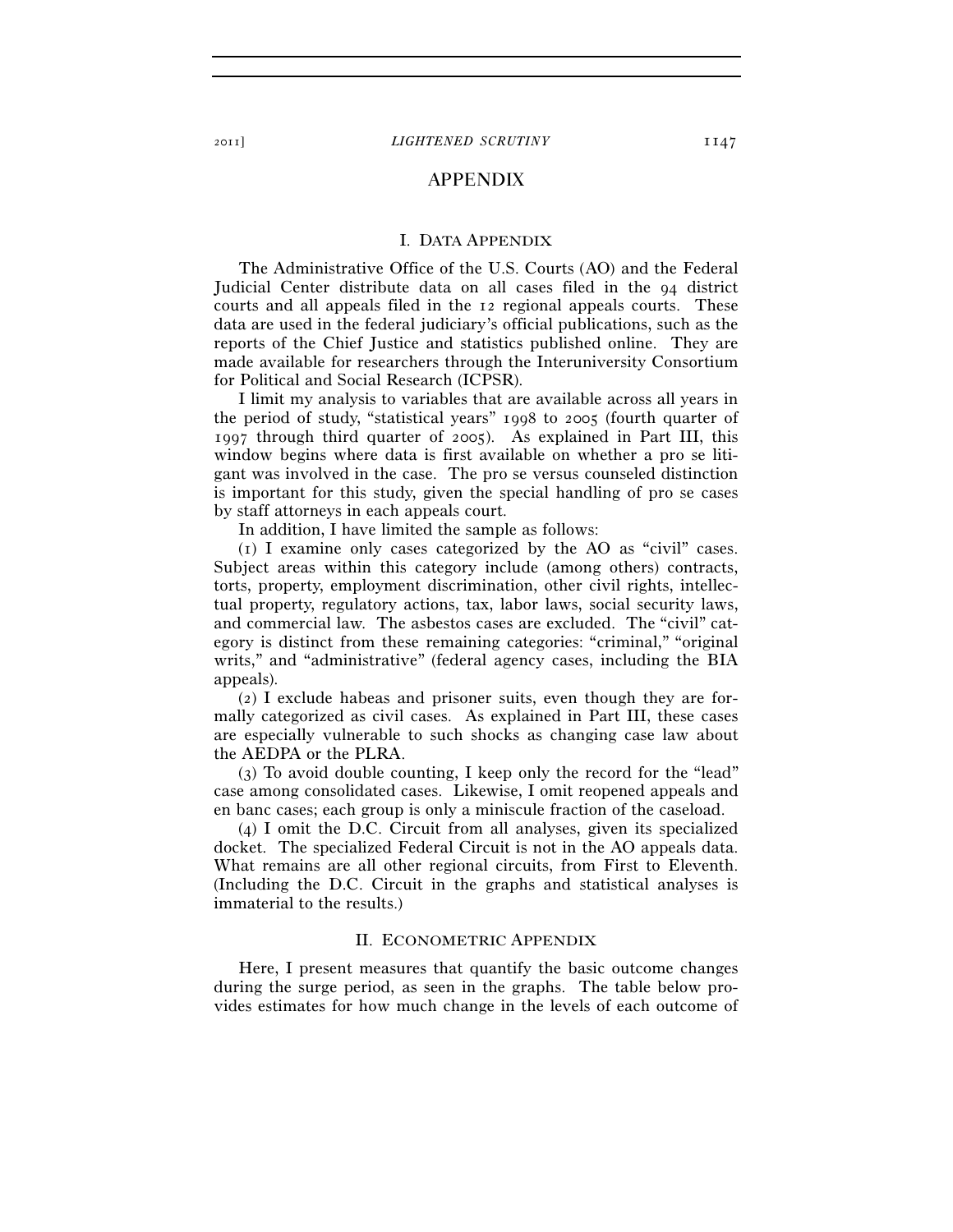# APPENDIX

## I. Data Appendix

The Administrative Office of the U.S. Courts (AO) and the Federal Judicial Center distribute data on all cases filed in the 94 district courts and all appeals filed in the 12 regional appeals courts. These data are used in the federal judiciary's official publications, such as the reports of the Chief Justice and statistics published online. They are made available for researchers through the Interuniversity Consortium for Political and Social Research (ICPSR).

I limit my analysis to variables that are available across all years in the period of study, "statistical years" 1998 to 2005 (fourth quarter of 1997 through third quarter of 2005). As explained in Part III, this window begins where data is first available on whether a pro se litigant was involved in the case. The pro se versus counseled distinction is important for this study, given the special handling of pro se cases by staff attorneys in each appeals court.

In addition, I have limited the sample as follows:

(1) I examine only cases categorized by the AO as "civil" cases. Subject areas within this category include (among others) contracts, torts, property, employment discrimination, other civil rights, intellectual property, regulatory actions, tax, labor laws, social security laws, and commercial law. The asbestos cases are excluded. The "civil" category is distinct from these remaining categories: "criminal," "original writs," and "administrative" (federal agency cases, including the BIA appeals).

(2) I exclude habeas and prisoner suits, even though they are formally categorized as civil cases. As explained in Part III, these cases are especially vulnerable to such shocks as changing case law about the AEDPA or the PLRA.

(3) To avoid double counting, I keep only the record for the "lead" case among consolidated cases. Likewise, I omit reopened appeals and en banc cases; each group is only a miniscule fraction of the caseload.

(4) I omit the D.C. Circuit from all analyses, given its specialized docket. The specialized Federal Circuit is not in the AO appeals data. What remains are all other regional circuits, from First to Eleventh. (Including the D.C. Circuit in the graphs and statistical analyses is immaterial to the results.)

## II. Econometric Appendix

Here, I present measures that quantify the basic outcome changes during the surge period, as seen in the graphs. The table below provides estimates for how much change in the levels of each outcome of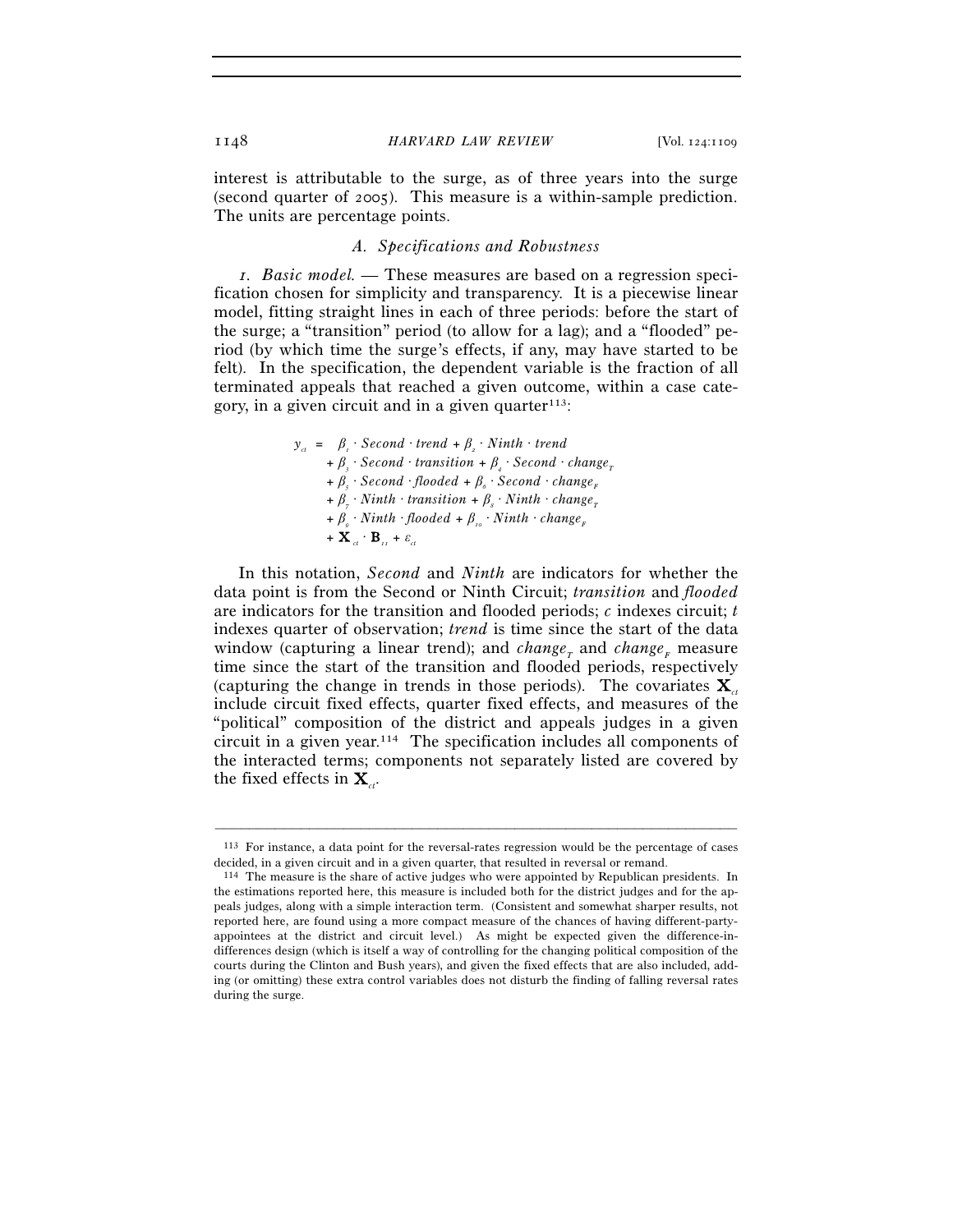interest is attributable to the surge, as of three years into the surge (second quarter of 2005). This measure is a within-sample prediction. The units are percentage points.

### *A. Specifications and Robustness*

*1. Basic model.* — These measures are based on a regression specification chosen for simplicity and transparency. It is a piecewise linear model, fitting straight lines in each of three periods: before the start of the surge; a "transition" period (to allow for a lag); and a "flooded" period (by which time the surge's effects, if any, may have started to be felt). In the specification, the dependent variable is the fraction of all terminated appeals that reached a given outcome, within a case category, in a given circuit and in a given quarter[113]:

$$
\begin{aligned}
y_{ct} = \; & \beta_1 \cdot Second \cdot trend + \beta_2 \cdot Ninth \cdot trend \\
& + \beta_3 \cdot Second \cdot transition + \beta_4 \cdot Second \cdot change_T \\
& + \beta_5 \cdot Second \cdot flooded + \beta_6 \cdot Second \cdot change_F \\
& + \beta_7 \cdot Ninth \cdot transition + \beta_8 \cdot Ninth \cdot change_T \\
& + \beta_9 \cdot Ninth \cdot flooded + \beta_{10} \cdot Ninth \cdot change_F \\
& + \mathbf{X}_{ct} \cdot \mathbf{B}_{11} + \varepsilon_{ct}
\end{aligned}
$$

In this notation, *Second* and *Ninth* are indicators for whether the data point is from the Second or Ninth Circuit; *transition* and *flooded* are indicators for the transition and flooded periods; $c$ indexes circuit; $t$ indexes quarter of observation; *trend* is time since the start of the data window (capturing a linear trend); and $change_T$ and $change_F$ measure time since the start of the transition and flooded periods, respectively (capturing the change in trends in those periods). The covariates $\mathbf{X}_{ct}$ include circuit fixed effects, quarter fixed effects, and measures of the "political" composition of the district and appeals judges in a given circuit in a given year.[114] The specification includes all components of the interacted terms; components not separately listed are covered by the fixed effects in $\mathbf{X}_{ct}$.

---

[113] For instance, a data point for the reversal-rates regression would be the percentage of cases decided, in a given circuit and in a given quarter, that resulted in reversal or remand.

[114] The measure is the share of active judges who were appointed by Republican presidents. In the estimations reported here, this measure is included both for the district judges and for the appeals judges, along with a simple interaction term. (Consistent and somewhat sharper results, not reported here, are found using a more compact measure of the chances of having different-party-appointees at the district and circuit level.) As might be expected given the difference-in-differences design (which is itself a way of controlling for the changing political components of the courts during the Clinton and Bush years), and given the fixed effects that are also included, adding (or omitting) these extra control variables does not disturb the finding of falling reversal rates during the surge.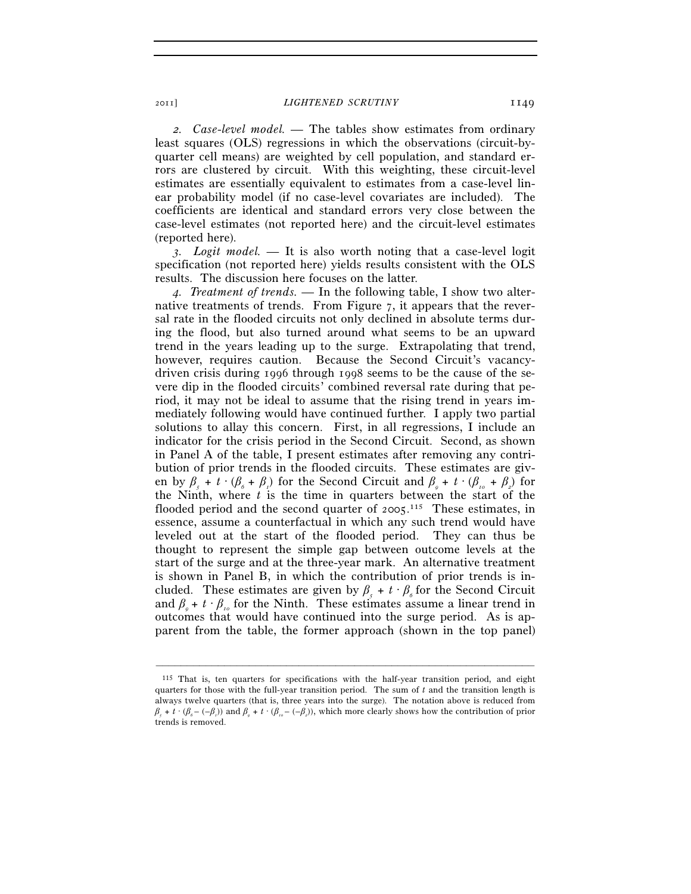*2. Case-level model.* — The tables show estimates from ordinary least squares (OLS) regressions in which the observations (circuit-by-quarter cell means) are weighted by cell population, and standard errors are clustered by circuit. With this weighting, these circuit-level estimates are essentially equivalent to estimates from a case-level linear probability model (if no case-level covariates are included). The coefficients are identical and standard errors very close between the case-level estimates (not reported here) and the circuit-level estimates (reported here).

*3. Logit model.* — It is also worth noting that a case-level logit specification (not reported here) yields results consistent with the OLS results. The discussion here focuses on the latter.

*4. Treatment of trends.* — In the following table, I show two alternative treatments of trends. From Figure 7, it appears that the reversal rate in the flooded circuits not only declined in absolute terms during the flood, but also turned around what seems to be an upward trend in the years leading up to the surge. Extrapolating that trend, however, requires caution. Because the Second Circuit's vacancy-driven crisis during 1996 through 1998 seems to be the cause of the severe dip in the flooded circuits' combined reversal rate during that period, it may not be ideal to assume that the rising trend in years immediately following would have continued further. I apply two partial solutions to allay this concern. First, in all regressions, I include an indicator for the crisis period in the Second Circuit. Second, as shown in Panel A of the table, I present estimates after removing any contribution of prior trends in the flooded circuits. These estimates are given by $\beta_5 + t \cdot (\beta_6 + \beta_1)$ for the Second Circuit and $\beta_9 + t \cdot (\beta_{10} + \beta_2)$ for the Ninth, where $t$ is the time in quarters between the start of the flooded period and the second quarter of 2005.[115] These estimates, in essence, assume a counterfactual in which any such trend would have leveled out at the start of the flooded period. They can thus be thought to represent the simple gap between outcome levels at the start of the surge and at the three-year mark. An alternative treatment is shown in Panel B, in which the contribution of prior trends is included. These estimates are given by $\beta_5 + t \cdot \beta_6$ for the Second Circuit and $\beta_9 + t \cdot \beta_{10}$ for the Ninth. These estimates assume a linear trend in outcomes that would have continued into the surge period. As is apparent from the table, the former approach (shown in the top panel)

---

[115] That is, ten quarters for specifications with the half-year transition period, and eight quarters for those with the full-year transition period. The sum of $t$ and the transition length is always twelve quarters (that is, three years into the surge). The notation above is reduced from $\beta_5 + t \cdot (\beta_6 - (-\beta_1))$ and $\beta_9 + t \cdot (\beta_{10} - (-\beta_2))$, which more clearly shows how the contribution of prior trends is removed.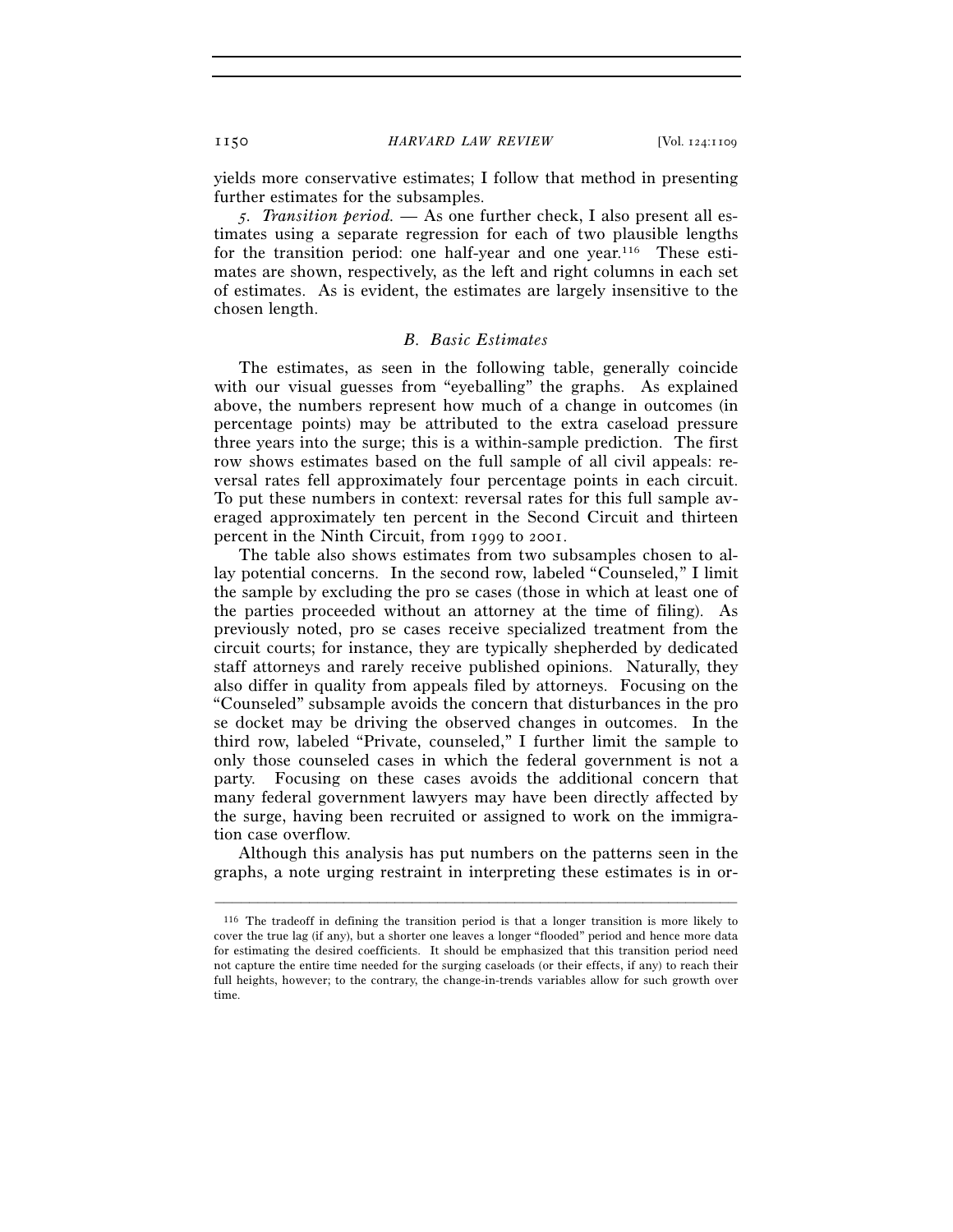yields more conservative estimates; I follow that method in presenting further estimates for the subsamples.

*5. Transition period.* — As one further check, I also present all estimates using a separate regression for each of two plausible lengths for the transition period: one half-year and one year.[116] These estimates are shown, respectively, as the left and right columns in each set of estimates. As is evident, the estimates are largely insensitive to the chosen length.

### *B. Basic Estimates*

The estimates, as seen in the following table, generally coincide with our visual guesses from "eyeballing" the graphs. As explained above, the numbers represent how much of a change in outcomes (in percentage points) may be attributed to the extra caseload pressure three years into the surge; this is a within-sample prediction. The first row shows estimates based on the full sample of all civil appeals: reversal rates fell approximately four percentage points in each circuit. To put these numbers in context: reversal rates for this full sample averaged approximately ten percent in the Second Circuit and thirteen percent in the Ninth Circuit, from 1999 to 2001.

The table also shows estimates from two subsamples chosen to allay potential concerns. In the second row, labeled "Counseled," I limit the sample by excluding the pro se cases (those in which at least one of the parties proceeded without an attorney at the time of filing). As previously noted, pro se cases receive specialized treatment from the circuit courts; for instance, they are typically shepherded by dedicated staff attorneys and rarely receive published opinions. Naturally, they also differ in quality from appeals filed by attorneys. Focusing on the "Counseled" subsample avoids the concern that disturbances in the pro se docket may be driving the observed changes in outcomes. In the third row, labeled "Private, counseled," I further limit the sample to only those counseled cases in which the federal government is not a party. Focusing on these cases avoids the additional concern that many federal government lawyers may have been directly affected by the surge, having been recruited or assigned to work on the immigration case overflow.

Although this analysis has put numbers on the patterns seen in the graphs, a note urging restraint in interpreting these estimates is in or-

---

[116] The tradeoff in defining the transition period is that a longer transition is more likely to cover the true lag (if any), but a shorter one leaves a longer "flooded" period and hence more data for estimating the desired coefficients. It should be emphasized that this transition period need not capture the entire time needed for the surging caseloads (or their effects, if any) to reach their full heights, however; to the contrary, the change-in-trends variables allow for such growth over time.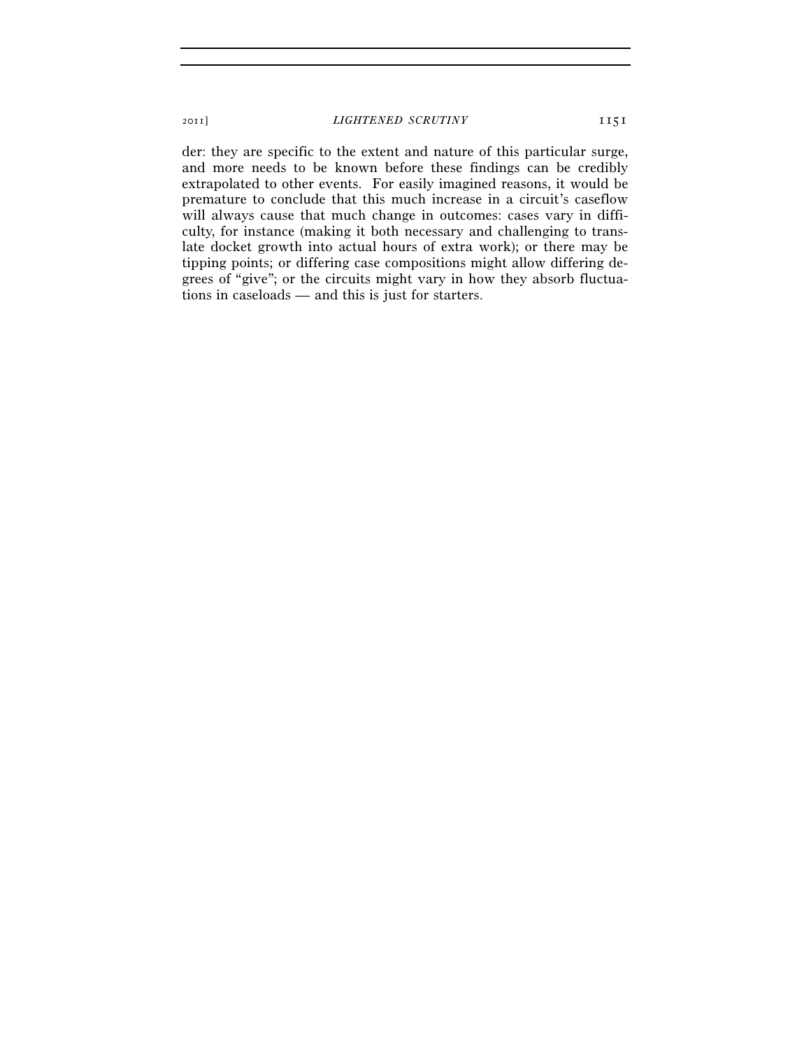der: they are specific to the extent and nature of this particular surge, and more needs to be known before these findings can be credibly extrapolated to other events. For easily imagined reasons, it would be premature to conclude that this much increase in a circuit's caseflow will always cause that much change in outcomes: cases vary in difficulty, for instance (making it both necessary and challenging to translate docket growth into actual hours of extra work); or there may be tipping points; or differing case compositions might allow differing degrees of "give"; or the circuits might vary in how they absorb fluctuations in caseloads — and this is just for starters.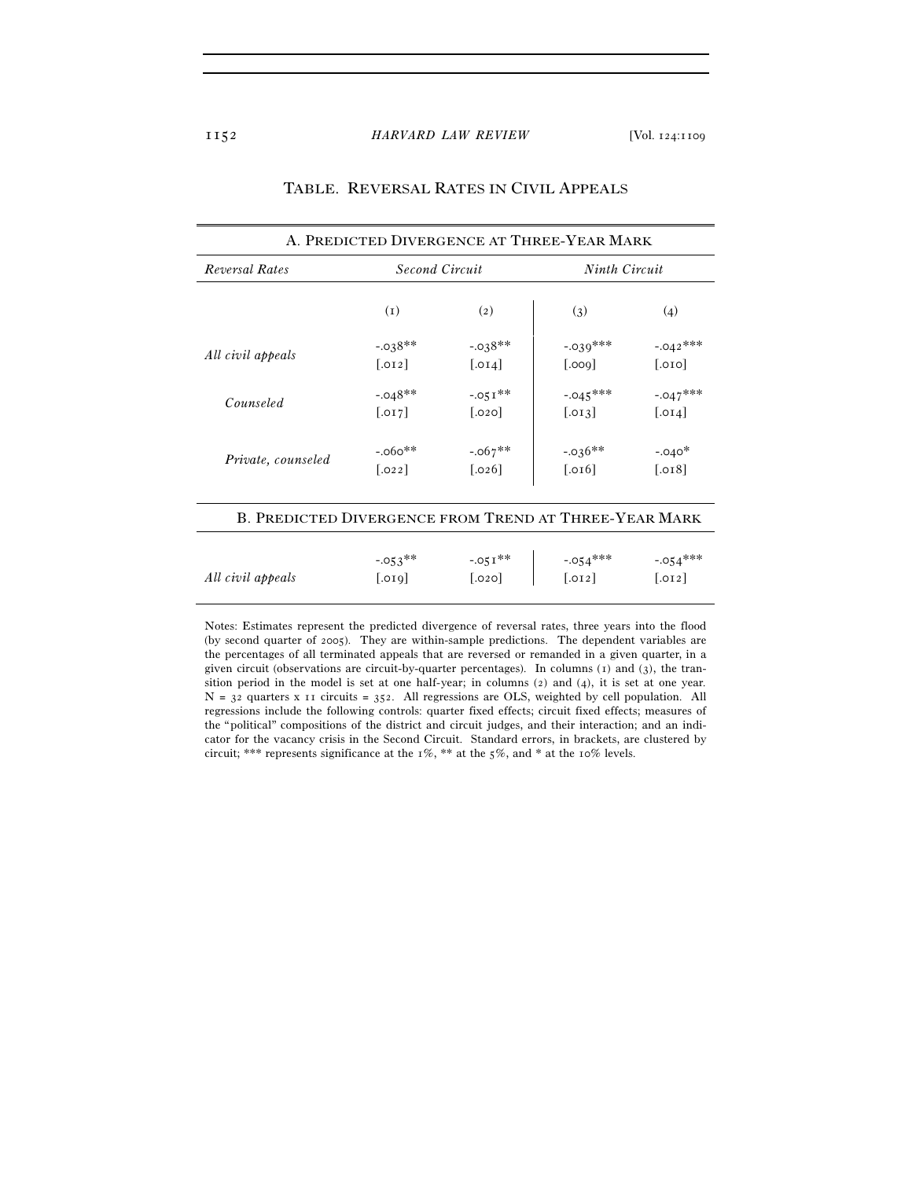## TABLE. REVERSAL RATES IN CIVIL APPEALS

| A. PREDICTED DIVERGENCE AT THREE-YEAR MARK | | | | |
|---|---|---|---|---|
| *Reversal Rates* | *Second Circuit* | | *Ninth Circuit* | |
| | (1) | (2) | (3) | (4) |
| *All civil appeals* | -.038** [.012] | -.038** [.014] | -.039*** [.009] | -.042*** [.010] |
| *Counseled* | -.048** [.017] | -.051** [.020] | -.045*** [.013] | -.047*** [.014] |
| *Private, counseled* | -.060** [.022] | -.067** [.026] | -.036** [.016] | -.040* [.018] |
| **B. PREDICTED DIVERGENCE FROM TREND AT THREE-YEAR MARK** | | | | |
| *All civil appeals* | -.053** [.019] | -.051** [.020] | -.054*** [.012] | -.054*** [.012] |

Notes: Estimates represent the predicted divergence of reversal rates, three years into the flood (by second quarter of 2005). They are within-sample predictions. The dependent variables are the percentages of all terminated appeals that are reversed or remanded in a given quarter, in a given circuit (observations are circuit-by-quarter percentages). In columns (1) and (3), the transition period in the model is set at one half-year; in columns (2) and (4), it is set at one year. N = 32 quarters x 11 circuits = 352. All regressions are OLS, weighted by cell population. All regressions include the following controls: quarter fixed effects; circuit fixed effects; measures of the "political" compositions of the district and circuit judges, and their interaction; and an indicator for the vacancy crisis in the Second Circuit. Standard errors, in brackets, are clustered by circuit; *** represents significance at the 1%, ** at the 5%, and * at the 10% levels.